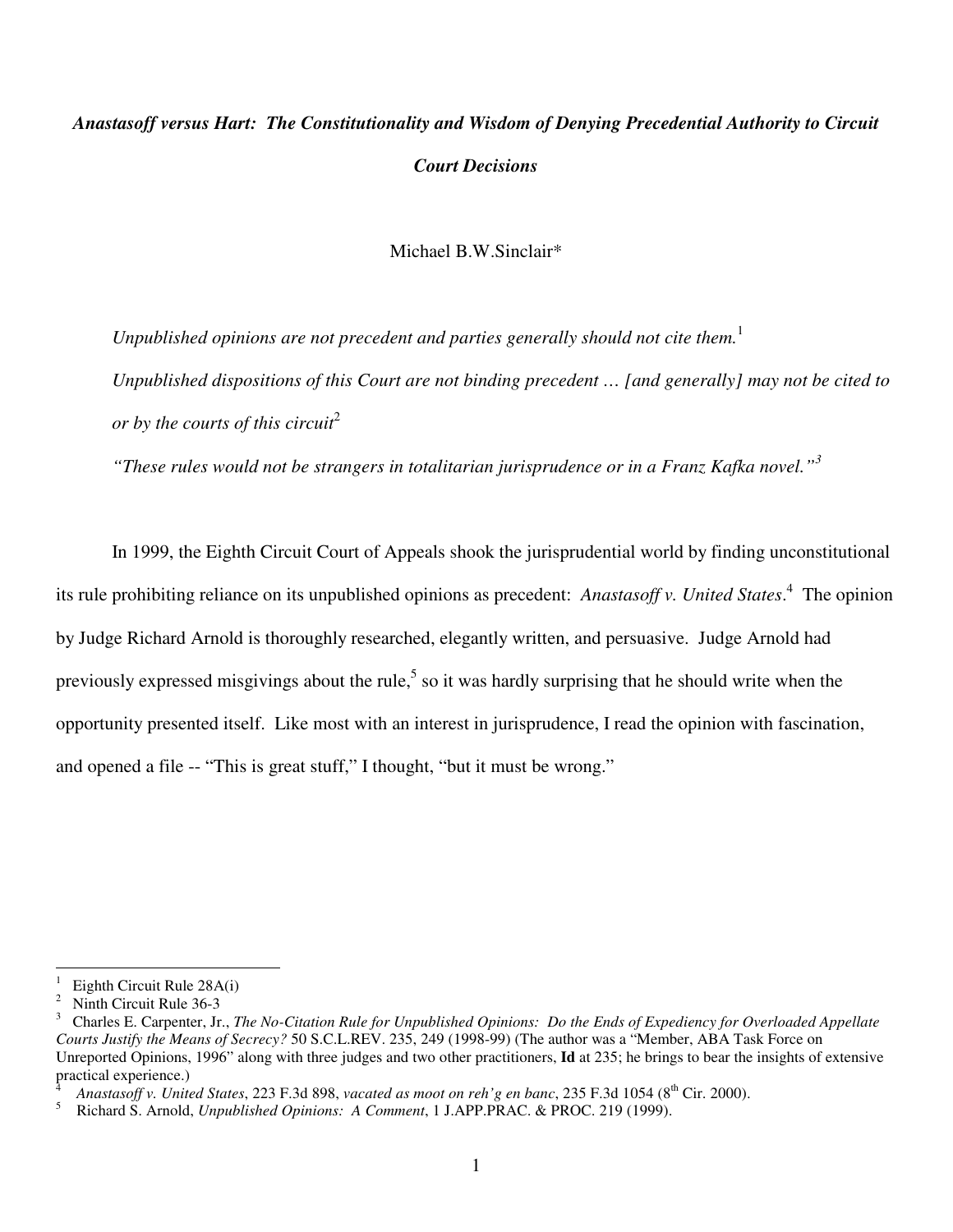# *Anastasoff versus Hart: The Constitutionality and Wisdom of Denying Precedential Authority to Circuit Court Decisions*

Michael B.W.Sinclair*

> *Unpublished opinions are not precedent and parties generally should not cite them.*[1]
>
> *Unpublished dispositions of this Court are not binding precedent … [and generally] may not be cited to or by the courts of this circuit*[2]
>
> *"These rules would not be strangers in totalitarian jurisprudence or in a Franz Kafka novel."*[3]

In 1999, the Eighth Circuit Court of Appeals shook the jurisprudential world by finding unconstitutional its rule prohibiting reliance on its unpublished opinions as precedent: *Anastasoff v. United States*.[4] The opinion by Judge Richard Arnold is thoroughly researched, elegantly written, and persuasive. Judge Arnold had previously expressed misgivings about the rule,[5] so it was hardly surprising that he should write when the opportunity presented itself. Like most with an interest in jurisprudence, I read the opinion with fascination, and opened a file -- "This is great stuff," I thought, "but it must be wrong."

---

[1] Eighth Circuit Rule 28A(i)

[2] Ninth Circuit Rule 36-3

[3] Charles E. Carpenter, Jr., *The No-Citation Rule for Unpublished Opinions: Do the Ends of Expediency for Overloaded Appellate Courts Justify the Means of Secrecy?* 50 S.C.L.REV. 235, 249 (1998-99) (The author was a "Member, ABA Task Force on Unreported Opinions, 1996" along with three judges and two other practitioners, **Id** at 235; he brings to bear the insights of extensive practical experience.)

[4] *Anastasoff v. United States*, 223 F.3d 898, *vacated as moot on reh'g en banc*, 235 F.3d 1054 (8th Cir. 2000).

[5] Richard S. Arnold, *Unpublished Opinions: A Comment*, 1 J.APP.PRAC. & PROC. 219 (1999).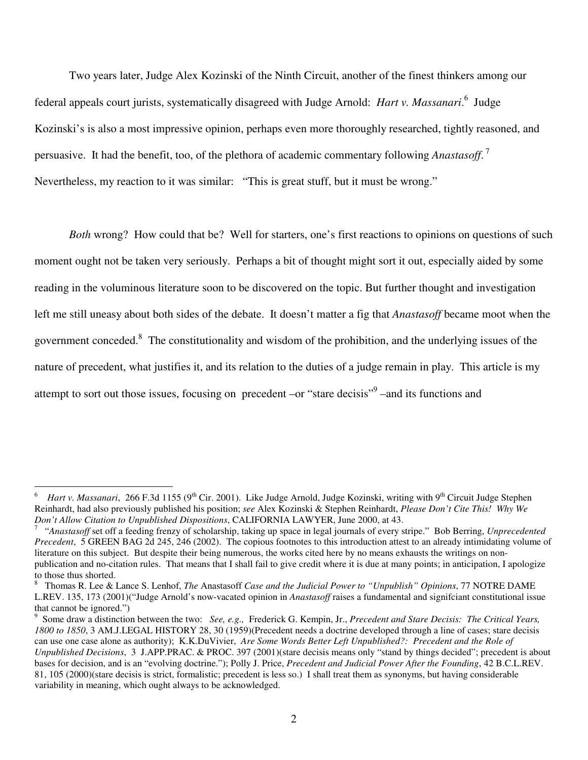Two years later, Judge Alex Kozinski of the Ninth Circuit, another of the finest thinkers among our federal appeals court jurists, systematically disagreed with Judge Arnold: *Hart v. Massanari*.[6] Judge Kozinski's is also a most impressive opinion, perhaps even more thoroughly researched, tightly reasoned, and persuasive. It had the benefit, too, of the plethora of academic commentary following *Anastasoff*.[7] Nevertheless, my reaction to it was similar: "This is great stuff, but it must be wrong."

*Both* wrong? How could that be? Well for starters, one's first reactions to opinions on questions of such moment ought not be taken very seriously. Perhaps a bit of thought might sort it out, especially aided by some reading in the voluminous literature soon to be discovered on the topic. But further thought and investigation left me still uneasy about both sides of the debate. It doesn't matter a fig that *Anastasoff* became moot when the government conceded.[8] The constitutionality and wisdom of the prohibition, and the underlying issues of the nature of precedent, what justifies it, and its relation to the duties of a judge remain in play. This article is my attempt to sort out those issues, focusing on precedent –or "stare decisis"[9] –and its functions and

---

[6] *Hart v. Massanari*, 266 F.3d 1155 (9th Cir. 2001). Like Judge Arnold, Judge Kozinski, writing with 9th Circuit Judge Stephen Reinhardt, had also previously published his position; *see* Alex Kozinski & Stephen Reinhardt, *Please Don't Cite This! Why We Don't Allow Citation to Unpublished Dispositions*, CALIFORNIA LAWYER, June 2000, at 43.

[7] "*Anastasoff* set off a feeding frenzy of scholarship, taking up space in legal journals of every stripe." Bob Berring, *Unprecedented Precedent*, 5 GREEN BAG 2d 245, 246 (2002). The copious footnotes to this introduction attest to an already intimidating volume of literature on this subject. But despite their being numerous, the works cited here by no means exhausts the writings on non-publication and no-citation rules. That means that I shall fail to give credit where it is due at many points; in anticipation, I apologize to those thus shorted.

[8] Thomas R. Lee & Lance S. Lenhof, *The* Anastasoff *Case and the Judicial Power to "Unpublish" Opinions*, 77 NOTRE DAME L.REV. 135, 173 (2001)("Judge Arnold's now-vacated opinion in *Anastasoff* raises a fundamental and signifciant constitutional issue that cannot be ignored.")

[9] Some draw a distinction between the two: *See, e.g.,* Frederick G. Kempin, Jr., *Precedent and Stare Decisis: The Critical Years, 1800 to 1850*, 3 AM.J.LEGAL HISTORY 28, 30 (1959)(Precedent needs a doctrine developed through a line of cases; stare decisis can use one case alone as authority); K.K.DuVivier, *Are Some Words Better Left Unpublished?: Precedent and the Role of Unpublished Decisions*, 3 J.APP.PRAC. & PROC. 397 (2001)(stare decisis means only "stand by things decided"; precedent is about bases for decision, and is an "evolving doctrine."); Polly J. Price, *Precedent and Judicial Power After the Founding*, 42 B.C.L.REV. 81, 105 (2000)(stare decisis is strict, formalistic; precedent is less so.) I shall treat them as synonyms, but having considerable variability in meaning, which ought always to be acknowledged.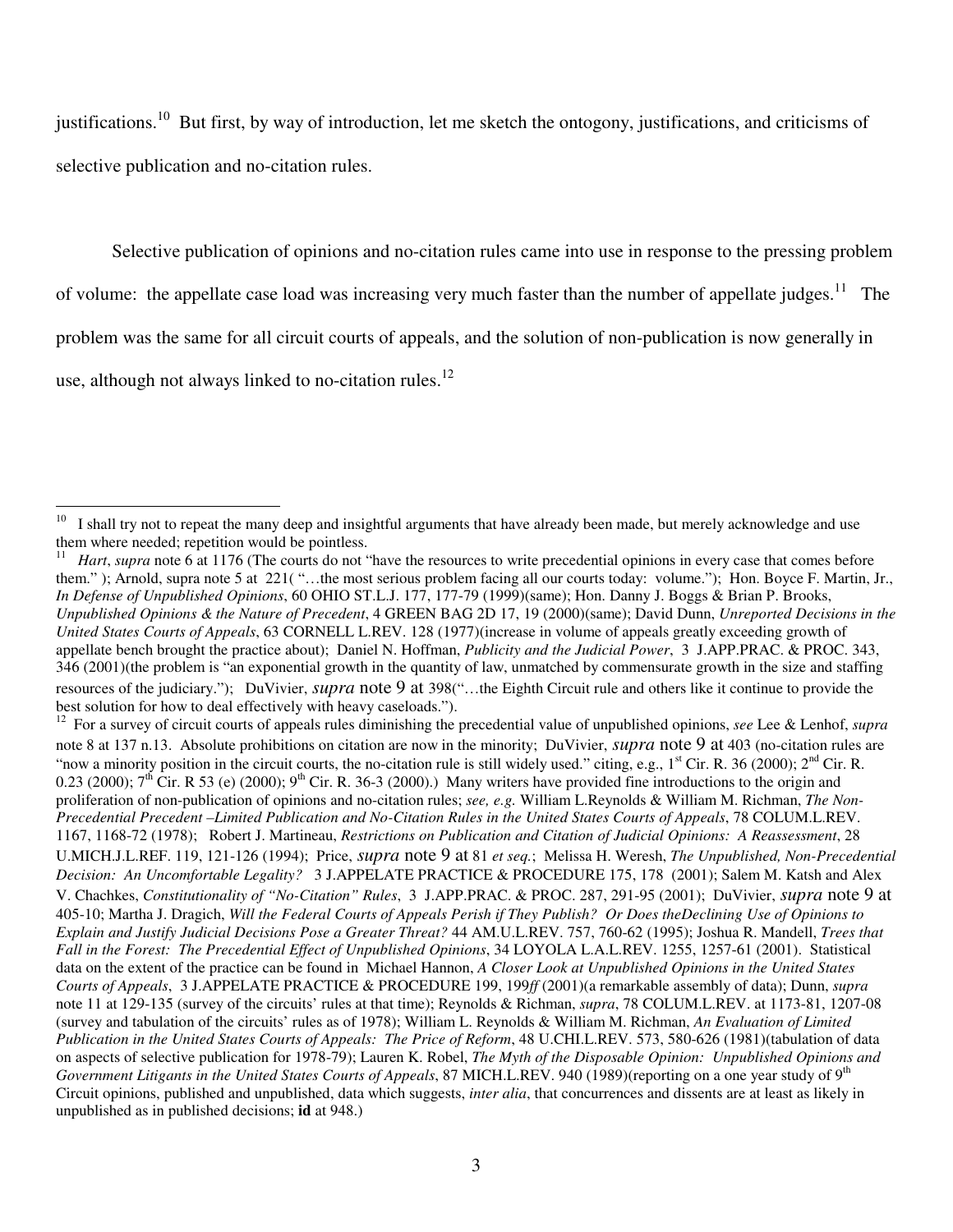justifications.[10] But first, by way of introduction, let me sketch the ontogony, justifications, and criticisms of selective publication and no-citation rules.

Selective publication of opinions and no-citation rules came into use in response to the pressing problem of volume: the appellate case load was increasing very much faster than the number of appellate judges.[11] The problem was the same for all circuit courts of appeals, and the solution of non-publication is now generally in use, although not always linked to no-citation rules.[12]

---

[10] I shall try not to repeat the many deep and insightful arguments that have already been made, but merely acknowledge and use them where needed; repetition would be pointless.

[11] *Hart*, *supra* note 6 at 1176 (The courts do not "have the resources to write precedential opinions in every case that comes before them." ); Arnold, supra note 5 at 221( "…the most serious problem facing all our courts today: volume."); Hon. Boyce F. Martin, Jr., *In Defense of Unpublished Opinions*, 60 OHIO ST.L.J. 177, 177-79 (1999)(same); Hon. Danny J. Boggs & Brian P. Brooks, *Unpublished Opinions & the Nature of Precedent*, 4 GREEN BAG 2D 17, 19 (2000)(same); David Dunn, *Unreported Decisions in the United States Courts of Appeals*, 63 CORNELL L.REV. 128 (1977)(increase in volume of appeals greatly exceeding growth of appellate bench brought the practice about); Daniel N. Hoffman, *Publicity and the Judicial Power*, 3 J.APP.PRAC. & PROC. 343, 346 (2001)(the problem is "an exponential growth in the quantity of law, unmatched by commensurate growth in the size and staffing resources of the judiciary."); DuVivier, *supra* note 9 at 398("…the Eighth Circuit rule and others like it continue to provide the best solution for how to deal effectively with heavy caseloads.").

[12] For a survey of circuit courts of appeals rules diminishing the precedential value of unpublished opinions, *see* Lee & Lenhof, *supra* note 8 at 137 n.13. Absolute prohibitions on citation are now in the minority; DuVivier, *supra* note 9 at 403 (no-citation rules are "now a minority position in the circuit courts, the no-citation rule is still widely used." citing, e.g., 1st Cir. R. 36 (2000); 2nd Cir. R. 0.23 (2000); 7th Cir. R 53 (e) (2000); 9th Cir. R. 36-3 (2000).) Many writers have provided fine introductions to the origin and proliferation of non-publication of opinions and no-citation rules; *see, e.g.* William L.Reynolds & William M. Richman, *The Non-Precedential Precedent –Limited Publication and No-Citation Rules in the United States Courts of Appeals*, 78 COLUM.L.REV. 1167, 1168-72 (1978); Robert J. Martineau, *Restrictions on Publication and Citation of Judicial Opinions: A Reassessment*, 28 U.MICH.J.L.REF. 119, 121-126 (1994); Price, *supra* note 9 at 81 *et seq.*; Melissa H. Weresh, *The Unpublished, Non-Precedential Decision: An Uncomfortable Legality?* 3 J.APPELATE PRACTICE & PROCEDURE 175, 178 (2001); Salem M. Katsh and Alex V. Chachkes, *Constitutionality of "No-Citation" Rules*, 3 J.APP.PRAC. & PROC. 287, 291-95 (2001); DuVivier, *supra* note 9 at 405-10; Martha J. Dragich, *Will the Federal Courts of Appeals Perish if They Publish? Or Does theDeclining Use of Opinions to Explain and Justify Judicial Decisions Pose a Greater Threat?* 44 AM.U.L.REV. 757, 760-62 (1995); Joshua R. Mandell, *Trees that Fall in the Forest: The Precedential Effect of Unpublished Opinions*, 34 LOYOLA L.A.L.REV. 1255, 1257-61 (2001). Statistical data on the extent of the practice can be found in Michael Hannon, *A Closer Look at Unpublished Opinions in the United States Courts of Appeals*, 3 J.APPELATE PRACTICE & PROCEDURE 199, 199*ff* (2001)(a remarkable assembly of data); Dunn, *supra* note 11 at 129-135 (survey of the circuits' rules at that time); Reynolds & Richman, *supra*, 78 COLUM.L.REV. at 1173-81, 1207-08 (survey and tabulation of the circuits' rules as of 1978); William L. Reynolds & William M. Richman, *An Evaluation of Limited Publication in the United States Courts of Appeals: The Price of Reform*, 48 U.CHI.L.REV. 573, 580-626 (1981)(tabulation of data on aspects of selective publication for 1978-79); Lauren K. Robel, *The Myth of the Disposable Opinion: Unpublished Opinions and Government Litigants in the United States Courts of Appeals*, 87 MICH.L.REV. 940 (1989)(reporting on a one year study of 9th Circuit opinions, published and unpublished, data which suggests, *inter alia*, that concurrences and dissents are at least as likely in unpublished as in published decisions; **id** at 948.)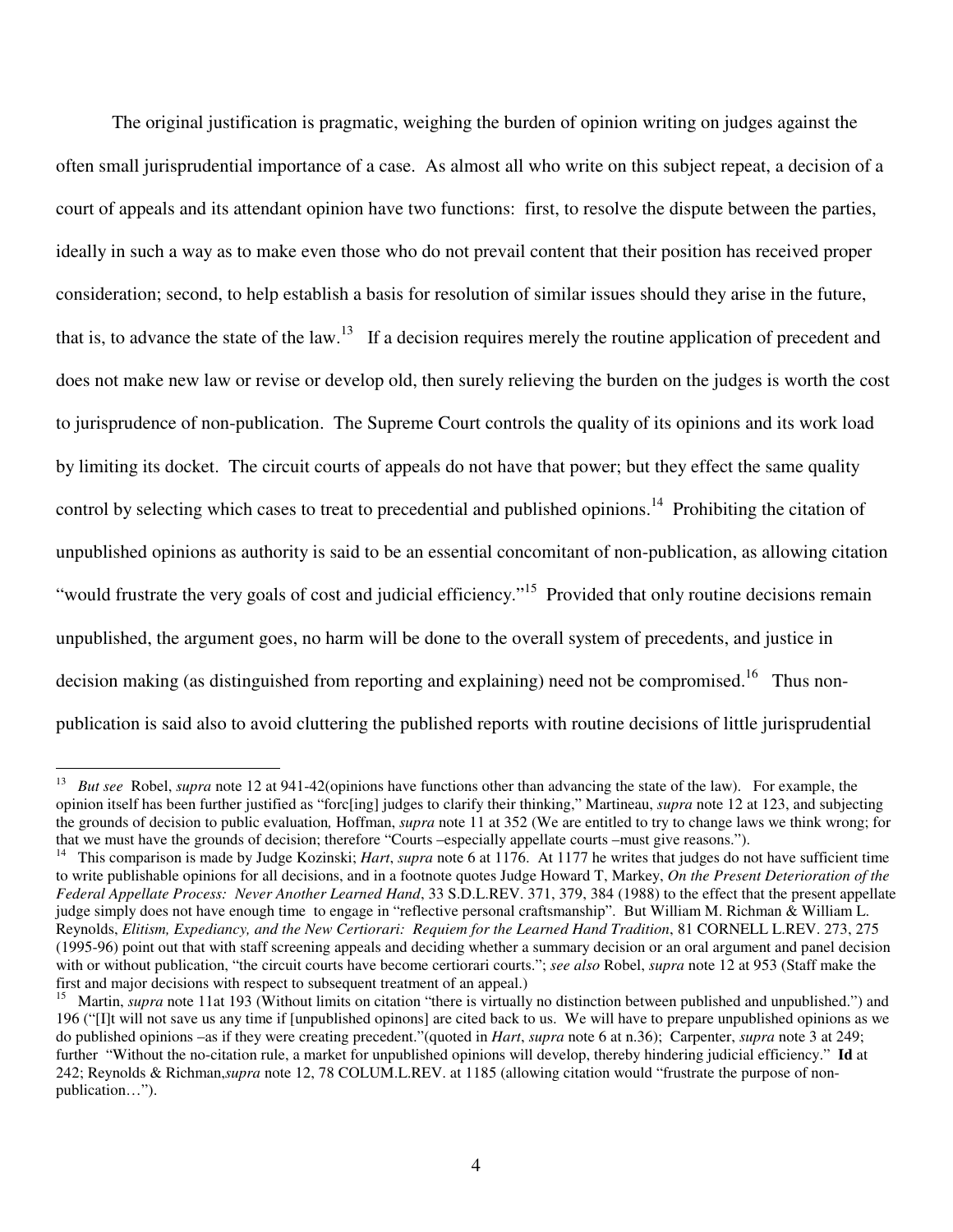The original justification is pragmatic, weighing the burden of opinion writing on judges against the often small jurisprudential importance of a case. As almost all who write on this subject repeat, a decision of a court of appeals and its attendant opinion have two functions: first, to resolve the dispute between the parties, ideally in such a way as to make even those who do not prevail content that their position has received proper consideration; second, to help establish a basis for resolution of similar issues should they arise in the future, that is, to advance the state of the law.[13] If a decision requires merely the routine application of precedent and does not make new law or revise or develop old, then surely relieving the burden on the judges is worth the cost to jurisprudence of non-publication. The Supreme Court controls the quality of its opinions and its work load by limiting its docket. The circuit courts of appeals do not have that power; but they effect the same quality control by selecting which cases to treat to precedential and published opinions.[14] Prohibiting the citation of unpublished opinions as authority is said to be an essential concomitant of non-publication, as allowing citation "would frustrate the very goals of cost and judicial efficiency."[15] Provided that only routine decisions remain unpublished, the argument goes, no harm will be done to the overall system of precedents, and justice in decision making (as distinguished from reporting and explaining) need not be compromised.[16] Thus non-publication is said also to avoid cluttering the published reports with routine decisions of little jurisprudential

---

[13] *But see* Robel, *supra* note 12 at 941-42(opinions have functions other than advancing the state of the law). For example, the opinion itself has been further justified as "forc[ing] judges to clarify their thinking," Martineau, *supra* note 12 at 123, and subjecting the grounds of decision to public evaluation, Hoffman, *supra* note 11 at 352 (We are entitled to try to change laws we think wrong; for that we must have the grounds of decision; therefore "Courts –especially appellate courts –must give reasons.").

[14] This comparison is made by Judge Kozinski; *Hart*, *supra* note 6 at 1176. At 1177 he writes that judges do not have sufficient time to write publishable opinions for all decisions, and in a footnote quotes Judge Howard T, Markey, *On the Present Deterioration of the Federal Appellate Process: Never Another Learned Hand*, 33 S.D.L.REV. 371, 379, 384 (1988) to the effect that the present appellate judge simply does not have enough time to engage in "reflective personal craftsmanship". But William M. Richman & William L. Reynolds, *Elitism, Expediancy, and the New Certiorari: Requiem for the Learned Hand Tradition*, 81 CORNELL L.REV. 273, 275 (1995-96) point out that with staff screening appeals and deciding whether a summary decision or an oral argument and panel decision with or without publication, "the circuit courts have become certiorari courts."; *see also* Robel, *supra* note 12 at 953 (Staff make the first and major decisions with respect to subsequent treatment of an appeal.)

[15] Martin, *supra* note 11at 193 (Without limits on citation "there is virtually no distinction between published and unpublished.") and 196 ("[I]t will not save us any time if [unpublished opinons] are cited back to us. We will have to prepare unpublished opinions as we do published opinions –as if they were creating precedent."(quoted in *Hart*, *supra* note 6 at n.36); Carpenter, *supra* note 3 at 249; further "Without the no-citation rule, a market for unpublished opinions will develop, thereby hindering judicial efficiency." **Id** at 242; Reynolds & Richman,*supra* note 12, 78 COLUM.L.REV. at 1185 (allowing citation would "frustrate the purpose of non-publication…").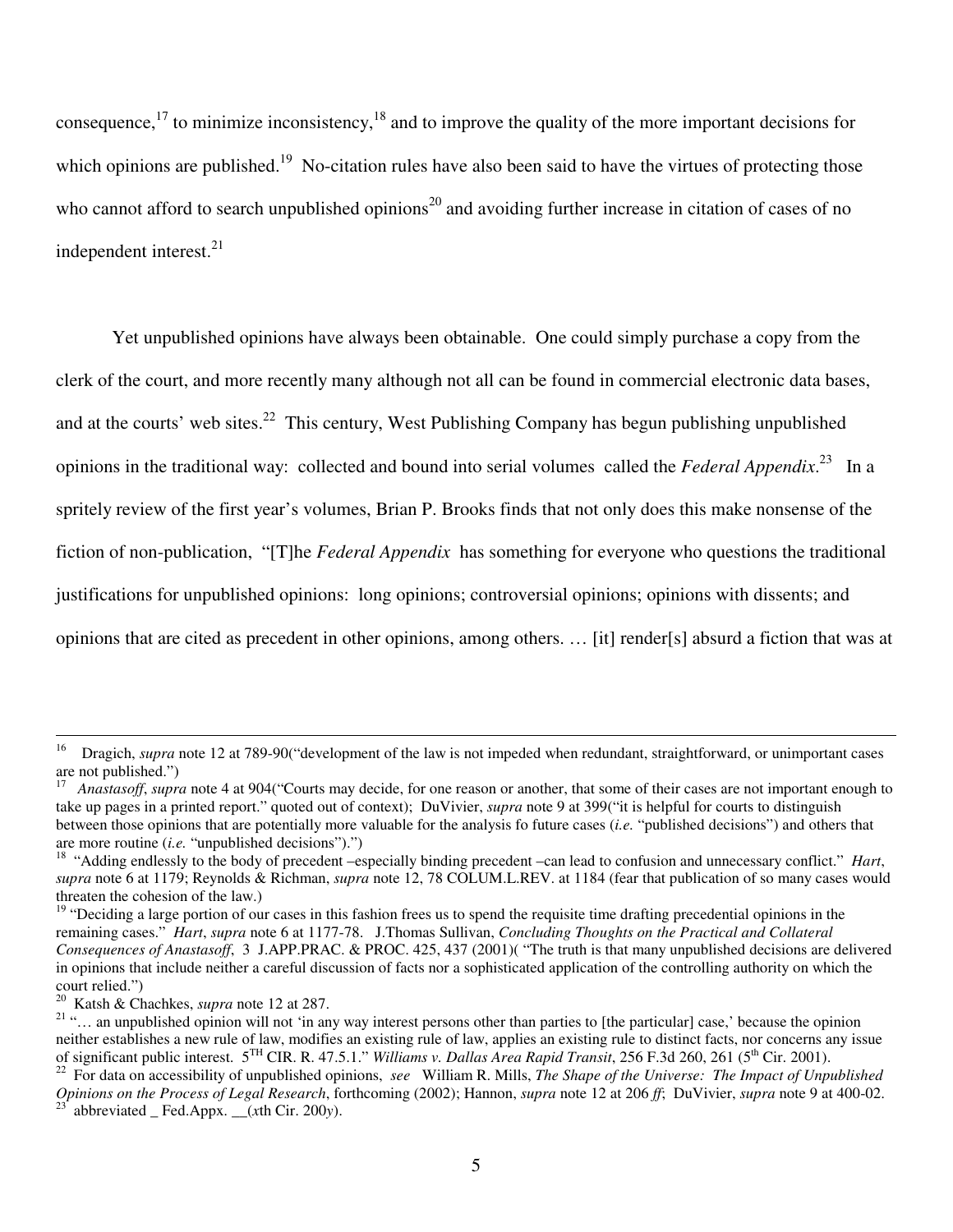consequence,[17] to minimize inconsistency,[18] and to improve the quality of the more important decisions for which opinions are published.[19] No-citation rules have also been said to have the virtues of protecting those who cannot afford to search unpublished opinions[20] and avoiding further increase in citation of cases of no independent interest.[21]

Yet unpublished opinions have always been obtainable. One could simply purchase a copy from the clerk of the court, and more recently many although not all can be found in commercial electronic data bases, and at the courts' web sites.[22] This century, West Publishing Company has begun publishing unpublished opinions in the traditional way: collected and bound into serial volumes called the *Federal Appendix*.[23] In a spritely review of the first year's volumes, Brian P. Brooks finds that not only does this make nonsense of the fiction of non-publication, "[T]he *Federal Appendix* has something for everyone who questions the traditional justifications for unpublished opinions: long opinions; controversial opinions; opinions with dissents; and opinions that are cited as precedent in other opinions, among others. … [it] render[s] absurd a fiction that was at

---

[16] Dragich, *supra* note 12 at 789-90("development of the law is not impeded when redundant, straightforward, or unimportant cases are not published.")

[17] *Anastasoff*, *supra* note 4 at 904("Courts may decide, for one reason or another, that some of their cases are not important enough to take up pages in a printed report." quoted out of context); DuVivier, *supra* note 9 at 399("it is helpful for courts to distinguish between those opinions that are potentially more valuable for the analysis fo future cases (*i.e.* "published decisions") and others that are more routine (*i.e.* "unpublished decisions").")

[18] "Adding endlessly to the body of precedent –especially binding precedent –can lead to confusion and unnecessary conflict." *Hart*, *supra* note 6 at 1179; Reynolds & Richman, *supra* note 12, 78 COLUM.L.REV. at 1184 (fear that publication of so many cases would threaten the cohesion of the law.)

[19] "Deciding a large portion of our cases in this fashion frees us to spend the requisite time drafting precedential opinions in the remaining cases." *Hart*, *supra* note 6 at 1177-78. J.Thomas Sullivan, *Concluding Thoughts on the Practical and Collateral Consequences of Anastasoff*, 3 J.APP.PRAC. & PROC. 425, 437 (2001)( "The truth is that many unpublished decisions are delivered in opinions that include neither a careful discussion of facts nor a sophisticated application of the controlling authority on which the court relied.")

[20] Katsh & Chachkes, *supra* note 12 at 287.

[21] "… an unpublished opinion will not 'in any way interest persons other than parties to [the particular] case,' because the opinion neither establishes a new rule of law, modifies an existing rule of law, applies an existing rule to distinct facts, nor concerns any issue of significant public interest. 5[TH] CIR. R. 47.5.1." *Williams v. Dallas Area Rapid Transit*, 256 F.3d 260, 261 (5[th] Cir. 2001).

[22] For data on accessibility of unpublished opinions, *see* William R. Mills, *The Shape of the Universe: The Impact of Unpublished Opinions on the Process of Legal Research*, forthcoming (2002); Hannon, *supra* note 12 at 206 *ff*; DuVivier, *supra* note 9 at 400-02.

[23] abbreviated _ Fed.Appx. __(*x*th Cir. 200*y*).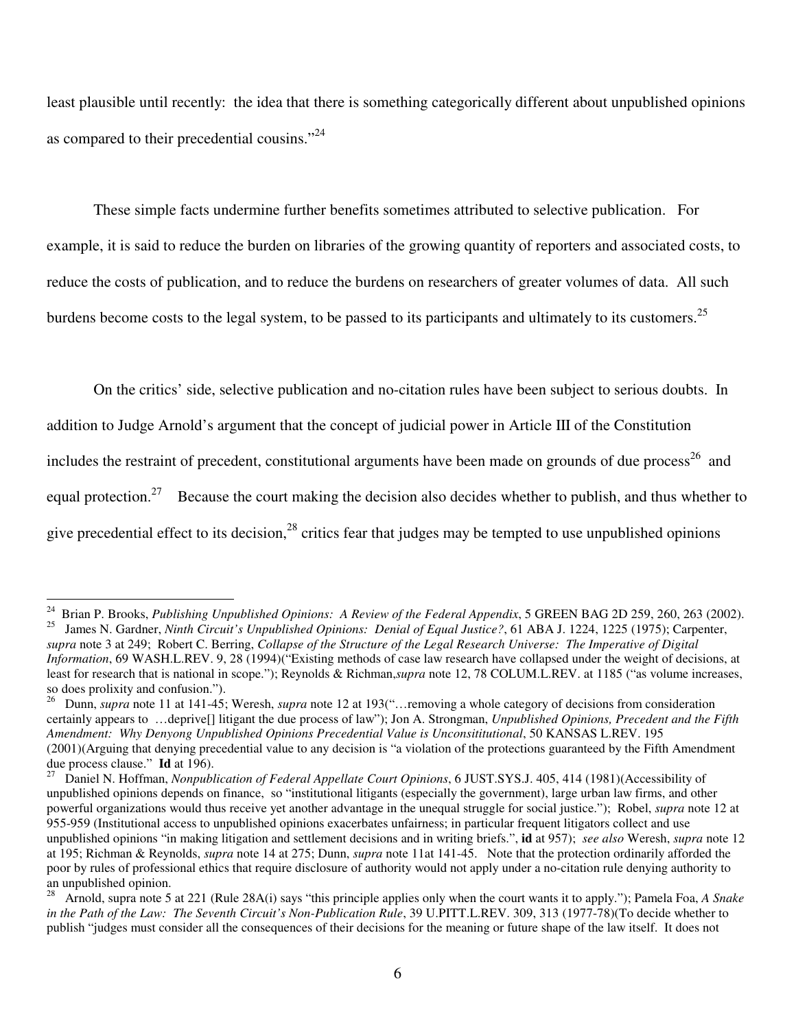least plausible until recently: the idea that there is something categorically different about unpublished opinions as compared to their precedential cousins."[24]

These simple facts undermine further benefits sometimes attributed to selective publication. For example, it is said to reduce the burden on libraries of the growing quantity of reporters and associated costs, to reduce the costs of publication, and to reduce the burdens on researchers of greater volumes of data. All such burdens become costs to the legal system, to be passed to its participants and ultimately to its customers.[25]

On the critics' side, selective publication and no-citation rules have been subject to serious doubts. In addition to Judge Arnold's argument that the concept of judicial power in Article III of the Constitution includes the restraint of precedent, constitutional arguments have been made on grounds of due process[26] and equal protection.[27] Because the court making the decision also decides whether to publish, and thus whether to give precedential effect to its decision,[28] critics fear that judges may be tempted to use unpublished opinions

---

[24] Brian P. Brooks, *Publishing Unpublished Opinions: A Review of the Federal Appendix*, 5 GREEN BAG 2D 259, 260, 263 (2002).

[25] James N. Gardner, *Ninth Circuit's Unpublished Opinions: Denial of Equal Justice?*, 61 ABA J. 1224, 1225 (1975); Carpenter, *supra* note 3 at 249; Robert C. Berring, *Collapse of the Structure of the Legal Research Universe: The Imperative of Digital Information*, 69 WASH.L.REV. 9, 28 (1994)("Existing methods of case law research have collapsed under the weight of decisions, at least for research that is national in scope."); Reynolds & Richman,*supra* note 12, 78 COLUM.L.REV. at 1185 ("as volume increases, so does prolixity and confusion.").

[26] Dunn, *supra* note 11 at 141-45; Weresh, *supra* note 12 at 193("…removing a whole category of decisions from consideration certainly appears to …deprive[] litigant the due process of law"); Jon A. Strongman, *Unpublished Opinions, Precedent and the Fifth Amendment: Why Denyong Unpublished Opinions Precedential Value is Unconsititutional*, 50 KANSAS L.REV. 195 (2001)(Arguing that denying precedential value to any decision is "a violation of the protections guaranteed by the Fifth Amendment due process clause." **Id** at 196).

[27] Daniel N. Hoffman, *Nonpublication of Federal Appellate Court Opinions*, 6 JUST.SYS.J. 405, 414 (1981)(Accessibility of unpublished opinions depends on finance, so "institutional litigants (especially the government), large urban law firms, and other powerful organizations would thus receive yet another advantage in the unequal struggle for social justice."); Robel, *supra* note 12 at 955-959 (Institutional access to unpublished opinions exacerbates unfairness; in particular frequent litigators collect and use unpublished opinions "in making litigation and settlement decisions and in writing briefs.", **id** at 957); *see also* Weresh, *supra* note 12 at 195; Richman & Reynolds, *supra* note 14 at 275; Dunn, *supra* note 11at 141-45. Note that the protection ordinarily afforded the poor by rules of professional ethics that require disclosure of authority would not apply under a no-citation rule denying authority to an unpublished opinion.

[28] Arnold, supra note 5 at 221 (Rule 28A(i) says "this principle applies only when the court wants it to apply."); Pamela Foa, *A Snake in the Path of the Law: The Seventh Circuit's Non-Publication Rule*, 39 U.PITT.L.REV. 309, 313 (1977-78)(To decide whether to publish "judges must consider all the consequences of their decisions for the meaning or future shape of the law itself. It does not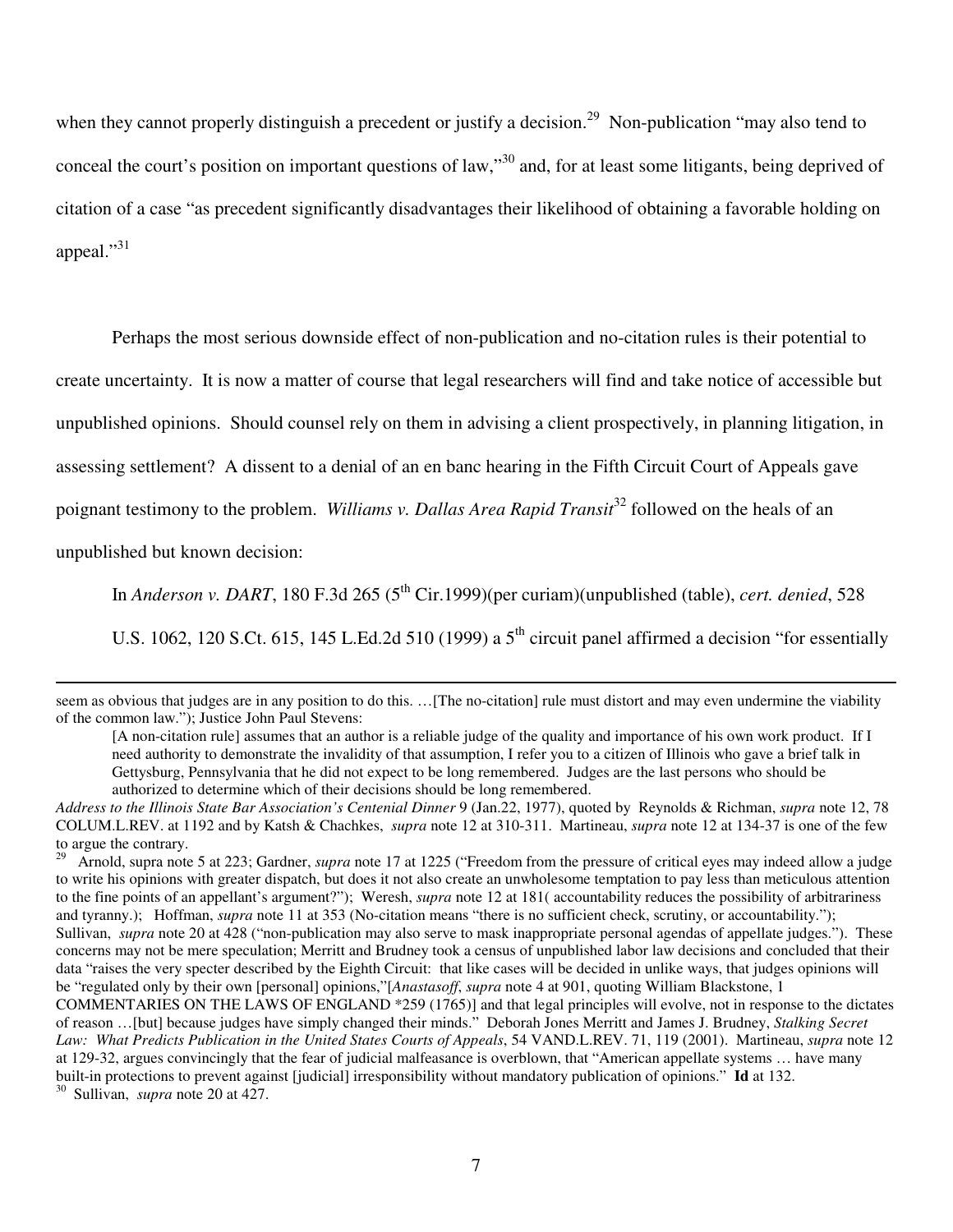when they cannot properly distinguish a precedent or justify a decision.[29] Non-publication "may also tend to conceal the court's position on important questions of law,"[30] and, for at least some litigants, being deprived of citation of a case "as precedent significantly disadvantages their likelihood of obtaining a favorable holding on appeal."[31]

Perhaps the most serious downside effect of non-publication and no-citation rules is their potential to create uncertainty. It is now a matter of course that legal researchers will find and take notice of accessible but unpublished opinions. Should counsel rely on them in advising a client prospectively, in planning litigation, in assessing settlement? A dissent to a denial of an en banc hearing in the Fifth Circuit Court of Appeals gave poignant testimony to the problem. *Williams v. Dallas Area Rapid Transit*[32] followed on the heals of an unpublished but known decision:

> In *Anderson v. DART*, 180 F.3d 265 (5th Cir.1999)(per curiam)(unpublished (table), *cert. denied*, 528 U.S. 1062, 120 S.Ct. 615, 145 L.Ed.2d 510 (1999) a 5th circuit panel affirmed a decision "for essentially

---

seem as obvious that judges are in any position to do this. …[The no-citation] rule must distort and may even undermine the viability of the common law."); Justice John Paul Stevens:

> [A non-citation rule] assumes that an author is a reliable judge of the quality and importance of his own work product. If I need authority to demonstrate the invalidity of that assumption, I refer you to a citizen of Illinois who gave a brief talk in Gettysburg, Pennsylvania that he did not expect to be long remembered. Judges are the last persons who should be authorized to determine which of their decisions should be long remembered.

*Address to the Illinois State Bar Association's Centenial Dinner* 9 (Jan.22, 1977), quoted by Reynolds & Richman, *supra* note 12, 78 COLUM.L.REV. at 1192 and by Katsh & Chachkes, *supra* note 12 at 310-311. Martineau, *supra* note 12 at 134-37 is one of the few to argue the contrary.

[29] Arnold, supra note 5 at 223; Gardner, *supra* note 17 at 1225 ("Freedom from the pressure of critical eyes may indeed allow a judge to write his opinions with greater dispatch, but does it not also create an unwholesome temptation to pay less than meticulous attention to the fine points of an appellant's argument?"); Weresh, *supra* note 12 at 181( accountability reduces the possibility of arbitrariness and tyranny.); Hoffman, *supra* note 11 at 353 (No-citation means "there is no sufficient check, scrutiny, or accountability."); Sullivan, *supra* note 20 at 428 ("non-publication may also serve to mask inappropriate personal agendas of appellate judges."). These concerns may not be mere speculation; Merritt and Brudney took a census of unpublished labor law decisions and concluded that their data "raises the very specter described by the Eighth Circuit: that like cases will be decided in unlike ways, that judges opinions will be "regulated only by their own [personal] opinions,"[*Anastasoff*, *supra* note 4 at 901, quoting William Blackstone, 1 COMMENTARIES ON THE LAWS OF ENGLAND *259 (1765)] and that legal principles will evolve, not in response to the dictates of reason …[but] because judges have simply changed their minds." Deborah Jones Merritt and James J. Brudney, *Stalking Secret Law: What Predicts Publication in the United States Courts of Appeals*, 54 VAND.L.REV. 71, 119 (2001). Martineau, *supra* note 12 at 129-32, argues convincingly that the fear of judicial malfeasance is overblown, that "American appellate systems … have many built-in protections to prevent against [judicial] irresponsibility without mandatory publication of opinions." **Id** at 132.

[30] Sullivan, *supra* note 20 at 427.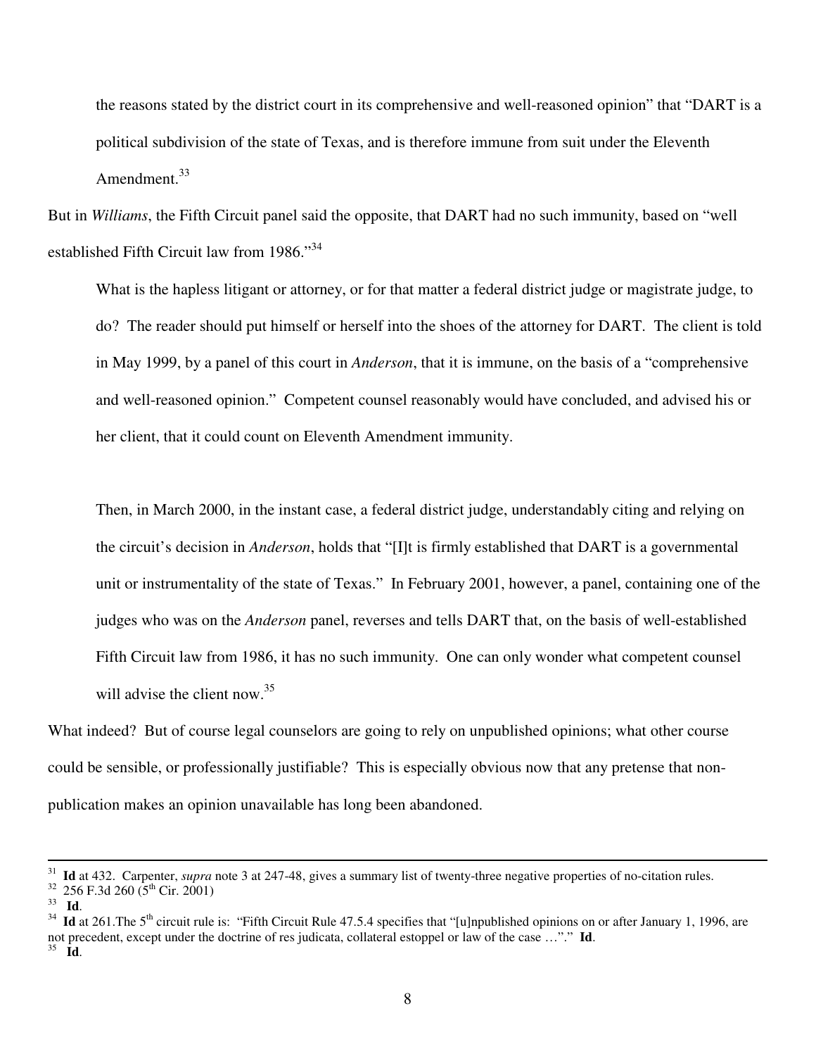> the reasons stated by the district court in its comprehensive and well-reasoned opinion" that "DART is a political subdivision of the state of Texas, and is therefore immune from suit under the Eleventh Amendment.[33]

But in *Williams*, the Fifth Circuit panel said the opposite, that DART had no such immunity, based on "well established Fifth Circuit law from 1986."[34]

> What is the hapless litigant or attorney, or for that matter a federal district judge or magistrate judge, to do? The reader should put himself or herself into the shoes of the attorney for DART. The client is told in May 1999, by a panel of this court in *Anderson*, that it is immune, on the basis of a "comprehensive and well-reasoned opinion." Competent counsel reasonably would have concluded, and advised his or her client, that it could count on Eleventh Amendment immunity.
>
> Then, in March 2000, in the instant case, a federal district judge, understandably citing and relying on the circuit's decision in *Anderson*, holds that "[I]t is firmly established that DART is a governmental unit or instrumentality of the state of Texas." In February 2001, however, a panel, containing one of the judges who was on the *Anderson* panel, reverses and tells DART that, on the basis of well-established Fifth Circuit law from 1986, it has no such immunity. One can only wonder what competent counsel will advise the client now.[35]

What indeed? But of course legal counselors are going to rely on unpublished opinions; what other course could be sensible, or professionally justifiable? This is especially obvious now that any pretense that non-publication makes an opinion unavailable has long been abandoned.

---

[31] **Id** at 432. Carpenter, *supra* note 3 at 247-48, gives a summary list of twenty-three negative properties of no-citation rules.

[32] 256 F.3d 260 (5th Cir. 2001)

[33] **Id**.

[34] **Id** at 261.The 5th circuit rule is: "Fifth Circuit Rule 47.5.4 specifies that "[u]npublished opinions on or after January 1, 1996, are not precedent, except under the doctrine of res judicata, collateral estoppel or law of the case …"." **Id**.

[35] **Id**.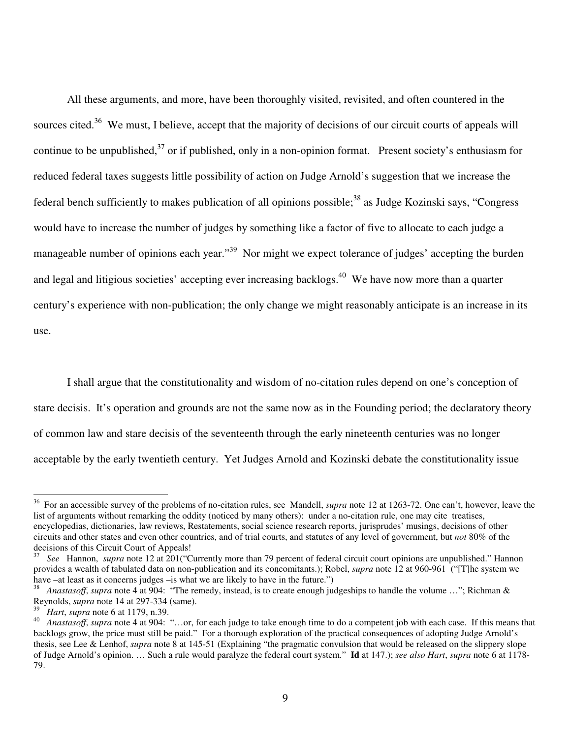All these arguments, and more, have been thoroughly visited, revisited, and often countered in the sources cited.[36] We must, I believe, accept that the majority of decisions of our circuit courts of appeals will continue to be unpublished,[37] or if published, only in a non-opinion format. Present society's enthusiasm for reduced federal taxes suggests little possibility of action on Judge Arnold's suggestion that we increase the federal bench sufficiently to makes publication of all opinions possible;[38] as Judge Kozinski says, "Congress would have to increase the number of judges by something like a factor of five to allocate to each judge a manageable number of opinions each year."[39] Nor might we expect tolerance of judges' accepting the burden and legal and litigious societies' accepting ever increasing backlogs.[40] We have now more than a quarter century's experience with non-publication; the only change we might reasonably anticipate is an increase in its use.

I shall argue that the constitutionality and wisdom of no-citation rules depend on one's conception of stare decisis. It's operation and grounds are not the same now as in the Founding period; the declaratory theory of common law and stare decisis of the seventeenth through the early nineteenth centuries was no longer acceptable by the early twentieth century. Yet Judges Arnold and Kozinski debate the constitutionality issue

---

[36] For an accessible survey of the problems of no-citation rules, see Mandell, *supra* note 12 at 1263-72. One can't, however, leave the list of arguments without remarking the oddity (noticed by many others): under a no-citation rule, one may cite treatises, encyclopedias, dictionaries, law reviews, Restatements, social science research reports, jurisprudes' musings, decisions of other circuits and other states and even other countries, and of trial courts, and statutes of any level of government, but *not* 80% of the decisions of this Circuit Court of Appeals!

[37] *See* Hannon, *supra* note 12 at 201("Currently more than 79 percent of federal circuit court opinions are unpublished." Hannon provides a wealth of tabulated data on non-publication and its concomitants.); Robel, *supra* note 12 at 960-961 ("[T]he system we have –at least as it concerns judges –is what we are likely to have in the future.")

[38] *Anastasoff*, *supra* note 4 at 904: "The remedy, instead, is to create enough judgeships to handle the volume …"; Richman & Reynolds, *supra* note 14 at 297-334 (same).

[39] *Hart*, *supra* note 6 at 1179, n.39.

[40] *Anastasoff*, *supra* note 4 at 904: "…or, for each judge to take enough time to do a competent job with each case. If this means that backlogs grow, the price must still be paid." For a thorough exploration of the practical consequences of adopting Judge Arnold's thesis, see Lee & Lenhof, *supra* note 8 at 145-51 (Explaining "the pragmatic convulsion that would be released on the slippery slope of Judge Arnold's opinion. … Such a rule would paralyze the federal court system." **Id** at 147.); *see also Hart*, *supra* note 6 at 1178-79.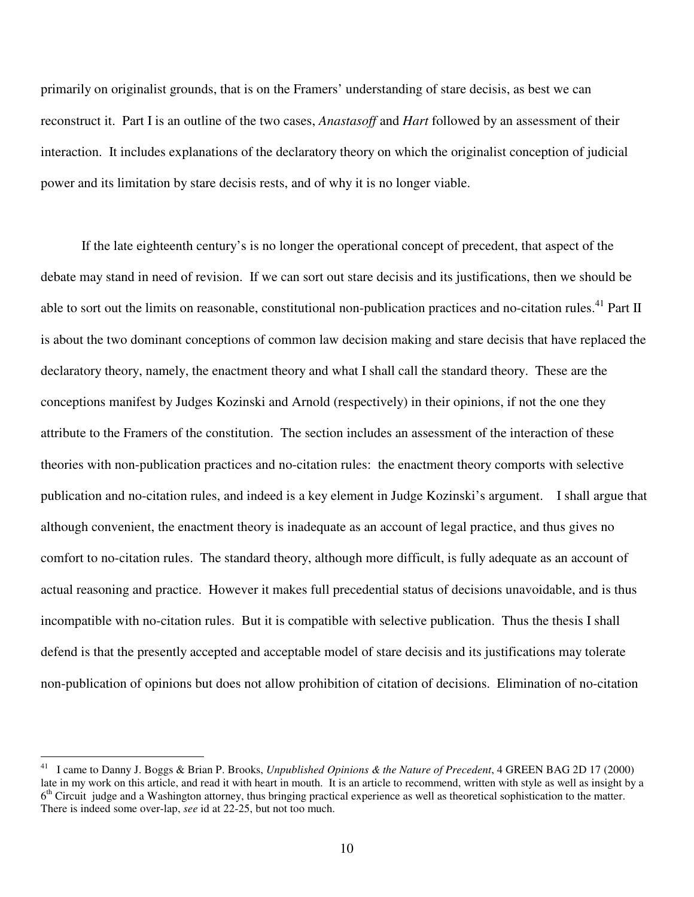primarily on originalist grounds, that is on the Framers' understanding of stare decisis, as best we can reconstruct it. Part I is an outline of the two cases, *Anastasoff* and *Hart* followed by an assessment of their interaction. It includes explanations of the declaratory theory on which the originalist conception of judicial power and its limitation by stare decisis rests, and of why it is no longer viable.

If the late eighteenth century's is no longer the operational concept of precedent, that aspect of the debate may stand in need of revision. If we can sort out stare decisis and its justifications, then we should be able to sort out the limits on reasonable, constitutional non-publication practices and no-citation rules.[41] Part II is about the two dominant conceptions of common law decision making and stare decisis that have replaced the declaratory theory, namely, the enactment theory and what I shall call the standard theory. These are the conceptions manifest by Judges Kozinski and Arnold (respectively) in their opinions, if not the one they attribute to the Framers of the constitution. The section includes an assessment of the interaction of these theories with non-publication practices and no-citation rules: the enactment theory comports with selective publication and no-citation rules, and indeed is a key element in Judge Kozinski's argument. I shall argue that although convenient, the enactment theory is inadequate as an account of legal practice, and thus gives no comfort to no-citation rules. The standard theory, although more difficult, is fully adequate as an account of actual reasoning and practice. However it makes full precedential status of decisions unavoidable, and is thus incompatible with no-citation rules. But it is compatible with selective publication. Thus the thesis I shall defend is that the presently accepted and acceptable model of stare decisis and its justifications may tolerate non-publication of opinions but does not allow prohibition of citation of decisions. Elimination of no-citation

---

[41] I came to Danny J. Boggs & Brian P. Brooks, *Unpublished Opinions & the Nature of Precedent*, 4 GREEN BAG 2D 17 (2000) late in my work on this article, and read it with heart in mouth. It is an article to recommend, written with style as well as insight by a 6th Circuit judge and a Washington attorney, thus bringing practical experience as well as theoretical sophistication to the matter. There is indeed some over-lap, *see* id at 22-25, but not too much.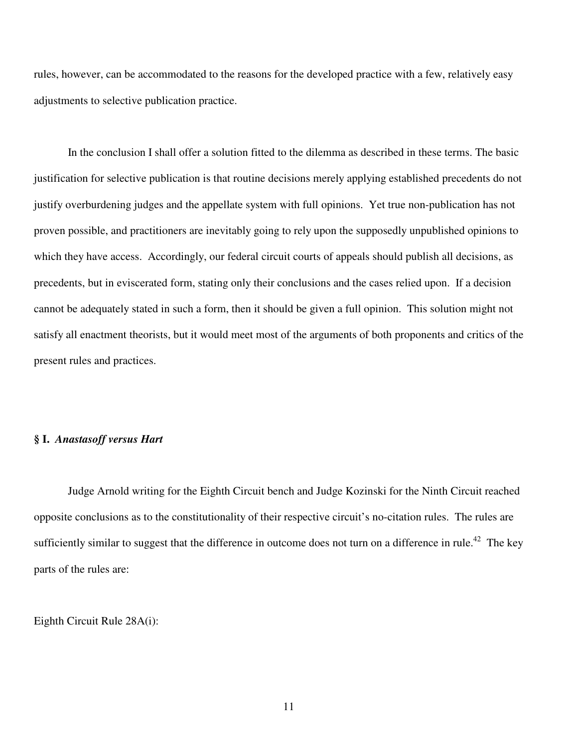rules, however, can be accommodated to the reasons for the developed practice with a few, relatively easy adjustments to selective publication practice.

In the conclusion I shall offer a solution fitted to the dilemma as described in these terms. The basic justification for selective publication is that routine decisions merely applying established precedents do not justify overburdening judges and the appellate system with full opinions. Yet true non-publication has not proven possible, and practitioners are inevitably going to rely upon the supposedly unpublished opinions to which they have access. Accordingly, our federal circuit courts of appeals should publish all decisions, as precedents, but in eviscerated form, stating only their conclusions and the cases relied upon. If a decision cannot be adequately stated in such a form, then it should be given a full opinion. This solution might not satisfy all enactment theorists, but it would meet most of the arguments of both proponents and critics of the present rules and practices.

## § I. *Anastasoff versus Hart*

Judge Arnold writing for the Eighth Circuit bench and Judge Kozinski for the Ninth Circuit reached opposite conclusions as to the constitutionality of their respective circuit's no-citation rules. The rules are sufficiently similar to suggest that the difference in outcome does not turn on a difference in rule.[42] The key parts of the rules are:

Eighth Circuit Rule 28A(i):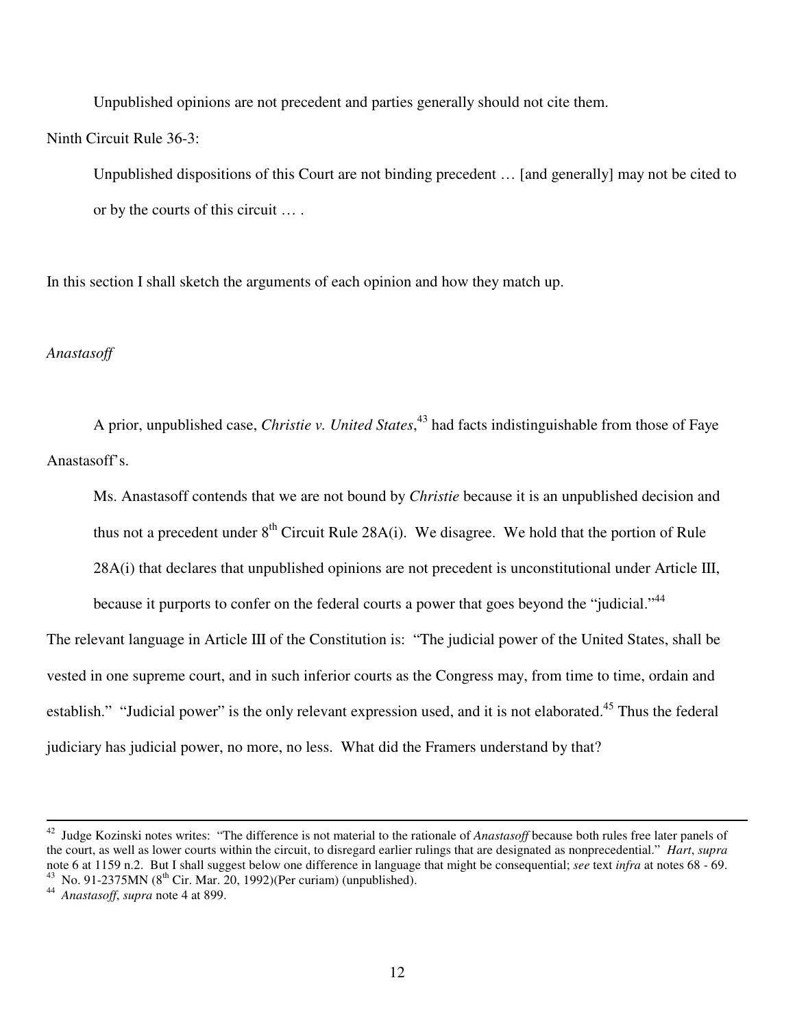> Unpublished opinions are not precedent and parties generally should not cite them.

Ninth Circuit Rule 36-3:

> Unpublished dispositions of this Court are not binding precedent … [and generally] may not be cited to or by the courts of this circuit … .

In this section I shall sketch the arguments of each opinion and how they match up.

*Anastasoff*

A prior, unpublished case, *Christie v. United States*,[43] had facts indistinguishable from those of Faye Anastasoff's.

> Ms. Anastasoff contends that we are not bound by *Christie* because it is an unpublished decision and thus not a precedent under 8th Circuit Rule 28A(i). We disagree. We hold that the portion of Rule 28A(i) that declares that unpublished opinions are not precedent is unconstitutional under Article III, because it purports to confer on the federal courts a power that goes beyond the "judicial."[44]

The relevant language in Article III of the Constitution is: "The judicial power of the United States, shall be vested in one supreme court, and in such inferior courts as the Congress may, from time to time, ordain and establish." "Judicial power" is the only relevant expression used, and it is not elaborated.[45] Thus the federal judiciary has judicial power, no more, no less. What did the Framers understand by that?

---

[42] Judge Kozinski notes writes: "The difference is not material to the rationale of *Anastasoff* because both rules free later panels of the court, as well as lower courts within the circuit, to disregard earlier rulings that are designated as nonprecedential." *Hart*, *supra* note 6 at 1159 n.2. But I shall suggest below one difference in language that might be consequential; *see* text *infra* at notes 68 - 69.

[43] No. 91-2375MN (8th Cir. Mar. 20, 1992)(Per curiam) (unpublished).

[44] *Anastasoff*, *supra* note 4 at 899.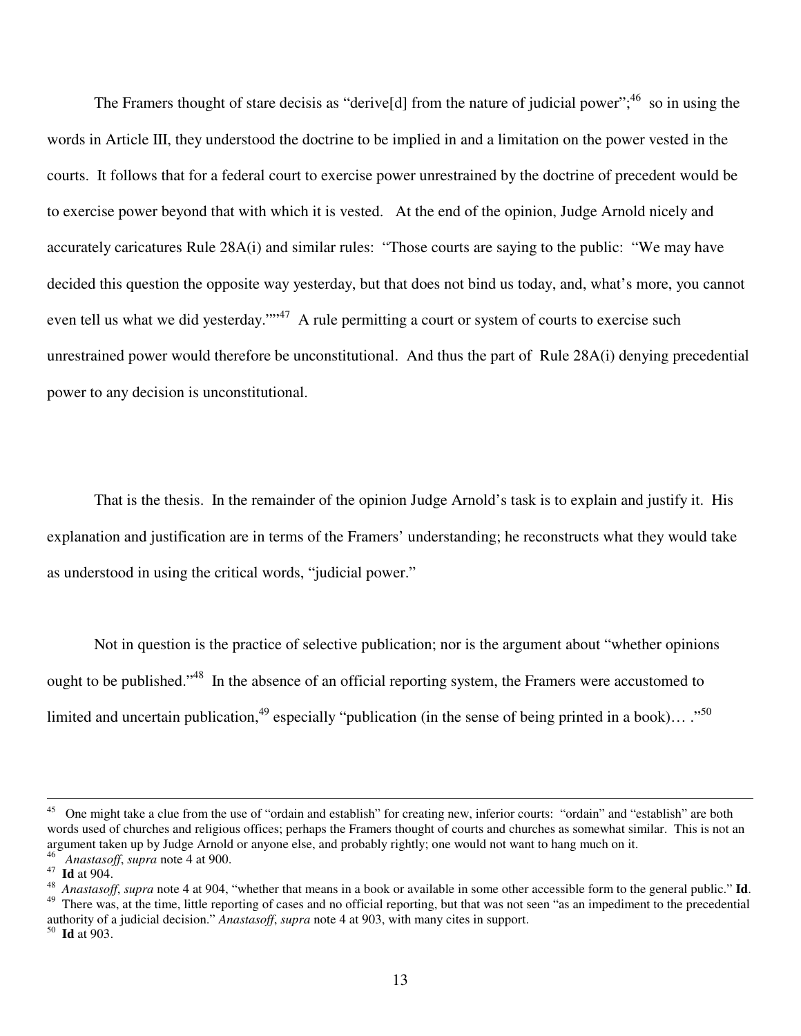The Framers thought of stare decisis as "derive[d] from the nature of judicial power";[46] so in using the words in Article III, they understood the doctrine to be implied in and a limitation on the power vested in the courts. It follows that for a federal court to exercise power unrestrained by the doctrine of precedent would be to exercise power beyond that with which it is vested. At the end of the opinion, Judge Arnold nicely and accurately caricatures Rule 28A(i) and similar rules: "Those courts are saying to the public: "We may have decided this question the opposite way yesterday, but that does not bind us today, and, what's more, you cannot even tell us what we did yesterday.""[47] A rule permitting a court or system of courts to exercise such unrestrained power would therefore be unconstitutional. And thus the part of Rule 28A(i) denying precedential power to any decision is unconstitutional.

That is the thesis. In the remainder of the opinion Judge Arnold's task is to explain and justify it. His explanation and justification are in terms of the Framers' understanding; he reconstructs what they would take as understood in using the critical words, "judicial power."

Not in question is the practice of selective publication; nor is the argument about "whether opinions ought to be published."[48] In the absence of an official reporting system, the Framers were accustomed to limited and uncertain publication,[49] especially "publication (in the sense of being printed in a book)… ."[50]

---

[45] One might take a clue from the use of "ordain and establish" for creating new, inferior courts: "ordain" and "establish" are both words used of churches and religious offices; perhaps the Framers thought of courts and churches as somewhat similar. This is not an argument taken up by Judge Arnold or anyone else, and probably rightly; one would not want to hang much on it.

[46] *Anastasoff*, *supra* note 4 at 900.

[47] **Id** at 904.

[48] *Anastasoff*, *supra* note 4 at 904, "whether that means in a book or available in some other accessible form to the general public." **Id**.

[49] There was, at the time, little reporting of cases and no official reporting, but that was not seen "as an impediment to the precedential authority of a judicial decision." *Anastasoff*, *supra* note 4 at 903, with many cites in support.

[50] **Id** at 903.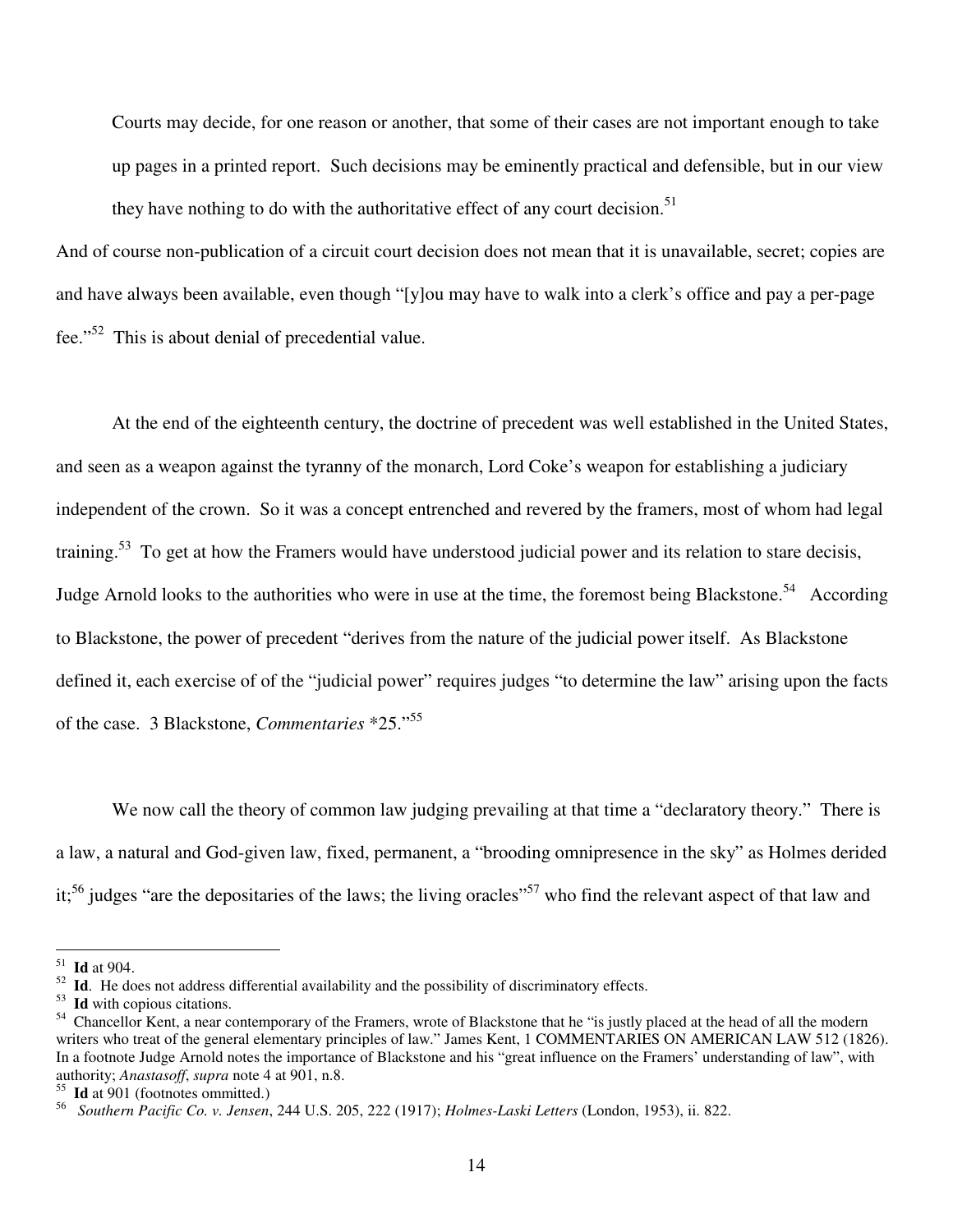> Courts may decide, for one reason or another, that some of their cases are not important enough to take up pages in a printed report. Such decisions may be eminently practical and defensible, but in our view they have nothing to do with the authoritative effect of any court decision.[51]

And of course non-publication of a circuit court decision does not mean that it is unavailable, secret; copies are and have always been available, even though "[y]ou may have to walk into a clerk's office and pay a per-page fee."[52] This is about denial of precedential value.

At the end of the eighteenth century, the doctrine of precedent was well established in the United States, and seen as a weapon against the tyranny of the monarch, Lord Coke's weapon for establishing a judiciary independent of the crown. So it was a concept entrenched and revered by the framers, most of whom had legal training.[53] To get at how the Framers would have understood judicial power and its relation to stare decisis, Judge Arnold looks to the authorities who were in use at the time, the foremost being Blackstone.[54] According to Blackstone, the power of precedent "derives from the nature of the judicial power itself. As Blackstone defined it, each exercise of of the "judicial power" requires judges "to determine the law" arising upon the facts of the case. 3 Blackstone, *Commentaries* *25."[55]

We now call the theory of common law judging prevailing at that time a "declaratory theory." There is a law, a natural and God-given law, fixed, permanent, a "brooding omnipresence in the sky" as Holmes derided it;[56] judges "are the depositaries of the laws; the living oracles"[57] who find the relevant aspect of that law and

---

[51] **Id** at 904.

[52] **Id**. He does not address differential availability and the possibility of discriminatory effects.

[53] **Id** with copious citations.

[54] Chancellor Kent, a near contemporary of the Framers, wrote of Blackstone that he "is justly placed at the head of all the modern writers who treat of the general elementary principles of law." James Kent, 1 COMMENTARIES ON AMERICAN LAW 512 (1826). In a footnote Judge Arnold notes the importance of Blackstone and his "great influence on the Framers' understanding of law", with authority; *Anastasoff*, *supra* note 4 at 901, n.8.

[55] **Id** at 901 (footnotes ommitted.)

[56] *Southern Pacific Co. v. Jensen*, 244 U.S. 205, 222 (1917); *Holmes-Laski Letters* (London, 1953), ii. 822.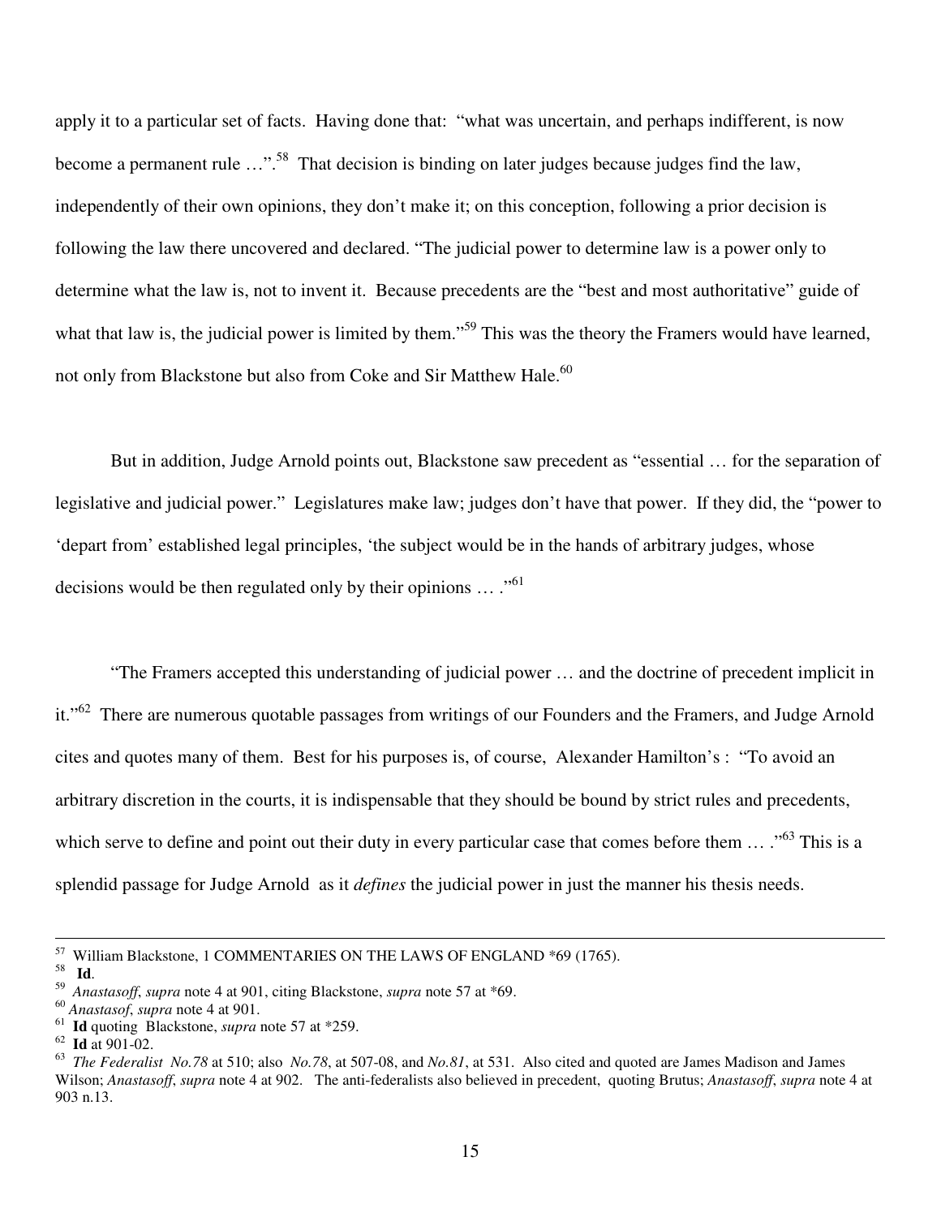apply it to a particular set of facts. Having done that: "what was uncertain, and perhaps indifferent, is now become a permanent rule …".[58] That decision is binding on later judges because judges find the law, independently of their own opinions, they don't make it; on this conception, following a prior decision is following the law there uncovered and declared. "The judicial power to determine law is a power only to determine what the law is, not to invent it. Because precedents are the "best and most authoritative" guide of what that law is, the judicial power is limited by them."[59] This was the theory the Framers would have learned, not only from Blackstone but also from Coke and Sir Matthew Hale.[60]

But in addition, Judge Arnold points out, Blackstone saw precedent as "essential … for the separation of legislative and judicial power." Legislatures make law; judges don't have that power. If they did, the "power to 'depart from' established legal principles, 'the subject would be in the hands of arbitrary judges, whose decisions would be then regulated only by their opinions … .'"[61]

"The Framers accepted this understanding of judicial power … and the doctrine of precedent implicit in it."[62] There are numerous quotable passages from writings of our Founders and the Framers, and Judge Arnold cites and quotes many of them. Best for his purposes is, of course, Alexander Hamilton's : "To avoid an arbitrary discretion in the courts, it is indispensable that they should be bound by strict rules and precedents, which serve to define and point out their duty in every particular case that comes before them … ."[63] This is a splendid passage for Judge Arnold as it *defines* the judicial power in just the manner his thesis needs.

---

[57] William Blackstone, 1 COMMENTARIES ON THE LAWS OF ENGLAND *69 (1765).

[58] **Id**.

[59] *Anastasoff*, *supra* note 4 at 901, citing Blackstone, *supra* note 57 at *69.

[60] *Anastasof*, *supra* note 4 at 901.

[61] **Id** quoting Blackstone, *supra* note 57 at *259.

[62] **Id** at 901-02.

[63] *The Federalist No.78* at 510; also *No.78*, at 507-08, and *No.81*, at 531. Also cited and quoted are James Madison and James Wilson; *Anastasoff*, *supra* note 4 at 902. The anti-federalists also believed in precedent, quoting Brutus; *Anastasoff*, *supra* note 4 at 903 n.13.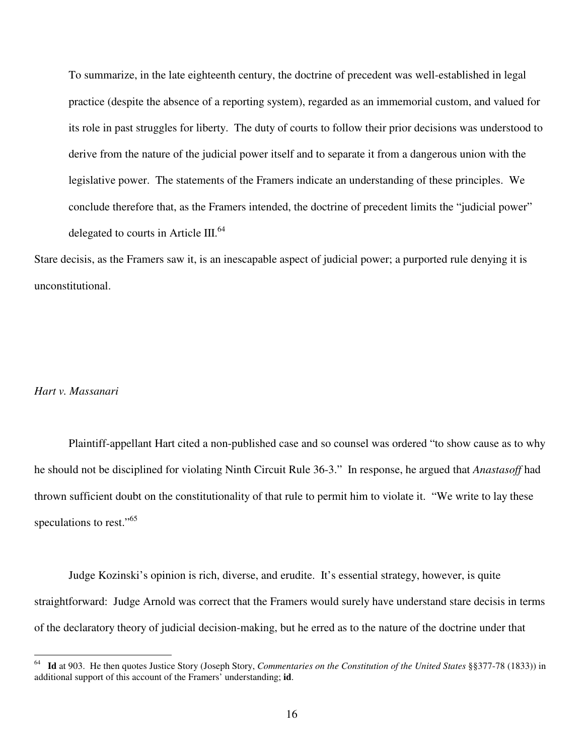> To summarize, in the late eighteenth century, the doctrine of precedent was well-established in legal practice (despite the absence of a reporting system), regarded as an immemorial custom, and valued for its role in past struggles for liberty. The duty of courts to follow their prior decisions was understood to derive from the nature of the judicial power itself and to separate it from a dangerous union with the legislative power. The statements of the Framers indicate an understanding of these principles. We conclude therefore that, as the Framers intended, the doctrine of precedent limits the "judicial power" delegated to courts in Article III.[64]

Stare decisis, as the Framers saw it, is an inescapable aspect of judicial power; a purported rule denying it is unconstitutional.

*Hart v. Massanari*

Plaintiff-appellant Hart cited a non-published case and so counsel was ordered "to show cause as to why he should not be disciplined for violating Ninth Circuit Rule 36-3." In response, he argued that *Anastasoff* had thrown sufficient doubt on the constitutionality of that rule to permit him to violate it. "We write to lay these speculations to rest."[65]

Judge Kozinski's opinion is rich, diverse, and erudite. It's essential strategy, however, is quite straightforward: Judge Arnold was correct that the Framers would surely have understand stare decisis in terms of the declaratory theory of judicial decision-making, but he erred as to the nature of the doctrine under that

---

[64] **Id** at 903. He then quotes Justice Story (Joseph Story, *Commentaries on the Constitution of the United States* §§377-78 (1833)) in additional support of this account of the Framers' understanding; **id**.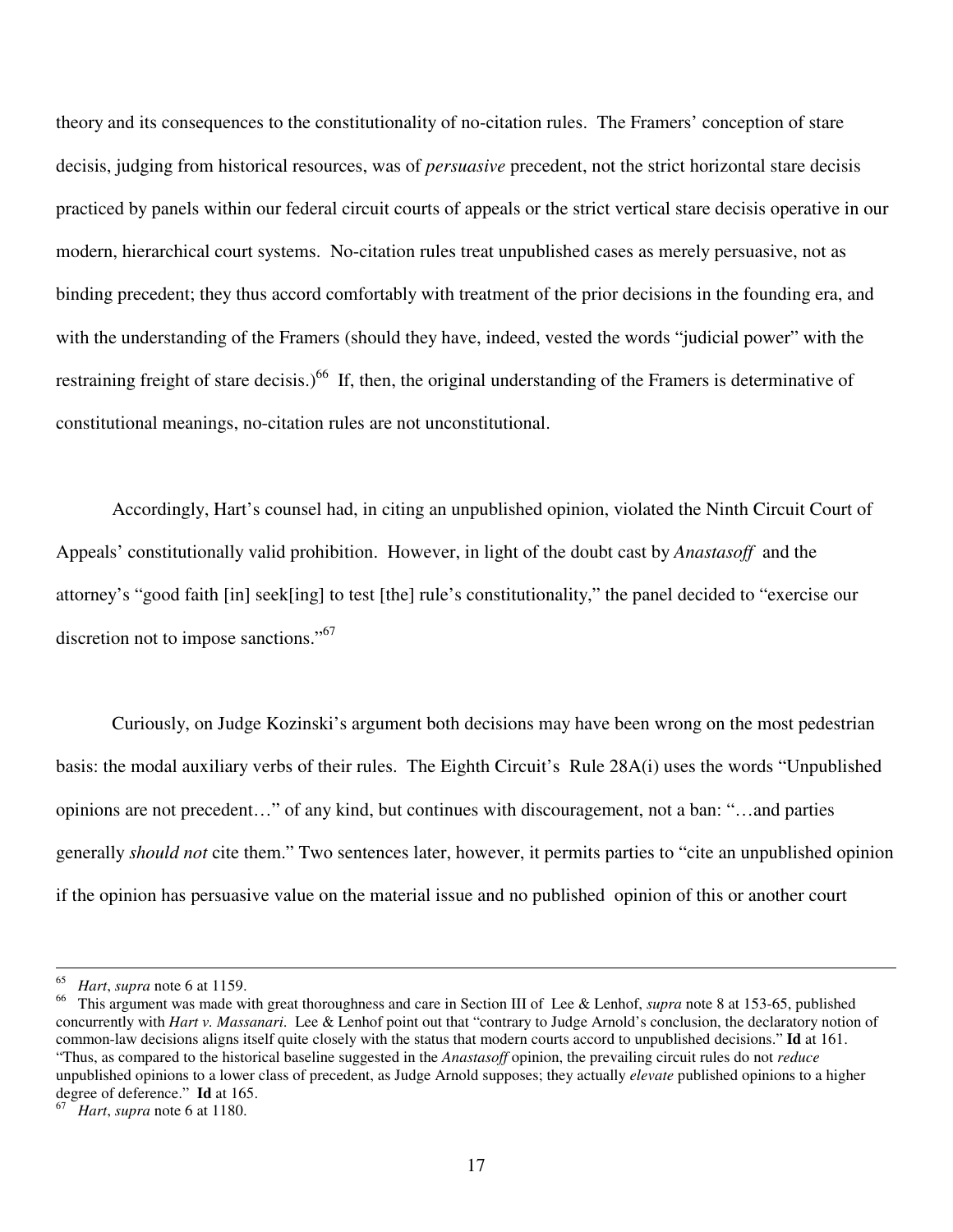theory and its consequences to the constitutionality of no-citation rules. The Framers' conception of stare decisis, judging from historical resources, was of *persuasive* precedent, not the strict horizontal stare decisis practiced by panels within our federal circuit courts of appeals or the strict vertical stare decisis operative in our modern, hierarchical court systems. No-citation rules treat unpublished cases as merely persuasive, not as binding precedent; they thus accord comfortably with treatment of the prior decisions in the founding era, and with the understanding of the Framers (should they have, indeed, vested the words "judicial power" with the restraining freight of stare decisis.)[66] If, then, the original understanding of the Framers is determinative of constitutional meanings, no-citation rules are not unconstitutional.

Accordingly, Hart's counsel had, in citing an unpublished opinion, violated the Ninth Circuit Court of Appeals' constitutionally valid prohibition. However, in light of the doubt cast by *Anastasoff* and the attorney's "good faith [in] seek[ing] to test [the] rule's constitutionality," the panel decided to "exercise our discretion not to impose sanctions."[67]

Curiously, on Judge Kozinski's argument both decisions may have been wrong on the most pedestrian basis: the modal auxiliary verbs of their rules. The Eighth Circuit's Rule 28A(i) uses the words "Unpublished opinions are not precedent…" of any kind, but continues with discouragement, not a ban: "…and parties generally *should not* cite them." Two sentences later, however, it permits parties to "cite an unpublished opinion if the opinion has persuasive value on the material issue and no published opinion of this or another court

---

[65] *Hart*, *supra* note 6 at 1159.

[66] This argument was made with great thoroughness and care in Section III of Lee & Lenhof, *supra* note 8 at 153-65, published concurrently with *Hart v. Massanari*. Lee & Lenhof point out that "contrary to Judge Arnold's conclusion, the declaratory notion of common-law decisions aligns itself quite closely with the status that modern courts accord to unpublished decisions." **Id** at 161. "Thus, as compared to the historical baseline suggested in the *Anastasoff* opinion, the prevailing circuit rules do not *reduce* unpublished opinions to a lower class of precedent, as Judge Arnold supposes; they actually *elevate* published opinions to a higher degree of deference." **Id** at 165.

[67] *Hart*, *supra* note 6 at 1180.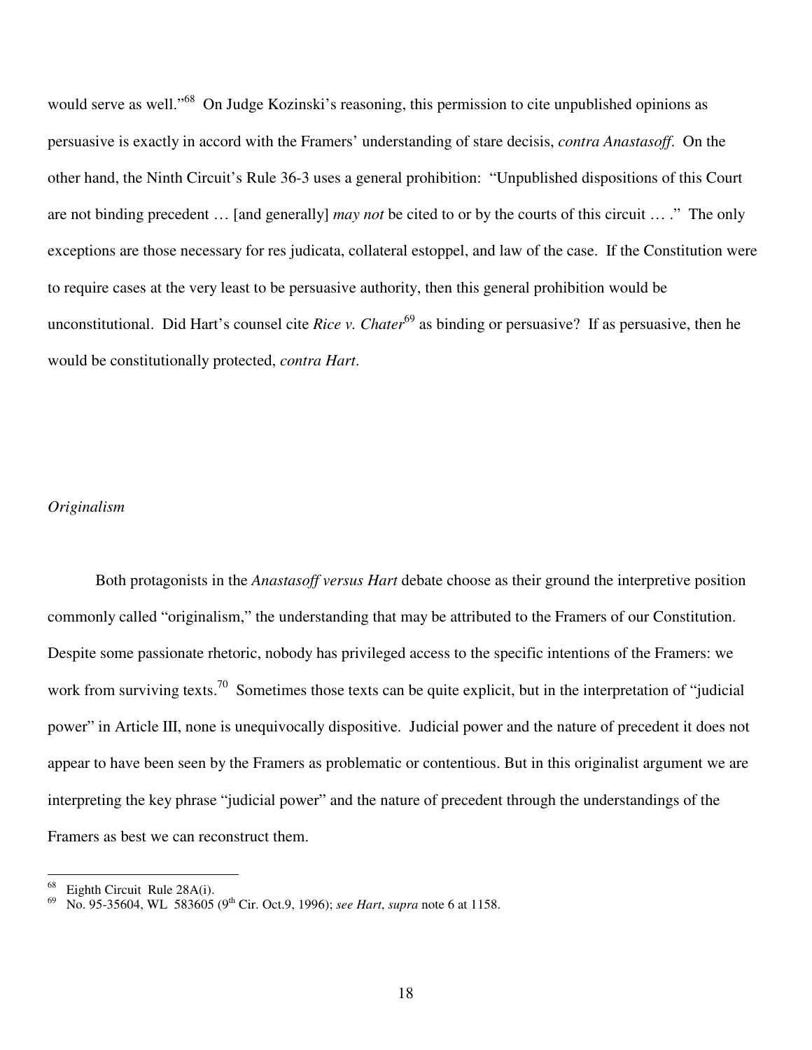would serve as well."[68] On Judge Kozinski's reasoning, this permission to cite unpublished opinions as persuasive is exactly in accord with the Framers' understanding of stare decisis, *contra Anastasoff*. On the other hand, the Ninth Circuit's Rule 36-3 uses a general prohibition: "Unpublished dispositions of this Court are not binding precedent … [and generally] *may not* be cited to or by the courts of this circuit … ." The only exceptions are those necessary for res judicata, collateral estoppel, and law of the case. If the Constitution were to require cases at the very least to be persuasive authority, then this general prohibition would be unconstitutional. Did Hart's counsel cite *Rice v. Chater*[69] as binding or persuasive? If as persuasive, then he would be constitutionally protected, *contra Hart*.

### *Originalism*

Both protagonists in the *Anastasoff versus Hart* debate choose as their ground the interpretive position commonly called "originalism," the understanding that may be attributed to the Framers of our Constitution. Despite some passionate rhetoric, nobody has privileged access to the specific intentions of the Framers: we work from surviving texts.[70] Sometimes those texts can be quite explicit, but in the interpretation of "judicial power" in Article III, none is unequivocally dispositive. Judicial power and the nature of precedent it does not appear to have been seen by the Framers as problematic or contentious. But in this originalist argument we are interpreting the key phrase "judicial power" and the nature of precedent through the understandings of the Framers as best we can reconstruct them.

---

[68] Eighth Circuit Rule 28A(i).

[69] No. 95-35604, WL 583605 (9th Cir. Oct.9, 1996); *see Hart*, *supra* note 6 at 1158.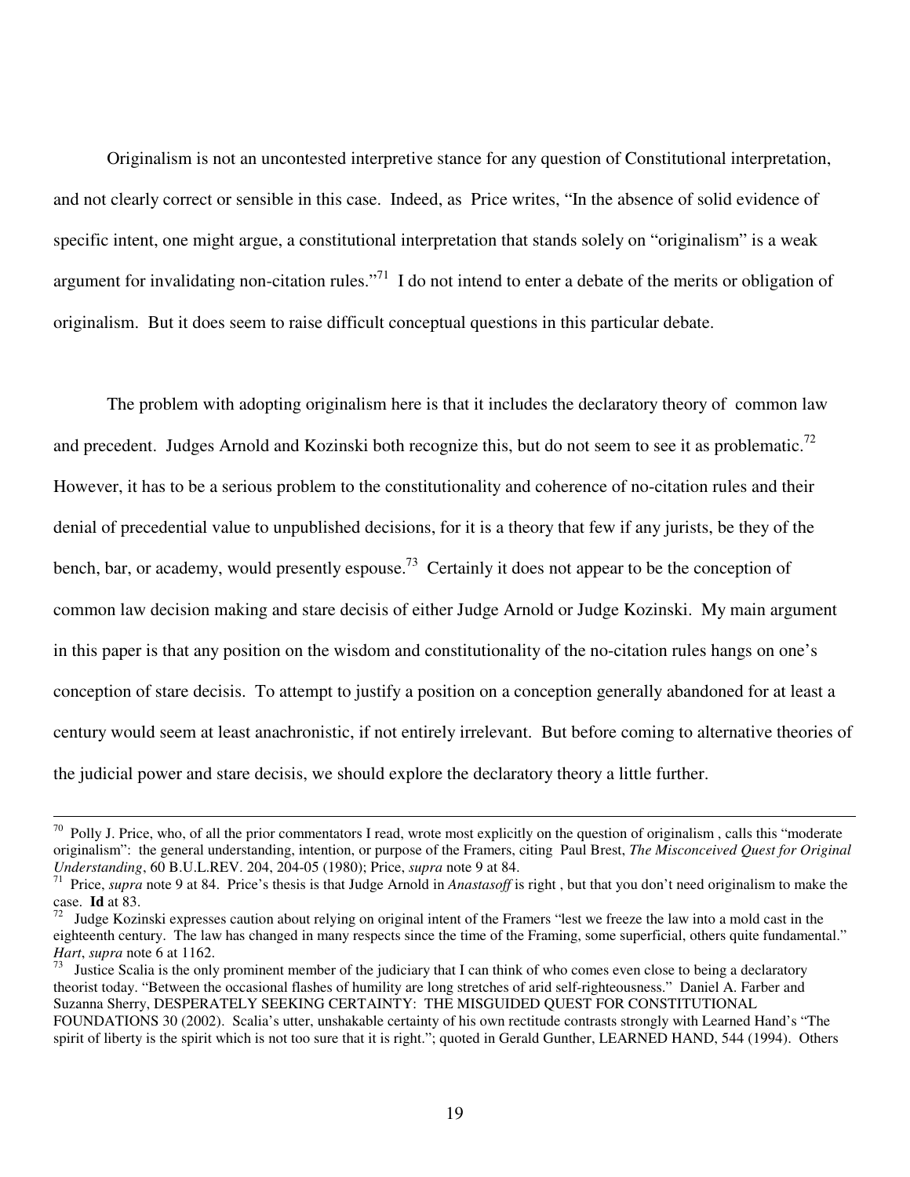Originalism is not an uncontested interpretive stance for any question of Constitutional interpretation, and not clearly correct or sensible in this case. Indeed, as Price writes, "In the absence of solid evidence of specific intent, one might argue, a constitutional interpretation that stands solely on "originalism" is a weak argument for invalidating non-citation rules."[71] I do not intend to enter a debate of the merits or obligation of originalism. But it does seem to raise difficult conceptual questions in this particular debate.

The problem with adopting originalism here is that it includes the declaratory theory of common law and precedent. Judges Arnold and Kozinski both recognize this, but do not seem to see it as problematic.[72] However, it has to be a serious problem to the constitutionality and coherence of no-citation rules and their denial of precedential value to unpublished decisions, for it is a theory that few if any jurists, be they of the bench, bar, or academy, would presently espouse.[73] Certainly it does not appear to be the conception of common law decision making and stare decisis of either Judge Arnold or Judge Kozinski. My main argument in this paper is that any position on the wisdom and constitutionality of the no-citation rules hangs on one's conception of stare decisis. To attempt to justify a position on a conception generally abandoned for at least a century would seem at least anachronistic, if not entirely irrelevant. But before coming to alternative theories of the judicial power and stare decisis, we should explore the declaratory theory a little further.

---

[70] Polly J. Price, who, of all the prior commentators I read, wrote most explicitly on the question of originalism , calls this "moderate originalism": the general understanding, intention, or purpose of the Framers, citing Paul Brest, *The Misconceived Quest for Original Understanding*, 60 B.U.L.REV. 204, 204-05 (1980); Price, *supra* note 9 at 84.

[71] Price, *supra* note 9 at 84. Price's thesis is that Judge Arnold in *Anastasoff* is right , but that you don't need originalism to make the case. **Id** at 83.

[72] Judge Kozinski expresses caution about relying on original intent of the Framers "lest we freeze the law into a mold cast in the eighteenth century. The law has changed in many respects since the time of the Framing, some superficial, others quite fundamental." *Hart*, *supra* note 6 at 1162.

[73] Justice Scalia is the only prominent member of the judiciary that I can think of who comes even close to being a declaratory theorist today. "Between the occasional flashes of humility are long stretches of arid self-righteousness." Daniel A. Farber and Suzanna Sherry, DESPERATELY SEEKING CERTAINTY: THE MISGUIDED QUEST FOR CONSTITUTIONAL FOUNDATIONS 30 (2002). Scalia's utter, unshakable certainty of his own rectitude contrasts strongly with Learned Hand's "The spirit of liberty is the spirit which is not too sure that it is right."; quoted in Gerald Gunther, LEARNED HAND, 544 (1994). Others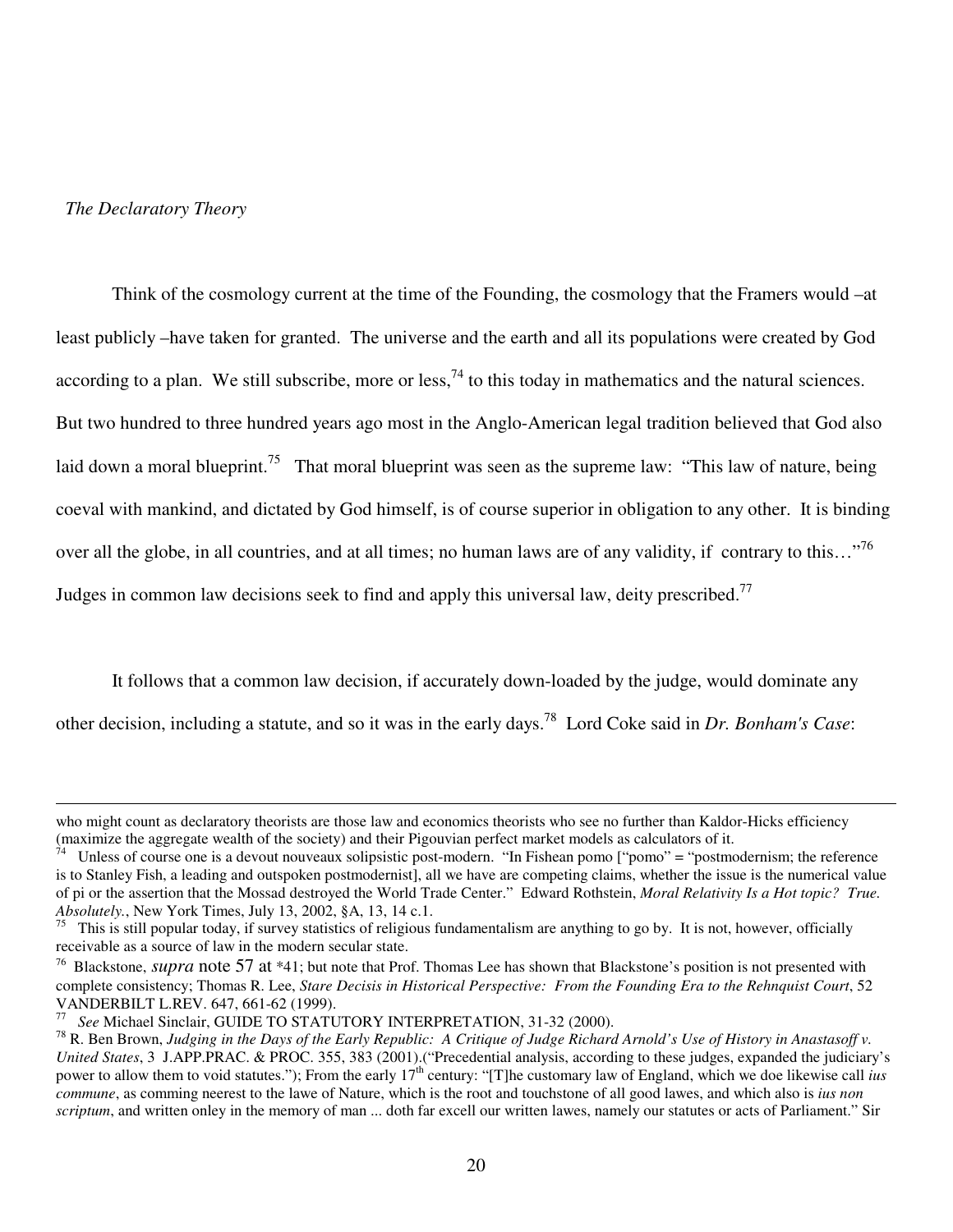*The Declaratory Theory*

Think of the cosmology current at the time of the Founding, the cosmology that the Framers would –at least publicly –have taken for granted. The universe and the earth and all its populations were created by God according to a plan. We still subscribe, more or less,[74] to this today in mathematics and the natural sciences. But two hundred to three hundred years ago most in the Anglo-American legal tradition believed that God also laid down a moral blueprint.[75] That moral blueprint was seen as the supreme law: "This law of nature, being coeval with mankind, and dictated by God himself, is of course superior in obligation to any other. It is binding over all the globe, in all countries, and at all times; no human laws are of any validity, if contrary to this…"[76] Judges in common law decisions seek to find and apply this universal law, deity prescribed.[77]

It follows that a common law decision, if accurately down-loaded by the judge, would dominate any other decision, including a statute, and so it was in the early days.[78] Lord Coke said in *Dr. Bonham's Case*:

---

who might count as declaratory theorists are those law and economics theorists who see no further than Kaldor-Hicks efficiency (maximize the aggregate wealth of the society) and their Pigouvian perfect market models as calculators of it.

[74] Unless of course one is a devout nouveaux solipsistic post-modern. "In Fishean pomo ["pomo" = "postmodernism; the reference is to Stanley Fish, a leading and outspoken postmodernist], all we have are competing claims, whether the issue is the numerical value of pi or the assertion that the Mossad destroyed the World Trade Center." Edward Rothstein, *Moral Relativity Is a Hot topic? True. Absolutely.*, New York Times, July 13, 2002, §A, 13, 14 c.1.

[75] This is still popular today, if survey statistics of religious fundamentalism are anything to go by. It is not, however, officially receivable as a source of law in the modern secular state.

[76] Blackstone, *supra* note 57 at *41; but note that Prof. Thomas Lee has shown that Blackstone's position is not presented with complete consistency; Thomas R. Lee, *Stare Decisis in Historical Perspective: From the Founding Era to the Rehnquist Court*, 52 VANDERBILT L.REV. 647, 661-62 (1999).

[77] *See* Michael Sinclair, GUIDE TO STATUTORY INTERPRETATION, 31-32 (2000).

[78] R. Ben Brown, *Judging in the Days of the Early Republic: A Critique of Judge Richard Arnold's Use of History in Anastasoff v. United States*, 3 J.APP.PRAC. & PROC. 355, 383 (2001).("Precedential analysis, according to these judges, expanded the judiciary's power to allow them to void statutes."); From the early 17th century: "[T]he customary law of England, which we doe likewise call *ius commune*, as comming neerest to the lawe of Nature, which is the root and touchstone of all good lawes, and which also is *ius non scriptum*, and written onley in the memory of man ... doth far excell our written lawes, namely our statutes or acts of Parliament." Sir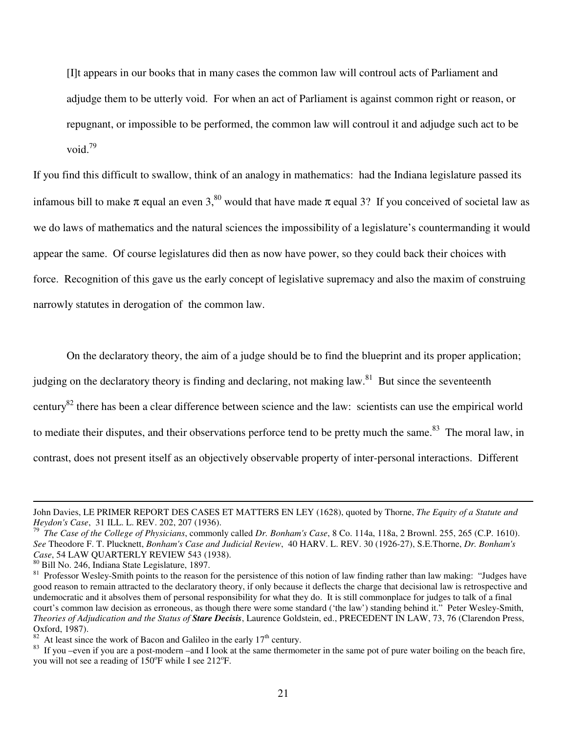> [I]t appears in our books that in many cases the common law will controul acts of Parliament and adjudge them to be utterly void. For when an act of Parliament is against common right or reason, or repugnant, or impossible to be performed, the common law will controul it and adjudge such act to be void.[79]

If you find this difficult to swallow, think of an analogy in mathematics: had the Indiana legislature passed its infamous bill to make $\pi$ equal an even 3,[80] would that have made $\pi$ equal 3? If you conceived of societal law as we do laws of mathematics and the natural sciences the impossibility of a legislature's countermanding it would appear the same. Of course legislatures did then as now have power, so they could back their choices with force. Recognition of this gave us the early concept of legislative supremacy and also the maxim of construing narrowly statutes in derogation of the common law.

On the declaratory theory, the aim of a judge should be to find the blueprint and its proper application; judging on the declaratory theory is finding and declaring, not making law.[81] But since the seventeenth century[82] there has been a clear difference between science and the law: scientists can use the empirical world to mediate their disputes, and their observations perforce tend to be pretty much the same.[83] The moral law, in contrast, does not present itself as an objectively observable property of inter-personal interactions. Different

---

John Davies, LE PRIMER REPORT DES CASES ET MATTERS EN LEY (1628), quoted by Thorne, *The Equity of a Statute and Heydon's Case*, 31 ILL. L. REV. 202, 207 (1936).

[79] *The Case of the College of Physicians*, commonly called *Dr. Bonham's Case*, 8 Co. 114a, 118a, 2 Brownl. 255, 265 (C.P. 1610). *See* Theodore F. T. Plucknett, *Bonham's Case and Judicial Review*, 40 HARV. L. REV. 30 (1926-27), S.E.Thorne, *Dr. Bonham's Case*, 54 LAW QUARTERLY REVIEW 543 (1938).

[80] Bill No. 246, Indiana State Legislature, 1897.

[81] Professor Wesley-Smith points to the reason for the persistence of this notion of law finding rather than law making: "Judges have good reason to remain attracted to the declaratory theory, if only because it deflects the charge that decisional law is retrospective and undemocratic and it absolves them of personal responsibility for what they do. It is still commonplace for judges to talk of a final court's common law decision as erroneous, as though there were some standard ('the law') standing behind it." Peter Wesley-Smith, *Theories of Adjudication and the Status of* ***Stare Decisis***, Laurence Goldstein, ed., PRECEDENT IN LAW, 73, 76 (Clarendon Press, Oxford, 1987).

[82] At least since the work of Bacon and Galileo in the early 17th century.

[83] If you –even if you are a post-modern –and I look at the same thermometer in the same pot of pure water boiling on the beach fire, you will not see a reading of 150°F while I see 212°F.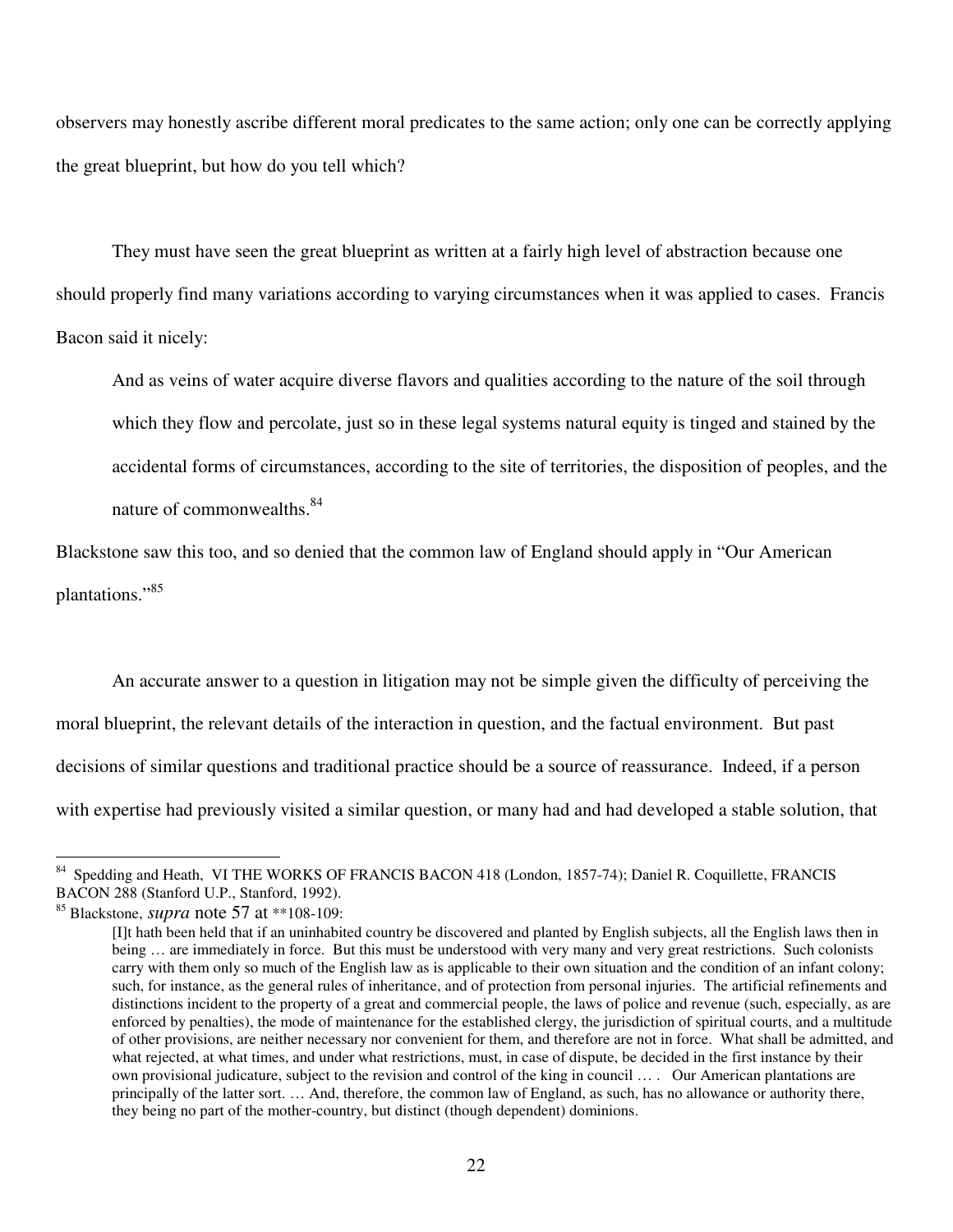observers may honestly ascribe different moral predicates to the same action; only one can be correctly applying the great blueprint, but how do you tell which?

They must have seen the great blueprint as written at a fairly high level of abstraction because one should properly find many variations according to varying circumstances when it was applied to cases. Francis Bacon said it nicely:

> And as veins of water acquire diverse flavors and qualities according to the nature of the soil through which they flow and percolate, just so in these legal systems natural equity is tinged and stained by the accidental forms of circumstances, according to the site of territories, the disposition of peoples, and the nature of commonwealths.[84]

Blackstone saw this too, and so denied that the common law of England should apply in "Our American plantations."[85]

An accurate answer to a question in litigation may not be simple given the difficulty of perceiving the moral blueprint, the relevant details of the interaction in question, and the factual environment. But past decisions of similar questions and traditional practice should be a source of reassurance. Indeed, if a person with expertise had previously visited a similar question, or many had and had developed a stable solution, that

---

[84] Spedding and Heath, VI THE WORKS OF FRANCIS BACON 418 (London, 1857-74); Daniel R. Coquillette, FRANCIS BACON 288 (Stanford U.P., Stanford, 1992).

[85] Blackstone, *supra* note 57 at **108-109:

> [I]t hath been held that if an uninhabited country be discovered and planted by English subjects, all the English laws then in being … are immediately in force. But this must be understood with very many and very great restrictions. Such colonists carry with them only so much of the English law as is applicable to their own situation and the condition of an infant colony; such, for instance, as the general rules of inheritance, and of protection from personal injuries. The artificial refinements and distinctions incident to the property of a great and commercial people, the laws of police and revenue (such, especially, as are enforced by penalties), the mode of maintenance for the established clergy, the jurisdiction of spiritual courts, and a multitude of other provisions, are neither necessary nor convenient for them, and therefore are not in force. What shall be admitted, and what rejected, at what times, and under what restrictions, must, in case of dispute, be decided in the first instance by their own provisional judicature, subject to the revision and control of the king in council … . Our American plantations are principally of the latter sort. … And, therefore, the common law of England, as such, has no allowance or authority there, they being no part of the mother-country, but distinct (though dependent) dominions.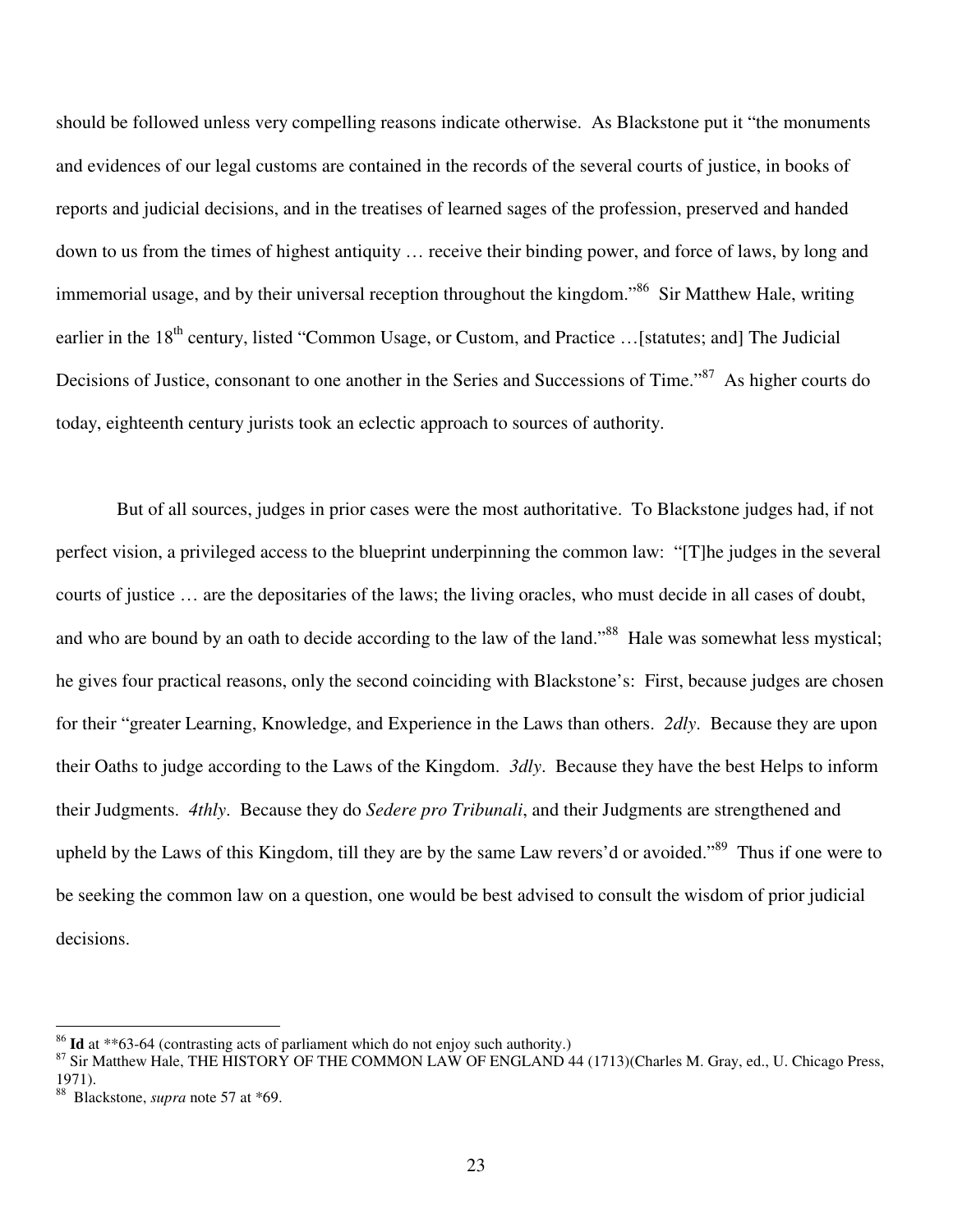should be followed unless very compelling reasons indicate otherwise. As Blackstone put it "the monuments and evidences of our legal customs are contained in the records of the several courts of justice, in books of reports and judicial decisions, and in the treatises of learned sages of the profession, preserved and handed down to us from the times of highest antiquity … receive their binding power, and force of laws, by long and immemorial usage, and by their universal reception throughout the kingdom."[86] Sir Matthew Hale, writing earlier in the 18th century, listed "Common Usage, or Custom, and Practice …[statutes; and] The Judicial Decisions of Justice, consonant to one another in the Series and Successions of Time."[87] As higher courts do today, eighteenth century jurists took an eclectic approach to sources of authority.

But of all sources, judges in prior cases were the most authoritative. To Blackstone judges had, if not perfect vision, a privileged access to the blueprint underpinning the common law: "[T]he judges in the several courts of justice … are the depositaries of the laws; the living oracles, who must decide in all cases of doubt, and who are bound by an oath to decide according to the law of the land."[88] Hale was somewhat less mystical; he gives four practical reasons, only the second coinciding with Blackstone's: First, because judges are chosen for their "greater Learning, Knowledge, and Experience in the Laws than others. *2dly*. Because they are upon their Oaths to judge according to the Laws of the Kingdom. *3dly*. Because they have the best Helps to inform their Judgments. *4thly*. Because they do *Sedere pro Tribunali*, and their Judgments are strengthened and upheld by the Laws of this Kingdom, till they are by the same Law revers'd or avoided."[89] Thus if one were to be seeking the common law on a question, one would be best advised to consult the wisdom of prior judicial decisions.

---

[86] **Id** at **63-64 (contrasting acts of parliament which do not enjoy such authority.)

[87] Sir Matthew Hale, THE HISTORY OF THE COMMON LAW OF ENGLAND 44 (1713)(Charles M. Gray, ed., U. Chicago Press, 1971).

[88] Blackstone, *supra* note 57 at *69.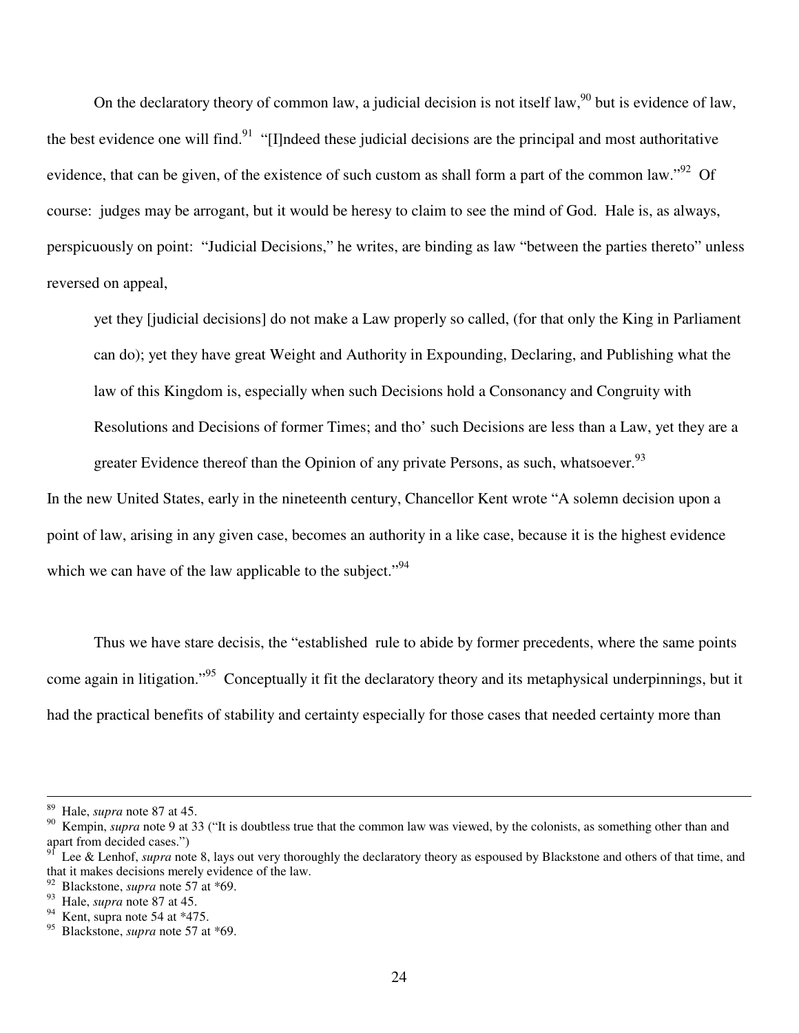On the declaratory theory of common law, a judicial decision is not itself law,[90] but is evidence of law, the best evidence one will find.[91] "[I]ndeed these judicial decisions are the principal and most authoritative evidence, that can be given, of the existence of such custom as shall form a part of the common law."[92] Of course: judges may be arrogant, but it would be heresy to claim to see the mind of God. Hale is, as always, perspicuously on point: "Judicial Decisions," he writes, are binding as law "between the parties thereto" unless reversed on appeal,

> yet they [judicial decisions] do not make a Law properly so called, (for that only the King in Parliament can do); yet they have great Weight and Authority in Expounding, Declaring, and Publishing what the law of this Kingdom is, especially when such Decisions hold a Consonancy and Congruity with Resolutions and Decisions of former Times; and tho' such Decisions are less than a Law, yet they are a greater Evidence thereof than the Opinion of any private Persons, as such, whatsoever.[93]

In the new United States, early in the nineteenth century, Chancellor Kent wrote "A solemn decision upon a point of law, arising in any given case, becomes an authority in a like case, because it is the highest evidence which we can have of the law applicable to the subject."[94]

Thus we have stare decisis, the "established rule to abide by former precedents, where the same points come again in litigation."[95] Conceptually it fit the declaratory theory and its metaphysical underpinnings, but it had the practical benefits of stability and certainty especially for those cases that needed certainty more than

---

[89] Hale, *supra* note 87 at 45.

[90] Kempin, *supra* note 9 at 33 ("It is doubtless true that the common law was viewed, by the colonists, as something other than and apart from decided cases.")

[91] Lee & Lenhof, *supra* note 8, lays out very thoroughly the declaratory theory as espoused by Blackstone and others of that time, and that it makes decisions merely evidence of the law.

[92] Blackstone, *supra* note 57 at *69.

[93] Hale, *supra* note 87 at 45.

[94] Kent, supra note 54 at *475.

[95] Blackstone, *supra* note 57 at *69.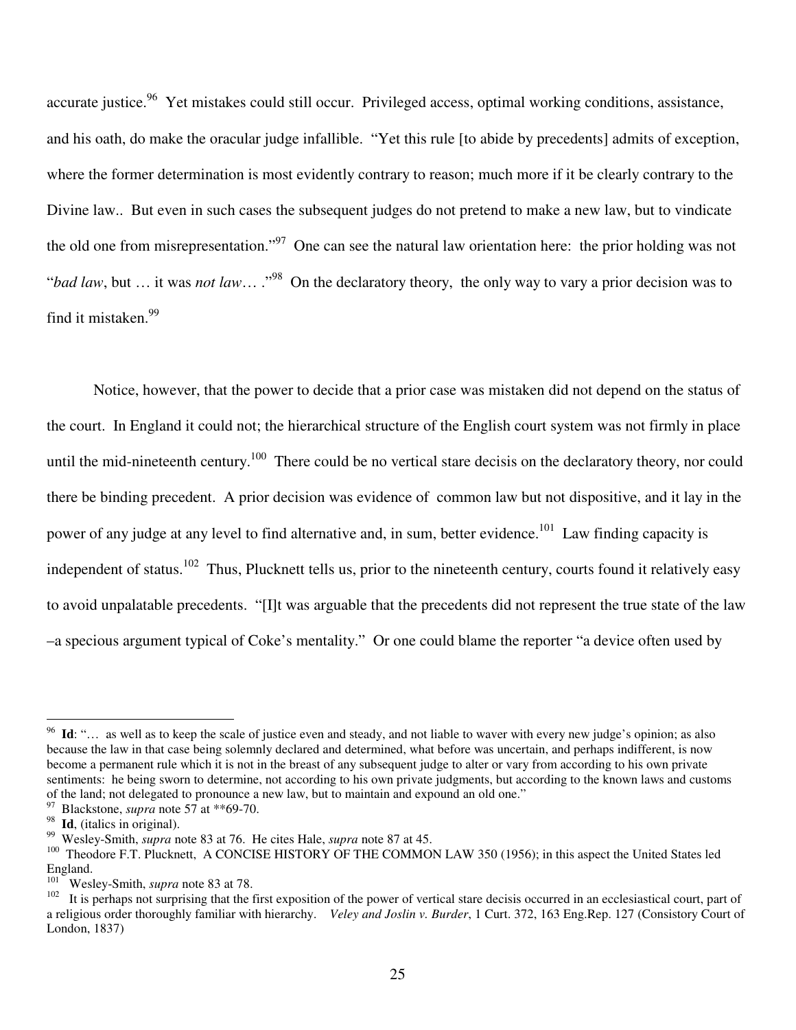accurate justice.[96] Yet mistakes could still occur. Privileged access, optimal working conditions, assistance, and his oath, do make the oracular judge infallible. "Yet this rule [to abide by precedents] admits of exception, where the former determination is most evidently contrary to reason; much more if it be clearly contrary to the Divine law.. But even in such cases the subsequent judges do not pretend to make a new law, but to vindicate the old one from misrepresentation."[97] One can see the natural law orientation here: the prior holding was not "*bad law*, but … it was *not law*… ."[98] On the declaratory theory, the only way to vary a prior decision was to find it mistaken.[99]

Notice, however, that the power to decide that a prior case was mistaken did not depend on the status of the court. In England it could not; the hierarchical structure of the English court system was not firmly in place until the mid-nineteenth century.[100] There could be no vertical stare decisis on the declaratory theory, nor could there be binding precedent. A prior decision was evidence of common law but not dispositive, and it lay in the power of any judge at any level to find alternative and, in sum, better evidence.[101] Law finding capacity is independent of status.[102] Thus, Plucknett tells us, prior to the nineteenth century, courts found it relatively easy to avoid unpalatable precedents. "[I]t was arguable that the precedents did not represent the true state of the law –a specious argument typical of Coke's mentality." Or one could blame the reporter "a device often used by

---

[96] **Id**: "… as well as to keep the scale of justice even and steady, and not liable to waver with every new judge's opinion; as also because the law in that case being solemnly declared and determined, what before was uncertain, and perhaps indifferent, is now become a permanent rule which it is not in the breast of any subsequent judge to alter or vary from according to his own private sentiments: he being sworn to determine, not according to his own private judgments, but according to the known laws and customs of the land; not delegated to pronounce a new law, but to maintain and expound an old one."

[97] Blackstone, *supra* note 57 at **69-70.

[98] **Id**, (italics in original).

[99] Wesley-Smith, *supra* note 83 at 76. He cites Hale, *supra* note 87 at 45.

[100] Theodore F.T. Plucknett, A CONCISE HISTORY OF THE COMMON LAW 350 (1956); in this aspect the United States led England.

[101] Wesley-Smith, *supra* note 83 at 78.

[102] It is perhaps not surprising that the first exposition of the power of vertical stare decisis occurred in an ecclesiastical court, part of a religious order thoroughly familiar with hierarchy. *Veley and Joslin v. Burder*, 1 Curt. 372, 163 Eng.Rep. 127 (Consistory Court of London, 1837)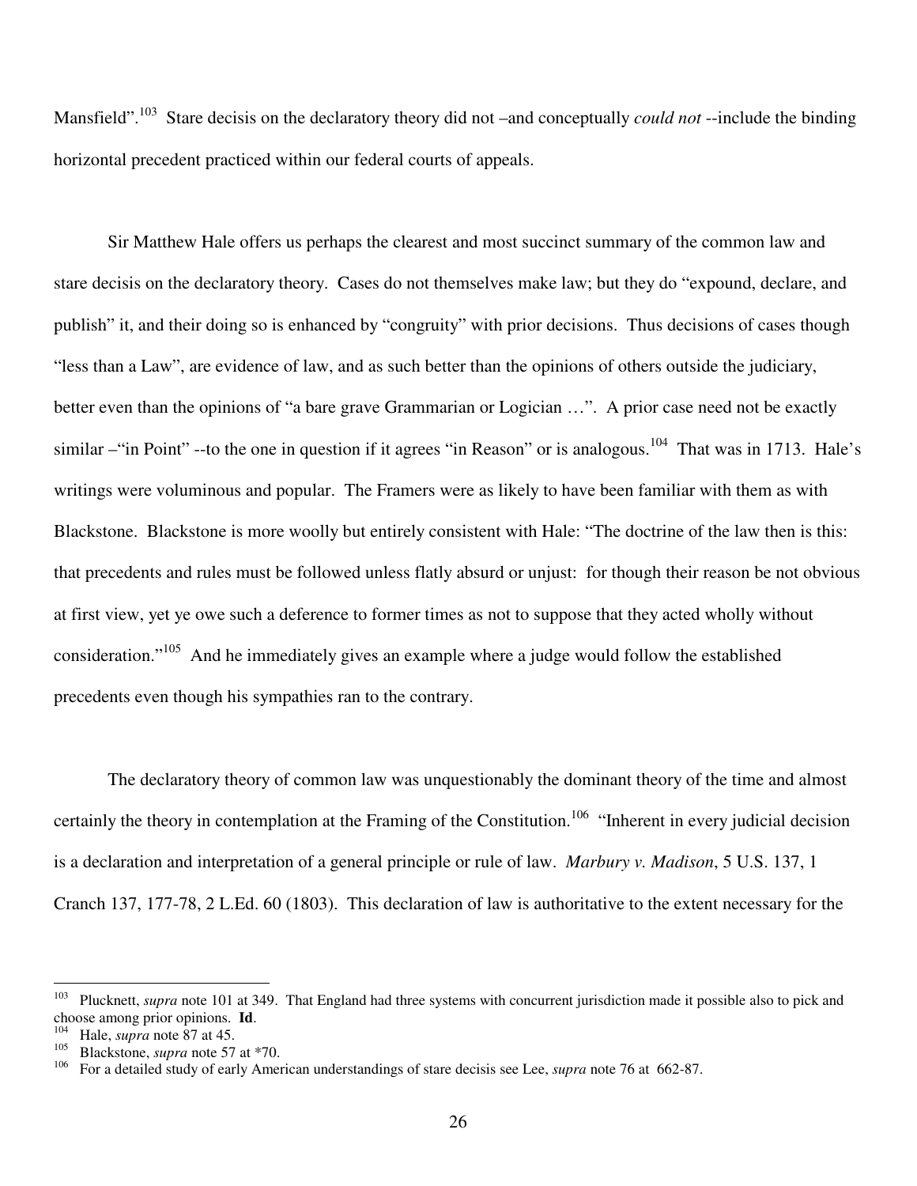Mansfield”.[103] Stare decisis on the declaratory theory did not –and conceptually *could not* --include the binding horizontal precedent practiced within our federal courts of appeals.

Sir Matthew Hale offers us perhaps the clearest and most succinct summary of the common law and stare decisis on the declaratory theory. Cases do not themselves make law; but they do “expound, declare, and publish” it, and their doing so is enhanced by “congruity” with prior decisions. Thus decisions of cases though “less than a Law”, are evidence of law, and as such better than the opinions of others outside the judiciary, better even than the opinions of “a bare grave Grammarian or Logician …”. A prior case need not be exactly similar –“in Point” --to the one in question if it agrees “in Reason” or is analogous.[104] That was in 1713. Hale’s writings were voluminous and popular. The Framers were as likely to have been familiar with them as with Blackstone. Blackstone is more woolly but entirely consistent with Hale: “The doctrine of the law then is this: that precedents and rules must be followed unless flatly absurd or unjust: for though their reason be not obvious at first view, yet ye owe such a deference to former times as not to suppose that they acted wholly without consideration.”[105] And he immediately gives an example where a judge would follow the established precedents even though his sympathies ran to the contrary.

The declaratory theory of common law was unquestionably the dominant theory of the time and almost certainly the theory in contemplation at the Framing of the Constitution.[106] “Inherent in every judicial decision is a declaration and interpretation of a general principle or rule of law. *Marbury v. Madison*, 5 U.S. 137, 1 Cranch 137, 177-78, 2 L.Ed. 60 (1803). This declaration of law is authoritative to the extent necessary for the

---

[103] Plucknett, *supra* note 101 at 349. That England had three systems with concurrent jurisdiction made it possible also to pick and choose among prior opinions. **Id**.

[104] Hale, *supra* note 87 at 45.

[105] Blackstone, *supra* note 57 at *70.

[106] For a detailed study of early American understandings of stare decisis see Lee, *supra* note 76 at 662-87.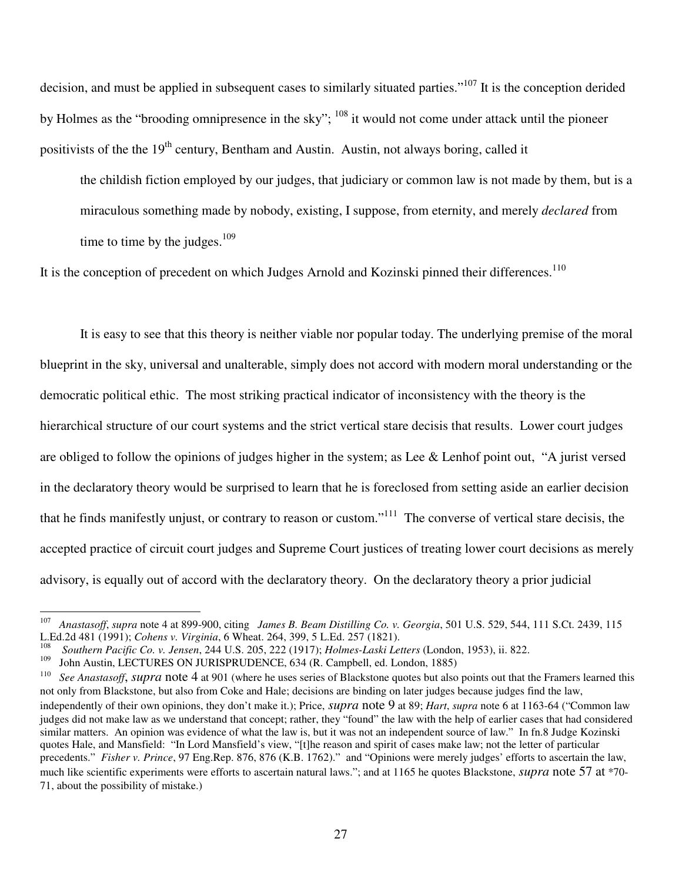decision, and must be applied in subsequent cases to similarly situated parties."[107] It is the conception derided by Holmes as the "brooding omnipresence in the sky"; [108] it would not come under attack until the pioneer positivists of the the 19th century, Bentham and Austin. Austin, not always boring, called it

> the childish fiction employed by our judges, that judiciary or common law is not made by them, but is a miraculous something made by nobody, existing, I suppose, from eternity, and merely *declared* from time to time by the judges.[109]

It is the conception of precedent on which Judges Arnold and Kozinski pinned their differences.[110]

It is easy to see that this theory is neither viable nor popular today. The underlying premise of the moral blueprint in the sky, universal and unalterable, simply does not accord with modern moral understanding or the democratic political ethic. The most striking practical indicator of inconsistency with the theory is the hierarchical structure of our court systems and the strict vertical stare decisis that results. Lower court judges are obliged to follow the opinions of judges higher in the system; as Lee & Lenhof point out, "A jurist versed in the declaratory theory would be surprised to learn that he is foreclosed from setting aside an earlier decision that he finds manifestly unjust, or contrary to reason or custom."[111] The converse of vertical stare decisis, the accepted practice of circuit court judges and Supreme Court justices of treating lower court decisions as merely advisory, is equally out of accord with the declaratory theory. On the declaratory theory a prior judicial

---

[107] *Anastasoff*, *supra* note 4 at 899-900, citing *James B. Beam Distilling Co. v. Georgia*, 501 U.S. 529, 544, 111 S.Ct. 2439, 115 L.Ed.2d 481 (1991); *Cohens v. Virginia*, 6 Wheat. 264, 399, 5 L.Ed. 257 (1821).

[108] *Southern Pacific Co. v. Jensen*, 244 U.S. 205, 222 (1917); *Holmes-Laski Letters* (London, 1953), ii. 822.

[109] John Austin, LECTURES ON JURISPRUDENCE, 634 (R. Campbell, ed. London, 1885)

[110] *See Anastasoff*, *supra* note 4 at 901 (where he uses series of Blackstone quotes but also points out that the Framers learned this not only from Blackstone, but also from Coke and Hale; decisions are binding on later judges because judges find the law, independently of their own opinions, they don't make it.); Price, *supra* note 9 at 89; *Hart*, *supra* note 6 at 1163-64 ("Common law judges did not make law as we understand that concept; rather, they "found" the law with the help of earlier cases that had considered similar matters. An opinion was evidence of what the law is, but it was not an independent source of law." In fn.8 Judge Kozinski quotes Hale, and Mansfield: "In Lord Mansfield's view, "[t]he reason and spirit of cases make law; not the letter of particular precedents." *Fisher v. Prince*, 97 Eng.Rep. 876, 876 (K.B. 1762)." and "Opinions were merely judges' efforts to ascertain the law, much like scientific experiments were efforts to ascertain natural laws."; and at 1165 he quotes Blackstone, *supra* note 57 at *70-71, about the possibility of mistake.)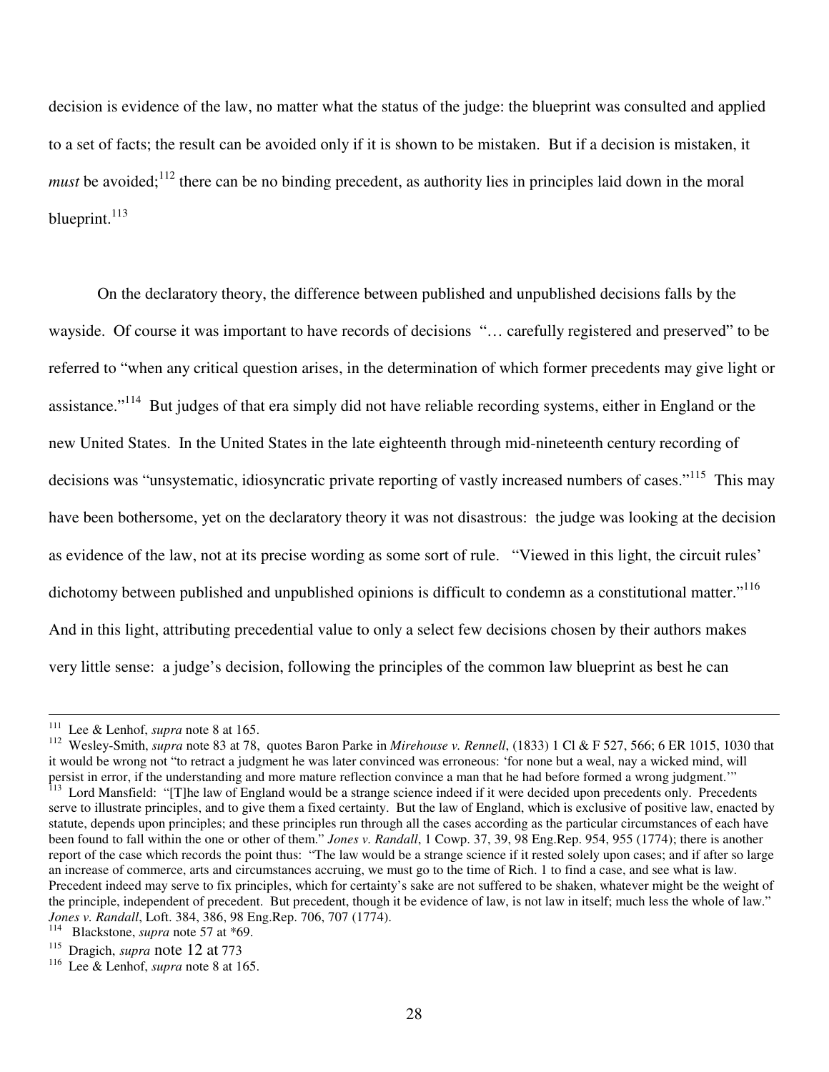decision is evidence of the law, no matter what the status of the judge: the blueprint was consulted and applied to a set of facts; the result can be avoided only if it is shown to be mistaken. But if a decision is mistaken, it *must* be avoided;[112] there can be no binding precedent, as authority lies in principles laid down in the moral blueprint.[113]

On the declaratory theory, the difference between published and unpublished decisions falls by the wayside. Of course it was important to have records of decisions "… carefully registered and preserved" to be referred to "when any critical question arises, in the determination of which former precedents may give light or assistance."[114] But judges of that era simply did not have reliable recording systems, either in England or the new United States. In the United States in the late eighteenth through mid-nineteenth century recording of decisions was "unsystematic, idiosyncratic private reporting of vastly increased numbers of cases."[115] This may have been bothersome, yet on the declaratory theory it was not disastrous: the judge was looking at the decision as evidence of the law, not at its precise wording as some sort of rule. "Viewed in this light, the circuit rules' dichotomy between published and unpublished opinions is difficult to condemn as a constitutional matter."[116] And in this light, attributing precedential value to only a select few decisions chosen by their authors makes very little sense: a judge's decision, following the principles of the common law blueprint as best he can

---

[111] Lee & Lenhof, *supra* note 8 at 165.

[112] Wesley-Smith, *supra* note 83 at 78, quotes Baron Parke in *Mirehouse v. Rennell*, (1833) 1 Cl & F 527, 566; 6 ER 1015, 1030 that it would be wrong not "to retract a judgment he was later convinced was erroneous: 'for none but a weal, nay a wicked mind, will persist in error, if the understanding and more mature reflection convince a man that he had before formed a wrong judgment.'"

[113] Lord Mansfield: "[T]he law of England would be a strange science indeed if it were decided upon precedents only. Precedents serve to illustrate principles, and to give them a fixed certainty. But the law of England, which is exclusive of positive law, enacted by statute, depends upon principles; and these principles run through all the cases according as the particular circumstances of each have been found to fall within the one or other of them." *Jones v. Randall*, 1 Cowp. 37, 39, 98 Eng.Rep. 954, 955 (1774); there is another report of the case which records the point thus: "The law would be a strange science if it rested solely upon cases; and if after so large an increase of commerce, arts and circumstances accruing, we must go to the time of Rich. 1 to find a case, and see what is law. Precedent indeed may serve to fix principles, which for certainty's sake are not suffered to be shaken, whatever might be the weight of the principle, independent of precedent. But precedent, though it be evidence of law, is not law in itself; much less the whole of law." *Jones v. Randall*, Loft. 384, 386, 98 Eng.Rep. 706, 707 (1774).

[114] Blackstone, *supra* note 57 at *69.

[115] Dragich, *supra* note 12 at 773

[116] Lee & Lenhof, *supra* note 8 at 165.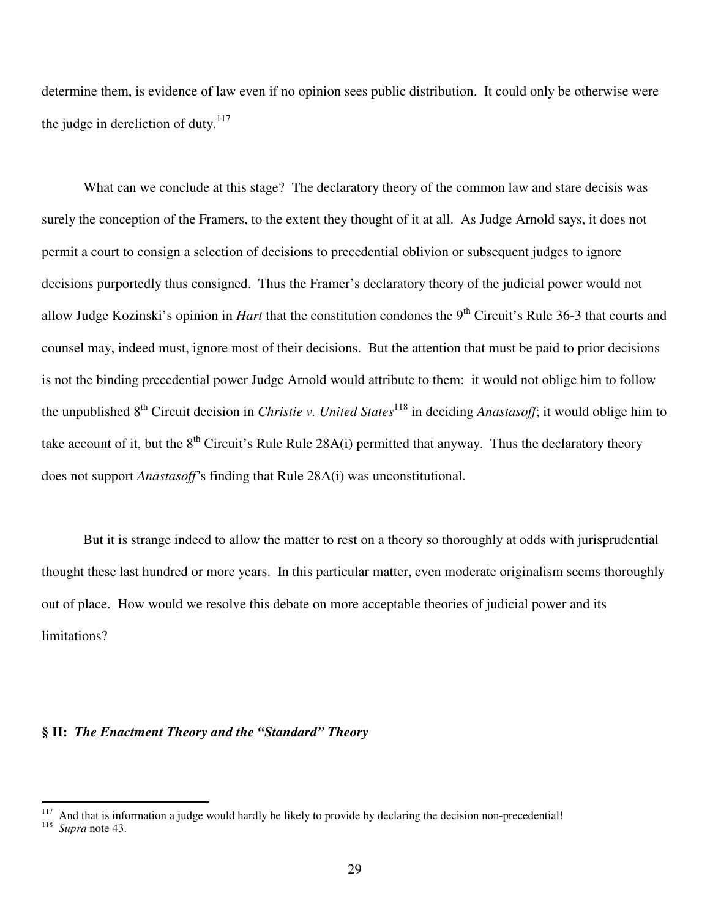determine them, is evidence of law even if no opinion sees public distribution. It could only be otherwise were the judge in dereliction of duty.[117]

What can we conclude at this stage? The declaratory theory of the common law and stare decisis was surely the conception of the Framers, to the extent they thought of it at all. As Judge Arnold says, it does not permit a court to consign a selection of decisions to precedential oblivion or subsequent judges to ignore decisions purportedly thus consigned. Thus the Framer's declaratory theory of the judicial power would not allow Judge Kozinski's opinion in *Hart* that the constitution condones the 9th Circuit's Rule 36-3 that courts and counsel may, indeed must, ignore most of their decisions. But the attention that must be paid to prior decisions is not the binding precedential power Judge Arnold would attribute to them: it would not oblige him to follow the unpublished 8th Circuit decision in *Christie v. United States*[118] in deciding *Anastasoff*; it would oblige him to take account of it, but the 8th Circuit's Rule Rule 28A(i) permitted that anyway. Thus the declaratory theory does not support *Anastasoff*'s finding that Rule 28A(i) was unconstitutional.

But it is strange indeed to allow the matter to rest on a theory so thoroughly at odds with jurisprudential thought these last hundred or more years. In this particular matter, even moderate originalism seems thoroughly out of place. How would we resolve this debate on more acceptable theories of judicial power and its limitations?

## § II: *The Enactment Theory and the "Standard" Theory*

---

[117] And that is information a judge would hardly be likely to provide by declaring the decision non-precedential!

[118] *Supra* note 43.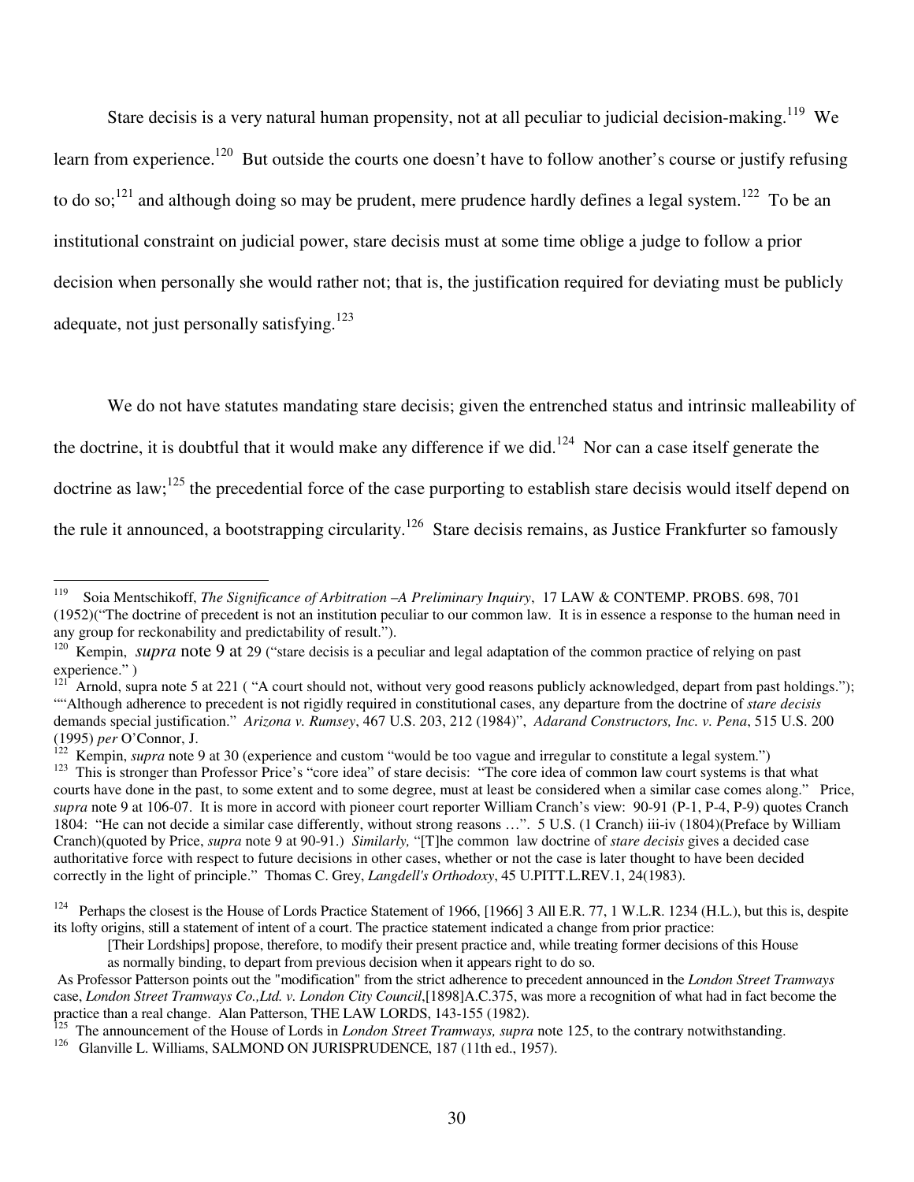Stare decisis is a very natural human propensity, not at all peculiar to judicial decision-making.[119] We learn from experience.[120] But outside the courts one doesn't have to follow another's course or justify refusing to do so;[121] and although doing so may be prudent, mere prudence hardly defines a legal system.[122] To be an institutional constraint on judicial power, stare decisis must at some time oblige a judge to follow a prior decision when personally she would rather not; that is, the justification required for deviating must be publicly adequate, not just personally satisfying.[123]

We do not have statutes mandating stare decisis; given the entrenched status and intrinsic malleability of the doctrine, it is doubtful that it would make any difference if we did.[124] Nor can a case itself generate the doctrine as law;[125] the precedential force of the case purporting to establish stare decisis would itself depend on the rule it announced, a bootstrapping circularity.[126] Stare decisis remains, as Justice Frankfurter so famously

---

[119] Soia Mentschikoff, *The Significance of Arbitration –A Preliminary Inquiry*, 17 LAW & CONTEMP. PROBS. 698, 701 (1952)("The doctrine of precedent is not an institution peculiar to our common law. It is in essence a response to the human need in any group for reckonability and predictability of result.").

[120] Kempin, *supra* note 9 at 29 ("stare decisis is a peculiar and legal adaptation of the common practice of relying on past experience." )

[121] Arnold, supra note 5 at 221 ( "A court should not, without very good reasons publicly acknowledged, depart from past holdings."); ""Although adherence to precedent is not rigidly required in constitutional cases, any departure from the doctrine of *stare decisis* demands special justification." *Arizona v. Rumsey*, 467 U.S. 203, 212 (1984)", *Adarand Constructors, Inc. v. Pena*, 515 U.S. 200 (1995) *per* O'Connor, J.

[122] Kempin, *supra* note 9 at 30 (experience and custom "would be too vague and irregular to constitute a legal system.")

[123] This is stronger than Professor Price's "core idea" of stare decisis: "The core idea of common law court systems is that what courts have done in the past, to some extent and to some degree, must at least be considered when a similar case comes along." Price, *supra* note 9 at 106-07. It is more in accord with pioneer court reporter William Cranch's view: 90-91 (P-1, P-4, P-9) quotes Cranch 1804: "He can not decide a similar case differently, without strong reasons …". 5 U.S. (1 Cranch) iii-iv (1804)(Preface by William Cranch)(quoted by Price, *supra* note 9 at 90-91.) *Similarly,* "[T]he common law doctrine of *stare decisis* gives a decided case authoritative force with respect to future decisions in other cases, whether or not the case is later thought to have been decided correctly in the light of principle." Thomas C. Grey, *Langdell's Orthodoxy*, 45 U.PITT.L.REV.1, 24(1983).

[124] Perhaps the closest is the House of Lords Practice Statement of 1966, [1966] 3 All E.R. 77, 1 W.L.R. 1234 (H.L.), but this is, despite its lofty origins, still a statement of intent of a court. The practice statement indicated a change from prior practice:

> [Their Lordships] propose, therefore, to modify their present practice and, while treating former decisions of this House as normally binding, to depart from previous decision when it appears right to do so.

As Professor Patterson points out the "modification" from the strict adherence to precedent announced in the *London Street Tramways* case, *London Street Tramways Co.,Ltd. v. London City Council*,[1898]A.C.375, was more a recognition of what had in fact become the practice than a real change. Alan Patterson, THE LAW LORDS, 143-155 (1982).

[125] The announcement of the House of Lords in *London Street Tramways, supra* note 125, to the contrary notwithstanding.

[126] Glanville L. Williams, SALMOND ON JURISPRUDENCE, 187 (11th ed., 1957).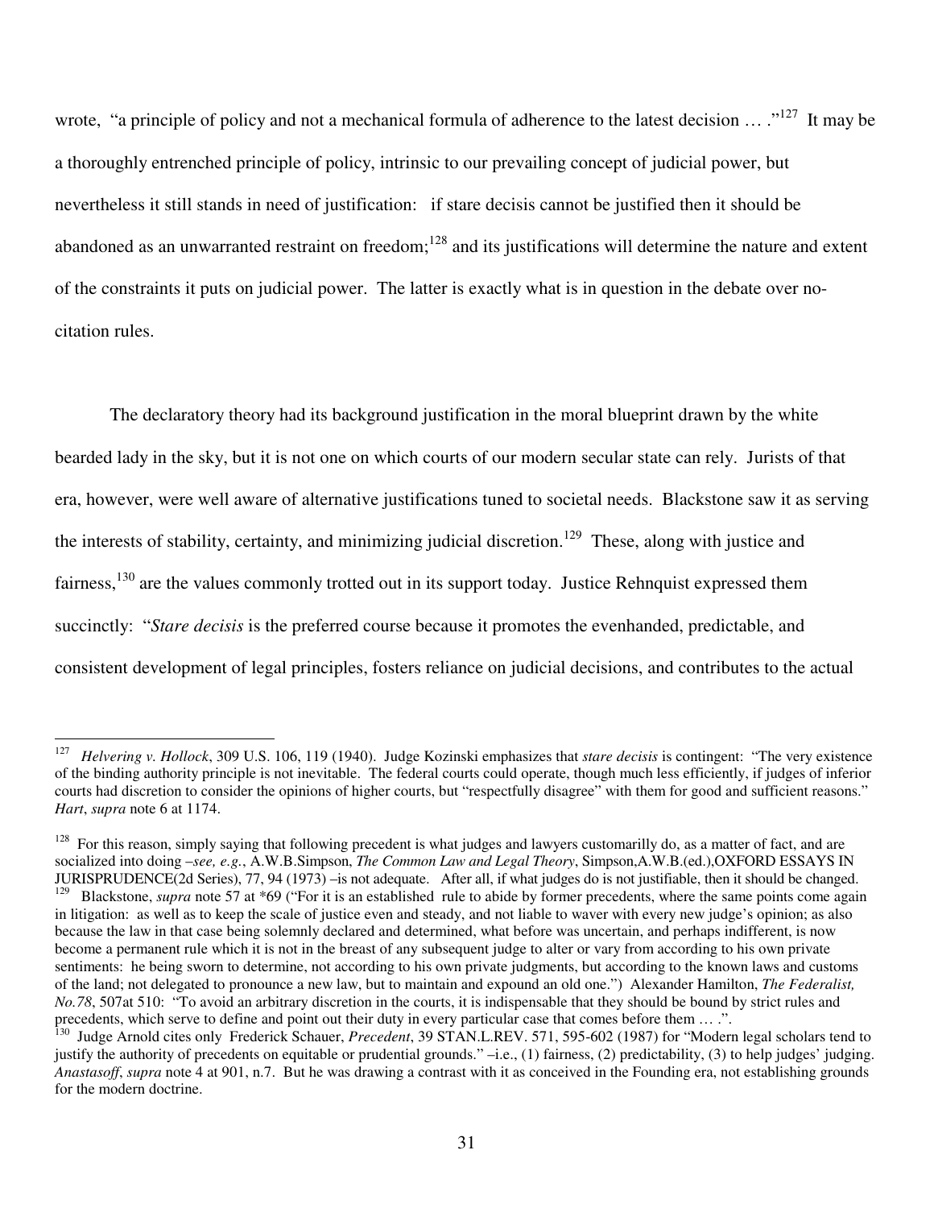wrote, "a principle of policy and not a mechanical formula of adherence to the latest decision … ."[127] It may be a thoroughly entrenched principle of policy, intrinsic to our prevailing concept of judicial power, but nevertheless it still stands in need of justification: if stare decisis cannot be justified then it should be abandoned as an unwarranted restraint on freedom;[128] and its justifications will determine the nature and extent of the constraints it puts on judicial power. The latter is exactly what is in question in the debate over no-citation rules.

The declaratory theory had its background justification in the moral blueprint drawn by the white bearded lady in the sky, but it is not one on which courts of our modern secular state can rely. Jurists of that era, however, were well aware of alternative justifications tuned to societal needs. Blackstone saw it as serving the interests of stability, certainty, and minimizing judicial discretion.[129] These, along with justice and fairness,[130] are the values commonly trotted out in its support today. Justice Rehnquist expressed them succinctly: "*Stare decisis* is the preferred course because it promotes the evenhanded, predictable, and consistent development of legal principles, fosters reliance on judicial decisions, and contributes to the actual

---

[127] *Helvering v. Hollock*, 309 U.S. 106, 119 (1940). Judge Kozinski emphasizes that *stare decisis* is contingent: "The very existence of the binding authority principle is not inevitable. The federal courts could operate, though much less efficiently, if judges of inferior courts had discretion to consider the opinions of higher courts, but "respectfully disagree" with them for good and sufficient reasons." *Hart*, *supra* note 6 at 1174.

[128] For this reason, simply saying that following precedent is what judges and lawyers customarilly do, as a matter of fact, and are socialized into doing –*see, e.g.*, A.W.B.Simpson, *The Common Law and Legal Theory*, Simpson,A.W.B.(ed.),OXFORD ESSAYS IN JURISPRUDENCE(2d Series), 77, 94 (1973) –is not adequate. After all, if what judges do is not justifiable, then it should be changed.

[129] Blackstone, *supra* note 57 at *69 ("For it is an established rule to abide by former precedents, where the same points come again in litigation: as well as to keep the scale of justice even and steady, and not liable to waver with every new judge's opinion; as also because the law in that case being solemnly declared and determined, what before was uncertain, and perhaps indifferent, is now become a permanent rule which it is not in the breast of any subsequent judge to alter or vary from according to his own private sentiments: he being sworn to determine, not according to his own private judgments, but according to the known laws and customs of the land; not delegated to pronounce a new law, but to maintain and expound an old one.") Alexander Hamilton, *The Federalist, No.78*, 507at 510: "To avoid an arbitrary discretion in the courts, it is indispensable that they should be bound by strict rules and precedents, which serve to define and point out their duty in every particular case that comes before them … .".

[130] Judge Arnold cites only Frederick Schauer, *Precedent*, 39 STAN.L.REV. 571, 595-602 (1987) for "Modern legal scholars tend to justify the authority of precedents on equitable or prudential grounds." –i.e., (1) fairness, (2) predictability, (3) to help judges' judging. *Anastasoff*, *supra* note 4 at 901, n.7. But he was drawing a contrast with it as conceived in the Founding era, not establishing grounds for the modern doctrine.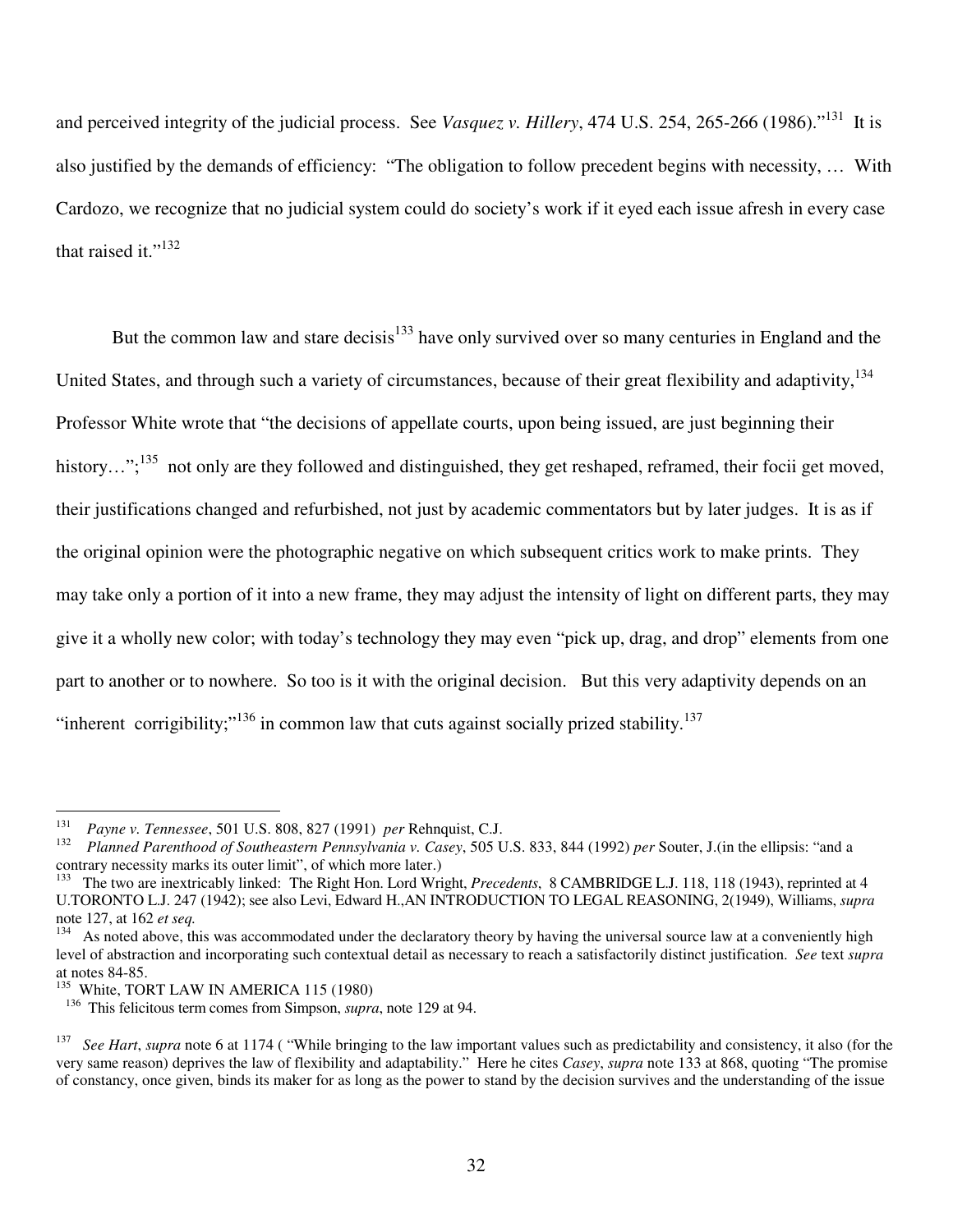and perceived integrity of the judicial process. See *Vasquez v. Hillery*, 474 U.S. 254, 265-266 (1986)."[131] It is also justified by the demands of efficiency: "The obligation to follow precedent begins with necessity, … With Cardozo, we recognize that no judicial system could do society's work if it eyed each issue afresh in every case that raised it."[132]

But the common law and stare decisis[133] have only survived over so many centuries in England and the United States, and through such a variety of circumstances, because of their great flexibility and adaptivity,[134] Professor White wrote that "the decisions of appellate courts, upon being issued, are just beginning their history…";[135] not only are they followed and distinguished, they get reshaped, reframed, their focii get moved, their justifications changed and refurbished, not just by academic commentators but by later judges. It is as if the original opinion were the photographic negative on which subsequent critics work to make prints. They may take only a portion of it into a new frame, they may adjust the intensity of light on different parts, they may give it a wholly new color; with today's technology they may even "pick up, drag, and drop" elements from one part to another or to nowhere. So too is it with the original decision. But this very adaptivity depends on an "inherent corrigibility;"[136] in common law that cuts against socially prized stability.[137]

---

[131] *Payne v. Tennessee*, 501 U.S. 808, 827 (1991) *per* Rehnquist, C.J.

[132] *Planned Parenthood of Southeastern Pennsylvania v. Casey*, 505 U.S. 833, 844 (1992) *per* Souter, J.(in the ellipsis: "and a contrary necessity marks its outer limit", of which more later.)

[133] The two are inextricably linked: The Right Hon. Lord Wright, *Precedents*, 8 CAMBRIDGE L.J. 118, 118 (1943), reprinted at 4 U.TORONTO L.J. 247 (1942); see also Levi, Edward H.,AN INTRODUCTION TO LEGAL REASONING, 2(1949), Williams, *supra* note 127, at 162 *et seq.*

[134] As noted above, this was accommodated under the declaratory theory by having the universal source law at a conveniently high level of abstraction and incorporating such contextual detail as necessary to reach a satisfactorily distinct justification. *See* text *supra* at notes 84-85.

[135] White, TORT LAW IN AMERICA 115 (1980)

[136] This felicitous term comes from Simpson, *supra*, note 129 at 94.

[137] *See Hart*, *supra* note 6 at 1174 ( "While bringing to the law important values such as predictability and consistency, it also (for the very same reason) deprives the law of flexibility and adaptability." Here he cites *Casey*, *supra* note 133 at 868, quoting "The promise of constancy, once given, binds its maker for as long as the power to stand by the decision survives and the understanding of the issue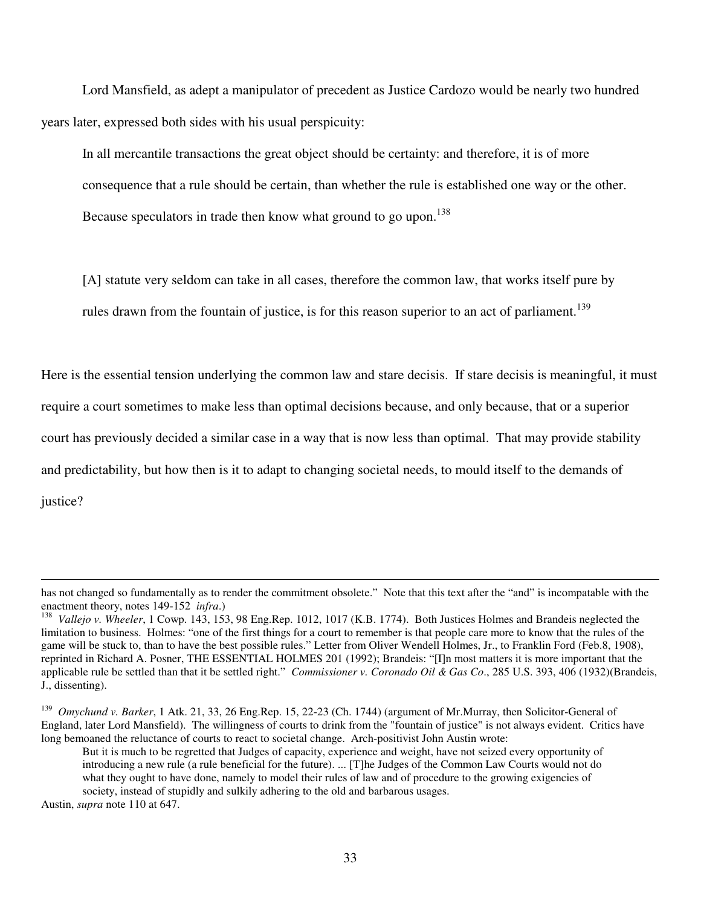Lord Mansfield, as adept a manipulator of precedent as Justice Cardozo would be nearly two hundred years later, expressed both sides with his usual perspicuity:

> In all mercantile transactions the great object should be certainty: and therefore, it is of more consequence that a rule should be certain, than whether the rule is established one way or the other. Because speculators in trade then know what ground to go upon.[138]

> [A] statute very seldom can take in all cases, therefore the common law, that works itself pure by rules drawn from the fountain of justice, is for this reason superior to an act of parliament.[139]

Here is the essential tension underlying the common law and stare decisis. If stare decisis is meaningful, it must require a court sometimes to make less than optimal decisions because, and only because, that or a superior court has previously decided a similar case in a way that is now less than optimal. That may provide stability and predictability, but how then is it to adapt to changing societal needs, to mould itself to the demands of justice?

---

has not changed so fundamentally as to render the commitment obsolete." Note that this text after the "and" is incompatable with the enactment theory, notes 149-152 *infra*.)

[138] *Vallejo v. Wheeler*, 1 Cowp. 143, 153, 98 Eng.Rep. 1012, 1017 (K.B. 1774). Both Justices Holmes and Brandeis neglected the limitation to business. Holmes: "one of the first things for a court to remember is that people care more to know that the rules of the game will be stuck to, than to have the best possible rules." Letter from Oliver Wendell Holmes, Jr., to Franklin Ford (Feb.8, 1908), reprinted in Richard A. Posner, THE ESSENTIAL HOLMES 201 (1992); Brandeis: "[I]n most matters it is more important that the applicable rule be settled than that it be settled right." *Commissioner v. Coronado Oil & Gas Co*., 285 U.S. 393, 406 (1932)(Brandeis, J., dissenting).

[139] *Omychund v. Barker*, 1 Atk. 21, 33, 26 Eng.Rep. 15, 22-23 (Ch. 1744) (argument of Mr.Murray, then Solicitor-General of England, later Lord Mansfield). The willingness of courts to drink from the "fountain of justice" is not always evident. Critics have long bemoaned the reluctance of courts to react to societal change. Arch-positivist John Austin wrote:

> But it is much to be regretted that Judges of capacity, experience and weight, have not seized every opportunity of introducing a new rule (a rule beneficial for the future). ... [T]he Judges of the Common Law Courts would not do what they ought to have done, namely to model their rules of law and of procedure to the growing exigencies of society, instead of stupidly and sulkily adhering to the old and barbarous usages.

Austin, *supra* note 110 at 647.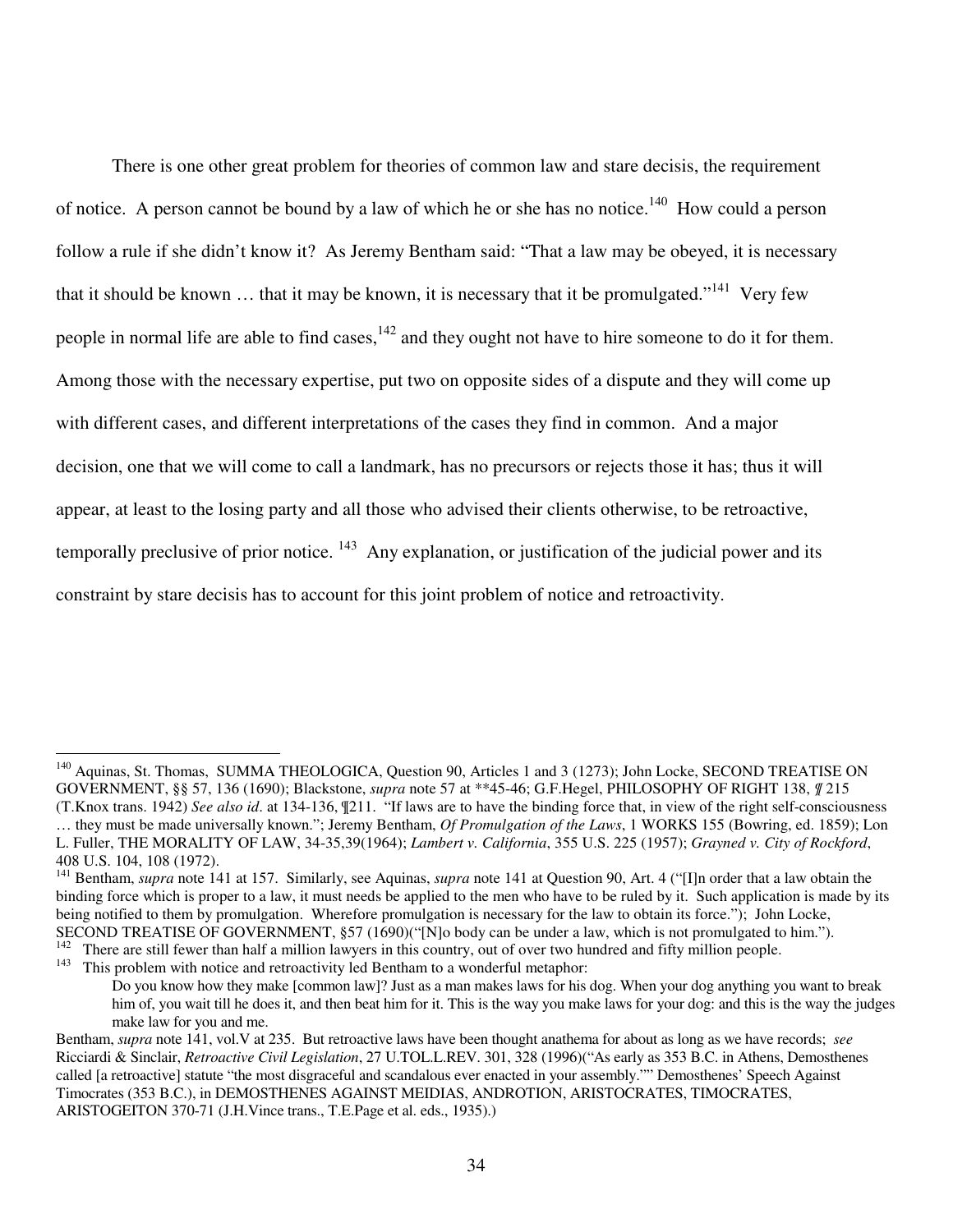There is one other great problem for theories of common law and stare decisis, the requirement of notice. A person cannot be bound by a law of which he or she has no notice.[140] How could a person follow a rule if she didn't know it? As Jeremy Bentham said: "That a law may be obeyed, it is necessary that it should be known … that it may be known, it is necessary that it be promulgated."[141] Very few people in normal life are able to find cases,[142] and they ought not have to hire someone to do it for them. Among those with the necessary expertise, put two on opposite sides of a dispute and they will come up with different cases, and different interpretations of the cases they find in common. And a major decision, one that we will come to call a landmark, has no precursors or rejects those it has; thus it will appear, at least to the losing party and all those who advised their clients otherwise, to be retroactive, temporally preclusive of prior notice. [143] Any explanation, or justification of the judicial power and its constraint by stare decisis has to account for this joint problem of notice and retroactivity.

---

[140] Aquinas, St. Thomas, SUMMA THEOLOGICA, Question 90, Articles 1 and 3 (1273); John Locke, SECOND TREATISE ON GOVERNMENT, §§ 57, 136 (1690); Blackstone, *supra* note 57 at **45-46; G.F.Hegel, PHILOSOPHY OF RIGHT 138, ¶ 215 (T.Knox trans. 1942) *See also id*. at 134-136, ¶211. "If laws are to have the binding force that, in view of the right self-consciousness … they must be made universally known."; Jeremy Bentham, *Of Promulgation of the Laws*, 1 WORKS 155 (Bowring, ed. 1859); Lon L. Fuller, THE MORALITY OF LAW, 34-35,39(1964); *Lambert v. California*, 355 U.S. 225 (1957); *Grayned v. City of Rockford*, 408 U.S. 104, 108 (1972).

[141] Bentham, *supra* note 141 at 157. Similarly, see Aquinas, *supra* note 141 at Question 90, Art. 4 ("[I]n order that a law obtain the binding force which is proper to a law, it must needs be applied to the men who have to be ruled by it. Such application is made by its being notified to them by promulgation. Wherefore promulgation is necessary for the law to obtain its force."); John Locke, SECOND TREATISE OF GOVERNMENT, §57 (1690)("[N]o body can be under a law, which is not promulgated to him.").

[142] There are still fewer than half a million lawyers in this country, out of over two hundred and fifty million people.

[143] This problem with notice and retroactivity led Bentham to a wonderful metaphor:

> Do you know how they make [common law]? Just as a man makes laws for his dog. When your dog anything you want to break him of, you wait till he does it, and then beat him for it. This is the way you make laws for your dog: and this is the way the judges make law for you and me.

Bentham, *supra* note 141, vol.V at 235. But retroactive laws have been thought anathema for about as long as we have records; *see* Ricciardi & Sinclair, *Retroactive Civil Legislation*, 27 U.TOL.L.REV. 301, 328 (1996)("As early as 353 B.C. in Athens, Demosthenes called [a retroactive] statute "the most disgraceful and scandalous ever enacted in your assembly."" Demosthenes' Speech Against Timocrates (353 B.C.), in DEMOSTHENES AGAINST MEIDIAS, ANDROTION, ARISTOCRATES, TIMOCRATES, ARISTOGEITON 370-71 (J.H.Vince trans., T.E.Page et al. eds., 1935).)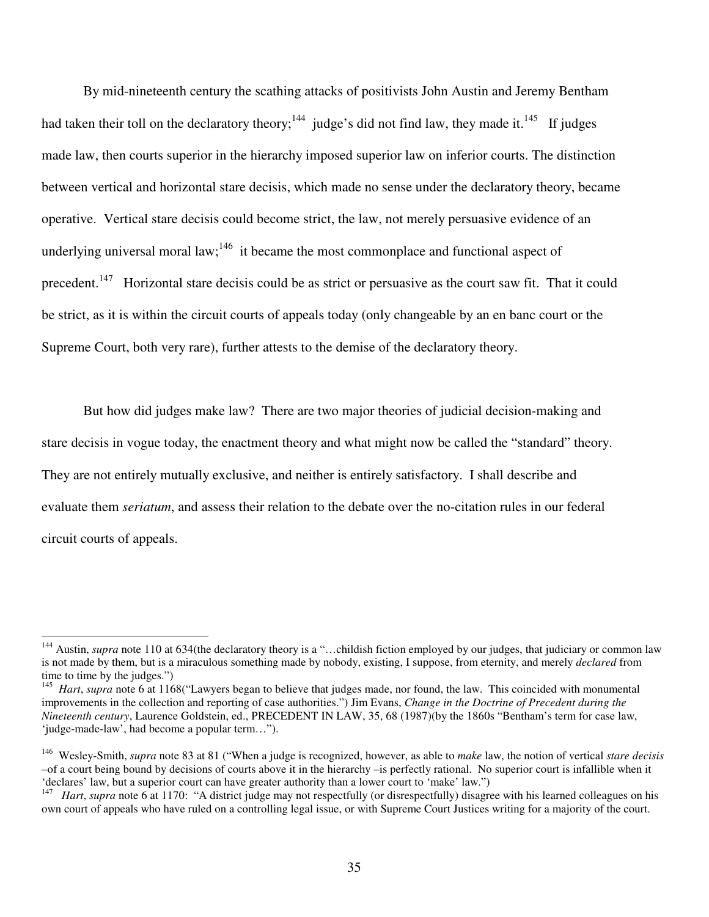By mid-nineteenth century the scathing attacks of positivists John Austin and Jeremy Bentham had taken their toll on the declaratory theory;[144] judge's did not find law, they made it.[145] If judges made law, then courts superior in the hierarchy imposed superior law on inferior courts. The distinction between vertical and horizontal stare decisis, which made no sense under the declaratory theory, became operative. Vertical stare decisis could become strict, the law, not merely persuasive evidence of an underlying universal moral law;[146] it became the most commonplace and functional aspect of precedent.[147] Horizontal stare decisis could be as strict or persuasive as the court saw fit. That it could be strict, as it is within the circuit courts of appeals today (only changeable by an en banc court or the Supreme Court, both very rare), further attests to the demise of the declaratory theory.

But how did judges make law? There are two major theories of judicial decision-making and stare decisis in vogue today, the enactment theory and what might now be called the "standard" theory. They are not entirely mutually exclusive, and neither is entirely satisfactory. I shall describe and evaluate them *seriatum*, and assess their relation to the debate over the no-citation rules in our federal circuit courts of appeals.

---

[144] Austin, *supra* note 110 at 634(the declaratory theory is a "…childish fiction employed by our judges, that judiciary or common law is not made by them, but is a miraculous something made by nobody, existing, I suppose, from eternity, and merely *declared* from time to time by the judges.")

[145] *Hart*, *supra* note 6 at 1168("Lawyers began to believe that judges made, nor found, the law. This coincided with monumental improvements in the collection and reporting of case authorities.") Jim Evans, *Change in the Doctrine of Precedent during the Nineteenth century*, Laurence Goldstein, ed., PRECEDENT IN LAW, 35, 68 (1987)(by the 1860s "Bentham's term for case law, 'judge-made-law', had become a popular term…").

[146] Wesley-Smith, *supra* note 83 at 81 ("When a judge is recognized, however, as able to *make* law, the notion of vertical *stare decisis* –of a court being bound by decisions of courts above it in the hierarchy –is perfectly rational. No superior court is infallible when it 'declares' law, but a superior court can have greater authority than a lower court to 'make' law.")

[147] *Hart*, *supra* note 6 at 1170: "A district judge may not respectfully (or disrespectfully) disagree with his learned colleagues on his own court of appeals who have ruled on a controlling legal issue, or with Supreme Court Justices writing for a majority of the court.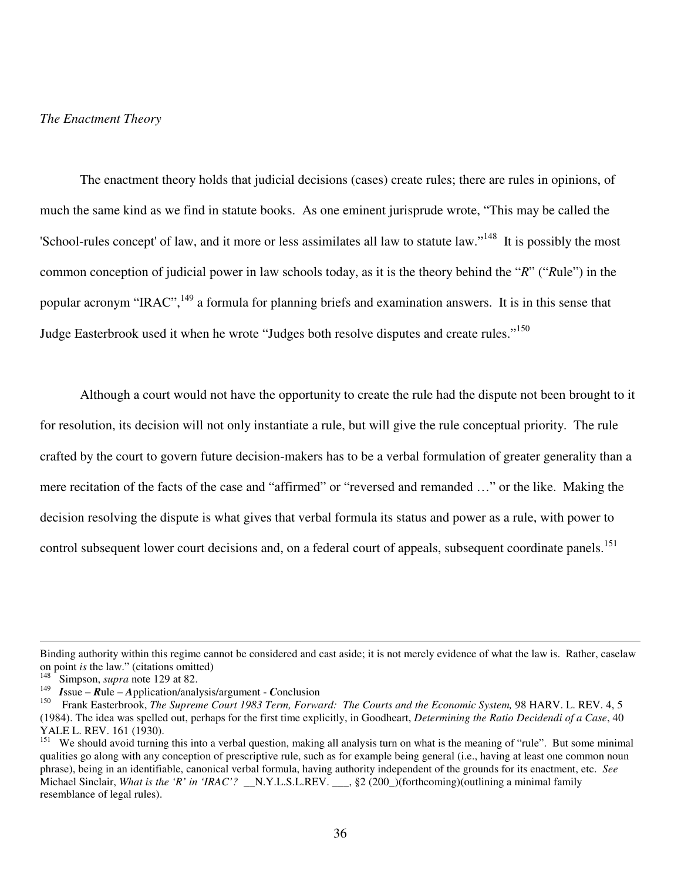*The Enactment Theory*

The enactment theory holds that judicial decisions (cases) create rules; there are rules in opinions, of much the same kind as we find in statute books. As one eminent jurisprude wrote, "This may be called the 'School-rules concept' of law, and it more or less assimilates all law to statute law."[148] It is possibly the most common conception of judicial power in law schools today, as it is the theory behind the "*R*" ("*R*ule") in the popular acronym "IRAC",[149] a formula for planning briefs and examination answers. It is in this sense that Judge Easterbrook used it when he wrote "Judges both resolve disputes and create rules."[150]

Although a court would not have the opportunity to create the rule had the dispute not been brought to it for resolution, its decision will not only instantiate a rule, but will give the rule conceptual priority. The rule crafted by the court to govern future decision-makers has to be a verbal formulation of greater generality than a mere recitation of the facts of the case and "affirmed" or "reversed and remanded …" or the like. Making the decision resolving the dispute is what gives that verbal formula its status and power as a rule, with power to control subsequent lower court decisions and, on a federal court of appeals, subsequent coordinate panels.[151]

---

Binding authority within this regime cannot be considered and cast aside; it is not merely evidence of what the law is. Rather, caselaw on point *is* the law." (citations omitted)

[148] Simpson, *supra* note 129 at 82.

[149] ***I***ssue – ***R***ule – ***A***pplication/analysis/argument - ***C***onclusion

[150] Frank Easterbrook, *The Supreme Court 1983 Term, Forward: The Courts and the Economic System,* 98 HARV. L. REV. 4, 5 (1984). The idea was spelled out, perhaps for the first time explicitly, in Goodheart, *Determining the Ratio Decidendi of a Case*, 40 YALE L. REV. 161 (1930).

[151] We should avoid turning this into a verbal question, making all analysis turn on what is the meaning of "rule". But some minimal qualities go along with any conception of prescriptive rule, such as for example being general (i.e., having at least one common noun phrase), being in an identifiable, canonical verbal formula, having authority independent of the grounds for its enactment, etc. *See* Michael Sinclair, *What is the 'R' in 'IRAC'?* __N.Y.L.S.L.REV. ___, §2 (200_)(forthcoming)(outlining a minimal family resemblance of legal rules).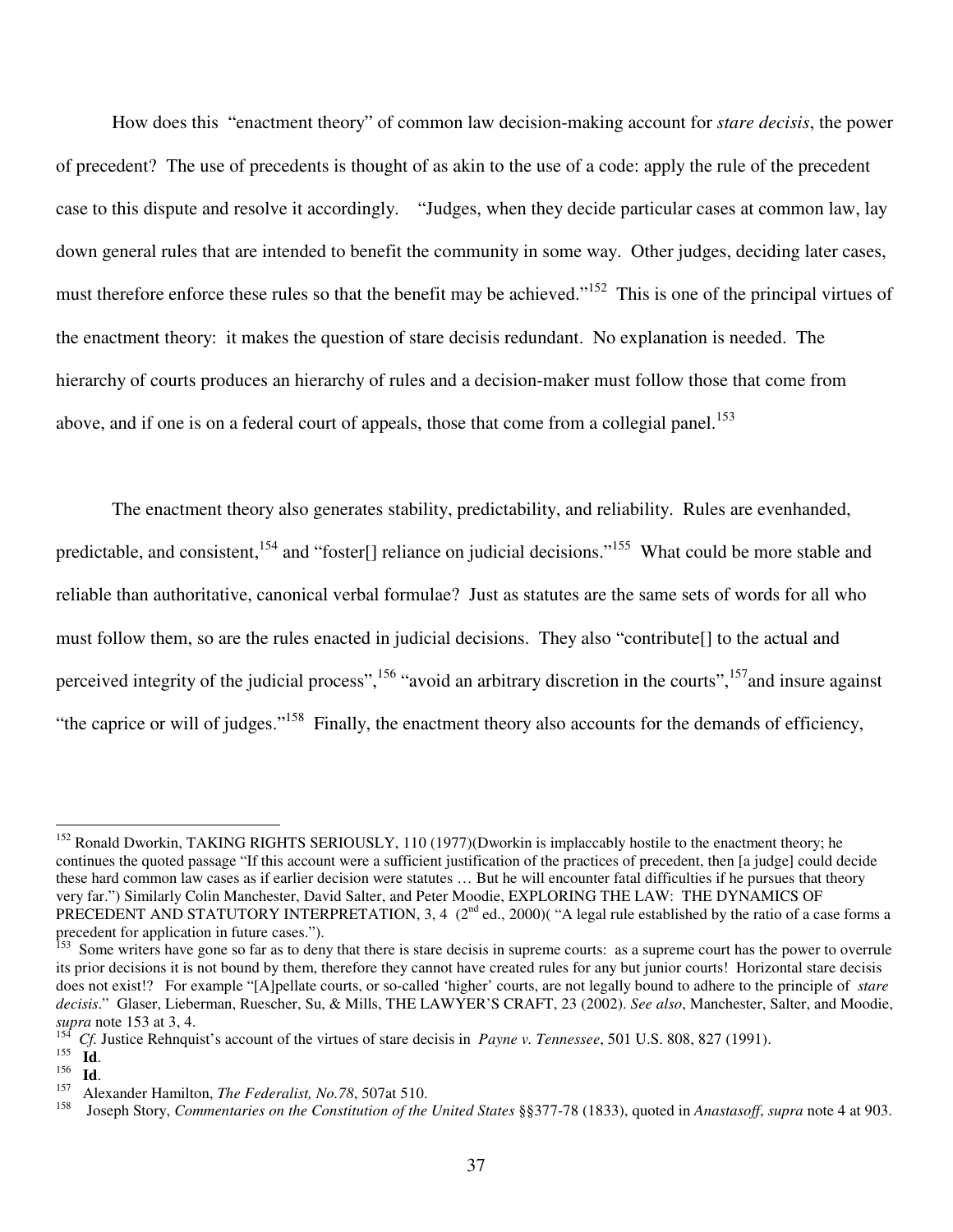How does this "enactment theory" of common law decision-making account for *stare decisis*, the power of precedent? The use of precedents is thought of as akin to the use of a code: apply the rule of the precedent case to this dispute and resolve it accordingly. "Judges, when they decide particular cases at common law, lay down general rules that are intended to benefit the community in some way. Other judges, deciding later cases, must therefore enforce these rules so that the benefit may be achieved."[152] This is one of the principal virtues of the enactment theory: it makes the question of stare decisis redundant. No explanation is needed. The hierarchy of courts produces an hierarchy of rules and a decision-maker must follow those that come from above, and if one is on a federal court of appeals, those that come from a collegial panel.[153]

The enactment theory also generates stability, predictability, and reliability. Rules are evenhanded, predictable, and consistent,[154] and "foster[] reliance on judicial decisions."[155] What could be more stable and reliable than authoritative, canonical verbal formulae? Just as statutes are the same sets of words for all who must follow them, so are the rules enacted in judicial decisions. They also "contribute[] to the actual and perceived integrity of the judicial process",[156] "avoid an arbitrary discretion in the courts",[157] and insure against "the caprice or will of judges."[158] Finally, the enactment theory also accounts for the demands of efficiency,

---

[152] Ronald Dworkin, TAKING RIGHTS SERIOUSLY, 110 (1977)(Dworkin is implacably hostile to the enactment theory; he continues the quoted passage "If this account were a sufficient justification of the practices of precedent, then [a judge] could decide these hard common law cases as if earlier decision were statutes … But he will encounter fatal difficulties if he pursues that theory very far.") Similarly Colin Manchester, David Salter, and Peter Moodie, EXPLORING THE LAW: THE DYNAMICS OF PRECEDENT AND STATUTORY INTERPRETATION, 3, 4 (2nd ed., 2000)( "A legal rule established by the ratio of a case forms a precedent for application in future cases.").

[153] Some writers have gone so far as to deny that there is stare decisis in supreme courts: as a supreme court has the power to overrule its prior decisions it is not bound by them, therefore they cannot have created rules for any but junior courts! Horizontal stare decisis does not exist!? For example "[A]pellate courts, or so-called 'higher' courts, are not legally bound to adhere to the principle of *stare decisis*." Glaser, Lieberman, Ruescher, Su, & Mills, THE LAWYER'S CRAFT, 23 (2002). *See also*, Manchester, Salter, and Moodie, *supra* note 153 at 3, 4.

[154] *Cf.* Justice Rehnquist's account of the virtues of stare decisis in *Payne v. Tennessee*, 501 U.S. 808, 827 (1991).

[155] **Id**.

[156] **Id**.

[157] Alexander Hamilton, *The Federalist, No.78*, 507at 510.

[158] Joseph Story, *Commentaries on the Constitution of the United States* §§377-78 (1833), quoted in *Anastasoff*, *supra* note 4 at 903.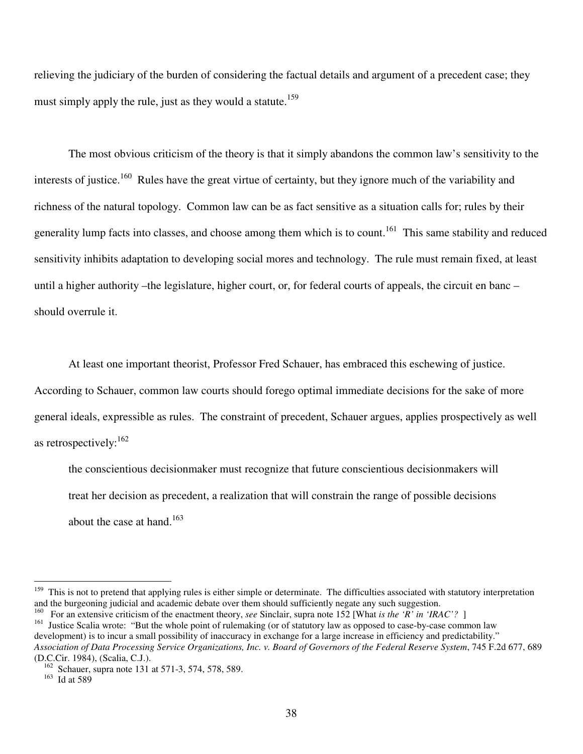relieving the judiciary of the burden of considering the factual details and argument of a precedent case; they must simply apply the rule, just as they would a statute.[159]

The most obvious criticism of the theory is that it simply abandons the common law's sensitivity to the interests of justice.[160] Rules have the great virtue of certainty, but they ignore much of the variability and richness of the natural topology. Common law can be as fact sensitive as a situation calls for; rules by their generality lump facts into classes, and choose among them which is to count.[161] This same stability and reduced sensitivity inhibits adaptation to developing social mores and technology. The rule must remain fixed, at least until a higher authority –the legislature, higher court, or, for federal courts of appeals, the circuit en banc – should overrule it.

At least one important theorist, Professor Fred Schauer, has embraced this eschewing of justice. According to Schauer, common law courts should forego optimal immediate decisions for the sake of more general ideals, expressible as rules. The constraint of precedent, Schauer argues, applies prospectively as well as retrospectively:[162]

> the conscientious decisionmaker must recognize that future conscientious decisionmakers will treat her decision as precedent, a realization that will constrain the range of possible decisions about the case at hand.[163]

---

[159] This is not to pretend that applying rules is either simple or determinate. The difficulties associated with statutory interpretation and the burgeoning judicial and academic debate over them should sufficiently negate any such suggestion.

[160] For an extensive criticism of the enactment theory, *see* Sinclair, supra note 152 [What *is the 'R' in 'IRAC'?* ]

[161] Justice Scalia wrote: "But the whole point of rulemaking (or of statutory law as opposed to case-by-case common law development) is to incur a small possibility of inaccuracy in exchange for a large increase in efficiency and predictability." *Association of Data Processing Service Organizations, Inc. v. Board of Governors of the Federal Reserve System*, 745 F.2d 677, 689 (D.C.Cir. 1984), (Scalia, C.J.).

[162] Schauer, supra note 131 at 571-3, 574, 578, 589.

[163] Id at 589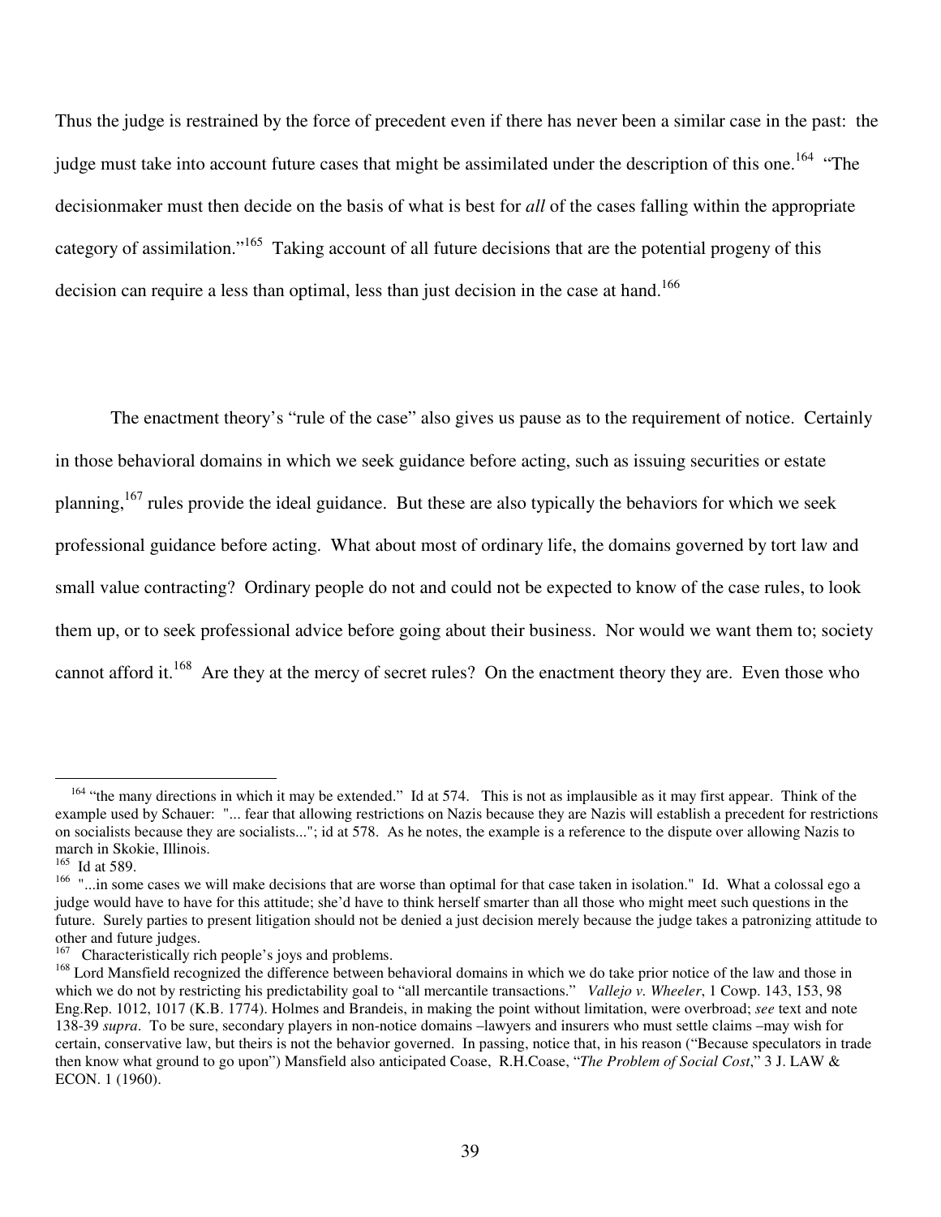Thus the judge is restrained by the force of precedent even if there has never been a similar case in the past: the judge must take into account future cases that might be assimilated under the description of this one.[164] "The decisionmaker must then decide on the basis of what is best for *all* of the cases falling within the appropriate category of assimilation."[165] Taking account of all future decisions that are the potential progeny of this decision can require a less than optimal, less than just decision in the case at hand.[166]

The enactment theory's "rule of the case" also gives us pause as to the requirement of notice. Certainly in those behavioral domains in which we seek guidance before acting, such as issuing securities or estate planning,[167] rules provide the ideal guidance. But these are also typically the behaviors for which we seek professional guidance before acting. What about most of ordinary life, the domains governed by tort law and small value contracting? Ordinary people do not and could not be expected to know of the case rules, to look them up, or to seek professional advice before going about their business. Nor would we want them to; society cannot afford it.[168] Are they at the mercy of secret rules? On the enactment theory they are. Even those who

---

[164] "the many directions in which it may be extended." Id at 574. This is not as implausible as it may first appear. Think of the example used by Schauer: "... fear that allowing restrictions on Nazis because they are Nazis will establish a precedent for restrictions on socialists because they are socialists..."; id at 578. As he notes, the example is a reference to the dispute over allowing Nazis to march in Skokie, Illinois.

[165] Id at 589.

[166] "...in some cases we will make decisions that are worse than optimal for that case taken in isolation." Id. What a colossal ego a judge would have to have for this attitude; she'd have to think herself smarter than all those who might meet such questions in the future. Surely parties to present litigation should not be denied a just decision merely because the judge takes a patronizing attitude to other and future judges.

[167] Characteristically rich people's joys and problems.

[168] Lord Mansfield recognized the difference between behavioral domains in which we do take prior notice of the law and those in which we do not by restricting his predictability goal to "all mercantile transactions." *Vallejo v. Wheeler*, 1 Cowp. 143, 153, 98 Eng.Rep. 1012, 1017 (K.B. 1774). Holmes and Brandeis, in making the point without limitation, were overbroad; *see* text and note 138-39 *supra*. To be sure, secondary players in non-notice domains –lawyers and insurers who must settle claims –may wish for certain, conservative law, but theirs is not the behavior governed. In passing, notice that, in his reason ("Because speculators in trade then know what ground to go upon") Mansfield also anticipated Coase, R.H.Coase, "*The Problem of Social Cost*," 3 J. LAW & ECON. 1 (1960).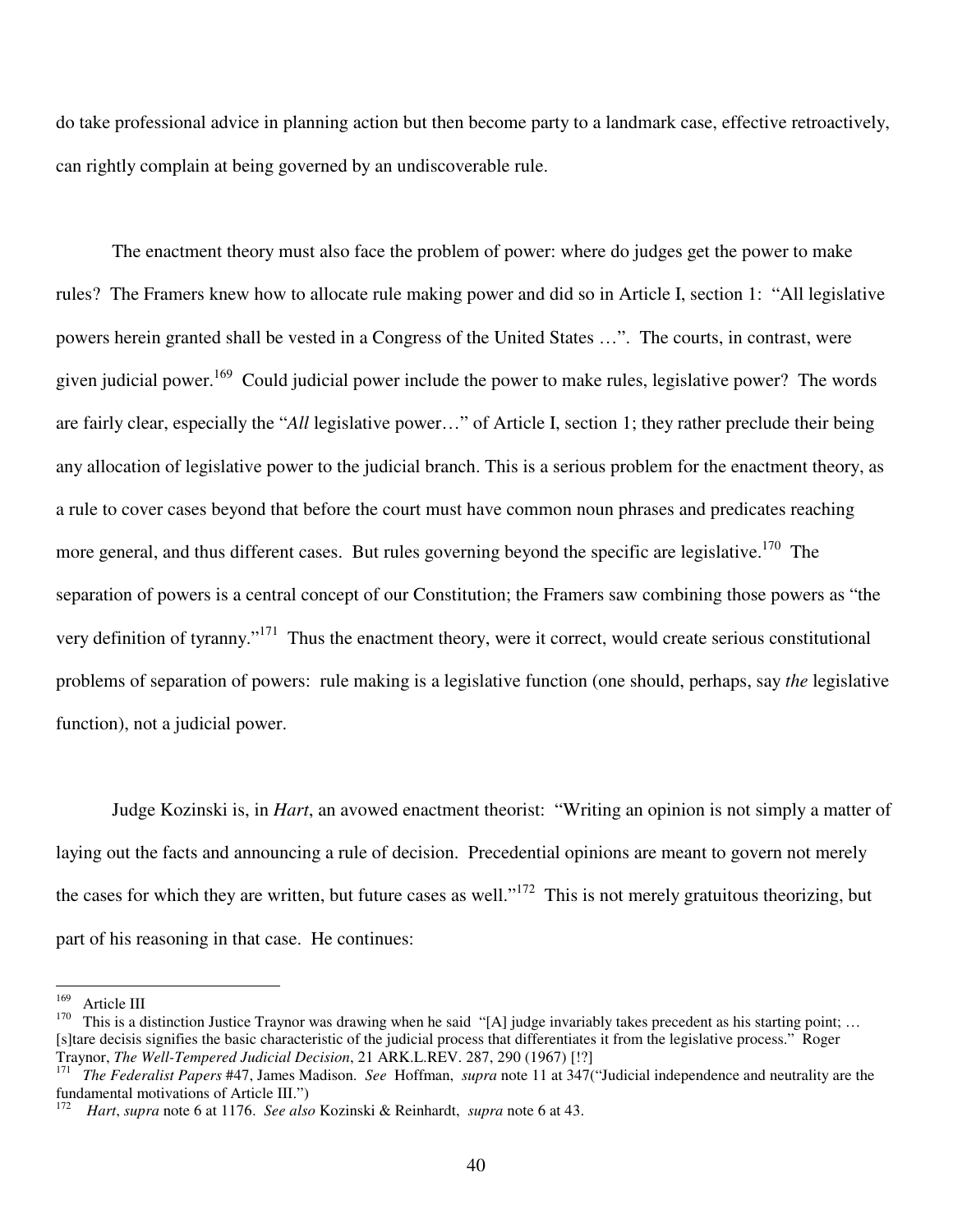do take professional advice in planning action but then become party to a landmark case, effective retroactively, can rightly complain at being governed by an undiscoverable rule.

The enactment theory must also face the problem of power: where do judges get the power to make rules? The Framers knew how to allocate rule making power and did so in Article I, section 1: "All legislative powers herein granted shall be vested in a Congress of the United States …". The courts, in contrast, were given judicial power.[169] Could judicial power include the power to make rules, legislative power? The words are fairly clear, especially the "*All* legislative power…" of Article I, section 1; they rather preclude their being any allocation of legislative power to the judicial branch. This is a serious problem for the enactment theory, as a rule to cover cases beyond that before the court must have common noun phrases and predicates reaching more general, and thus different cases. But rules governing beyond the specific are legislative.[170] The separation of powers is a central concept of our Constitution; the Framers saw combining those powers as "the very definition of tyranny."[171] Thus the enactment theory, were it correct, would create serious constitutional problems of separation of powers: rule making is a legislative function (one should, perhaps, say *the* legislative function), not a judicial power.

Judge Kozinski is, in *Hart*, an avowed enactment theorist: "Writing an opinion is not simply a matter of laying out the facts and announcing a rule of decision. Precedential opinions are meant to govern not merely the cases for which they are written, but future cases as well."[172] This is not merely gratuitous theorizing, but part of his reasoning in that case. He continues:

---

[169] Article III

[170] This is a distinction Justice Traynor was drawing when he said "[A] judge invariably takes precedent as his starting point; … [s]tare decisis signifies the basic characteristic of the judicial process that differentiates it from the legislative process." Roger Traynor, *The Well-Tempered Judicial Decision*, 21 ARK.L.REV. 287, 290 (1967) [!?]

[171] *The Federalist Papers* #47, James Madison. *See* Hoffman, *supra* note 11 at 347("Judicial independence and neutrality are the fundamental motivations of Article III.")

[172] *Hart*, *supra* note 6 at 1176. *See also* Kozinski & Reinhardt, *supra* note 6 at 43.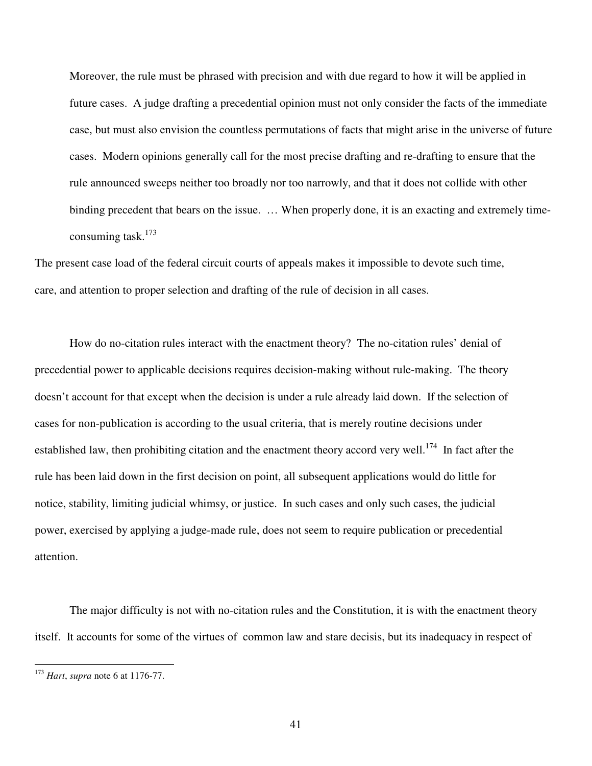> Moreover, the rule must be phrased with precision and with due regard to how it will be applied in future cases. A judge drafting a precedential opinion must not only consider the facts of the immediate case, but must also envision the countless permutations of facts that might arise in the universe of future cases. Modern opinions generally call for the most precise drafting and re-drafting to ensure that the rule announced sweeps neither too broadly nor too narrowly, and that it does not collide with other binding precedent that bears on the issue. … When properly done, it is an exacting and extremely time-consuming task.[173]

The present case load of the federal circuit courts of appeals makes it impossible to devote such time, care, and attention to proper selection and drafting of the rule of decision in all cases.

How do no-citation rules interact with the enactment theory? The no-citation rules' denial of precedential power to applicable decisions requires decision-making without rule-making. The theory doesn't account for that except when the decision is under a rule already laid down. If the selection of cases for non-publication is according to the usual criteria, that is merely routine decisions under established law, then prohibiting citation and the enactment theory accord very well.[174] In fact after the rule has been laid down in the first decision on point, all subsequent applications would do little for notice, stability, limiting judicial whimsy, or justice. In such cases and only such cases, the judicial power, exercised by applying a judge-made rule, does not seem to require publication or precedential attention.

The major difficulty is not with no-citation rules and the Constitution, it is with the enactment theory itself. It accounts for some of the virtues of common law and stare decisis, but its inadequacy in respect of

---

[173] *Hart*, *supra* note 6 at 1176-77.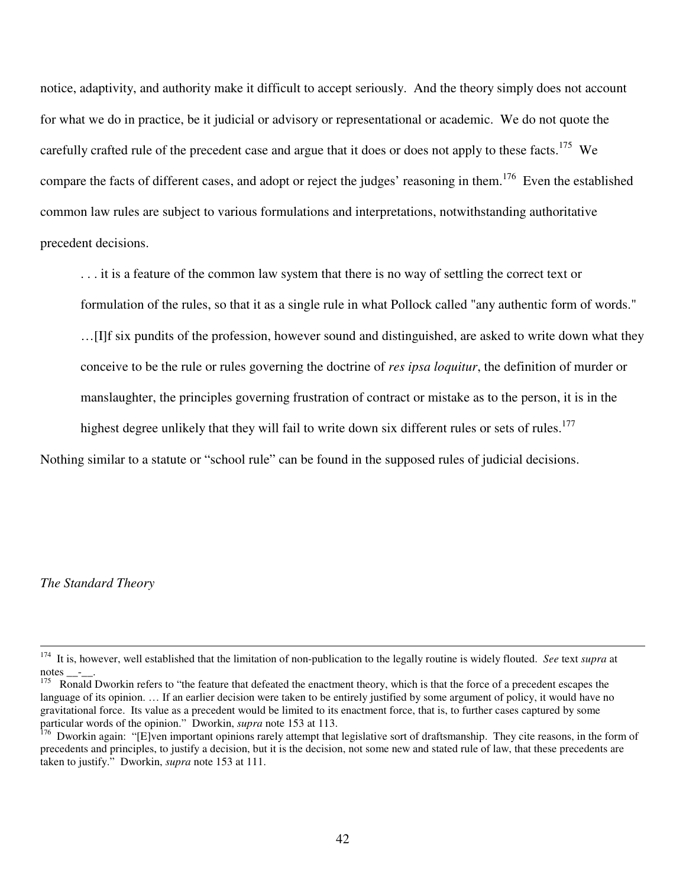notice, adaptivity, and authority make it difficult to accept seriously. And the theory simply does not account for what we do in practice, be it judicial or advisory or representational or academic. We do not quote the carefully crafted rule of the precedent case and argue that it does or does not apply to these facts.[175] We compare the facts of different cases, and adopt or reject the judges' reasoning in them.[176] Even the established common law rules are subject to various formulations and interpretations, notwithstanding authoritative precedent decisions.

> . . . it is a feature of the common law system that there is no way of settling the correct text or formulation of the rules, so that it as a single rule in what Pollock called "any authentic form of words." …[I]f six pundits of the profession, however sound and distinguished, are asked to write down what they conceive to be the rule or rules governing the doctrine of *res ipsa loquitur*, the definition of murder or manslaughter, the principles governing frustration of contract or mistake as to the person, it is in the highest degree unlikely that they will fail to write down six different rules or sets of rules.[177]

Nothing similar to a statute or "school rule" can be found in the supposed rules of judicial decisions.

*The Standard Theory*

---

[174] It is, however, well established that the limitation of non-publication to the legally routine is widely flouted. *See* text *supra* at notes __-__.

[175] Ronald Dworkin refers to "the feature that defeated the enactment theory, which is that the force of a precedent escapes the language of its opinion. … If an earlier decision were taken to be entirely justified by some argument of policy, it would have no gravitational force. Its value as a precedent would be limited to its enactment force, that is, to further cases captured by some particular words of the opinion." Dworkin, *supra* note 153 at 113.

[176] Dworkin again: "[E]ven important opinions rarely attempt that legislative sort of draftsmanship. They cite reasons, in the form of precedents and principles, to justify a decision, but it is the decision, not some new and stated rule of law, that these precedents are taken to justify." Dworkin, *supra* note 153 at 111.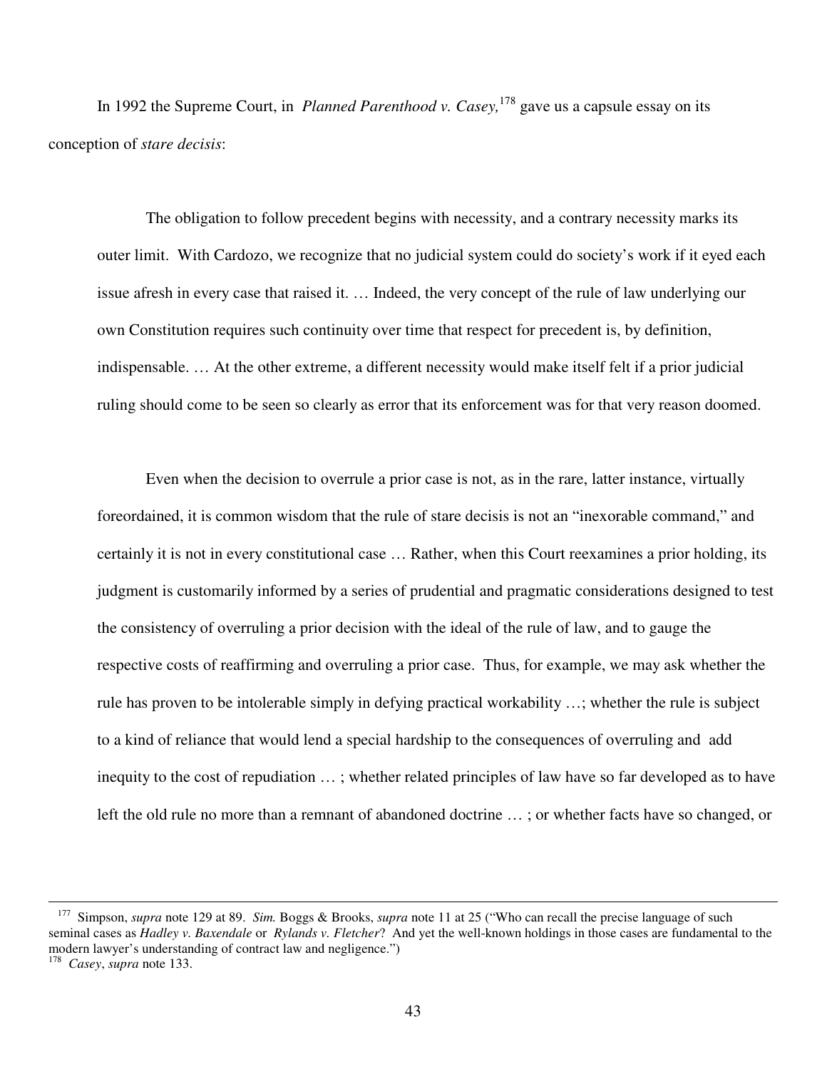In 1992 the Supreme Court, in *Planned Parenthood v. Casey,*[178] gave us a capsule essay on its conception of *stare decisis*:

> The obligation to follow precedent begins with necessity, and a contrary necessity marks its outer limit. With Cardozo, we recognize that no judicial system could do society's work if it eyed each issue afresh in every case that raised it. … Indeed, the very concept of the rule of law underlying our own Constitution requires such continuity over time that respect for precedent is, by definition, indispensable. … At the other extreme, a different necessity would make itself felt if a prior judicial ruling should come to be seen so clearly as error that its enforcement was for that very reason doomed.
>
> Even when the decision to overrule a prior case is not, as in the rare, latter instance, virtually foreordained, it is common wisdom that the rule of stare decisis is not an "inexorable command," and certainly it is not in every constitutional case … Rather, when this Court reexamines a prior holding, its judgment is customarily informed by a series of prudential and pragmatic considerations designed to test the consistency of overruling a prior decision with the ideal of the rule of law, and to gauge the respective costs of reaffirming and overruling a prior case. Thus, for example, we may ask whether the rule has proven to be intolerable simply in defying practical workability …; whether the rule is subject to a kind of reliance that would lend a special hardship to the consequences of overruling and add inequity to the cost of repudiation … ; whether related principles of law have so far developed as to have left the old rule no more than a remnant of abandoned doctrine … ; or whether facts have so changed, or

---

[177] Simpson, *supra* note 129 at 89. *Sim.* Boggs & Brooks, *supra* note 11 at 25 ("Who can recall the precise language of such seminal cases as *Hadley v. Baxendale* or *Rylands v. Fletcher*? And yet the well-known holdings in those cases are fundamental to the modern lawyer's understanding of contract law and negligence.")

[178] *Casey*, *supra* note 133.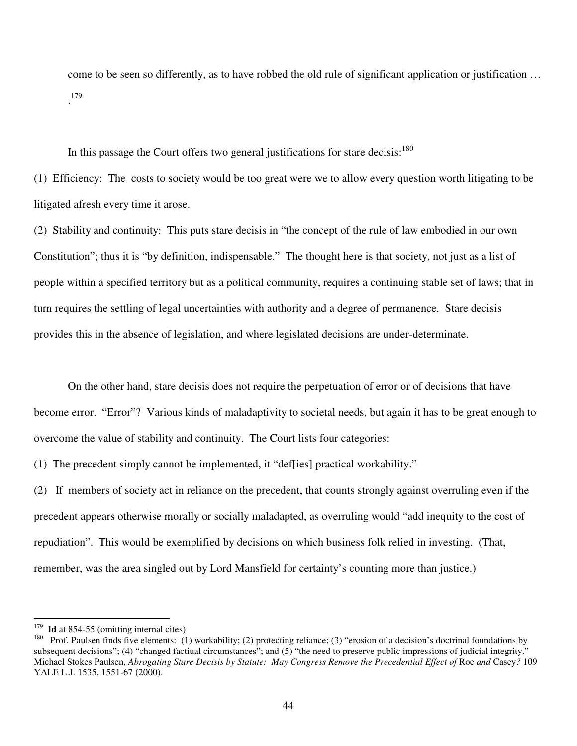come to be seen so differently, as to have robbed the old rule of significant application or justification … .[179]

In this passage the Court offers two general justifications for stare decisis:[180]

(1) Efficiency: The costs to society would be too great were we to allow every question worth litigating to be litigated afresh every time it arose.

(2) Stability and continuity: This puts stare decisis in "the concept of the rule of law embodied in our own Constitution"; thus it is "by definition, indispensable." The thought here is that society, not just as a list of people within a specified territory but as a political community, requires a continuing stable set of laws; that in turn requires the settling of legal uncertainties with authority and a degree of permanence. Stare decisis provides this in the absence of legislation, and where legislated decisions are under-determinate.

On the other hand, stare decisis does not require the perpetuation of error or of decisions that have become error. "Error"? Various kinds of maladaptivity to societal needs, but again it has to be great enough to overcome the value of stability and continuity. The Court lists four categories:

(1) The precedent simply cannot be implemented, it "def[ies] practical workability."

(2) If members of society act in reliance on the precedent, that counts strongly against overruling even if the precedent appears otherwise morally or socially maladapted, as overruling would "add inequity to the cost of repudiation". This would be exemplified by decisions on which business folk relied in investing. (That, remember, was the area singled out by Lord Mansfield for certainty's counting more than justice.)

---

[179] **Id** at 854-55 (omitting internal cites)

[180] Prof. Paulsen finds five elements: (1) workability; (2) protecting reliance; (3) "erosion of a decision's doctrinal foundations by subsequent decisions"; (4) "changed factiual circumstances"; and (5) "the need to preserve public impressions of judicial integrity." Michael Stokes Paulsen, *Abrogating Stare Decisis by Statute: May Congress Remove the Precedential Effect of* Roe *and* Casey*?* 109 YALE L.J. 1535, 1551-67 (2000).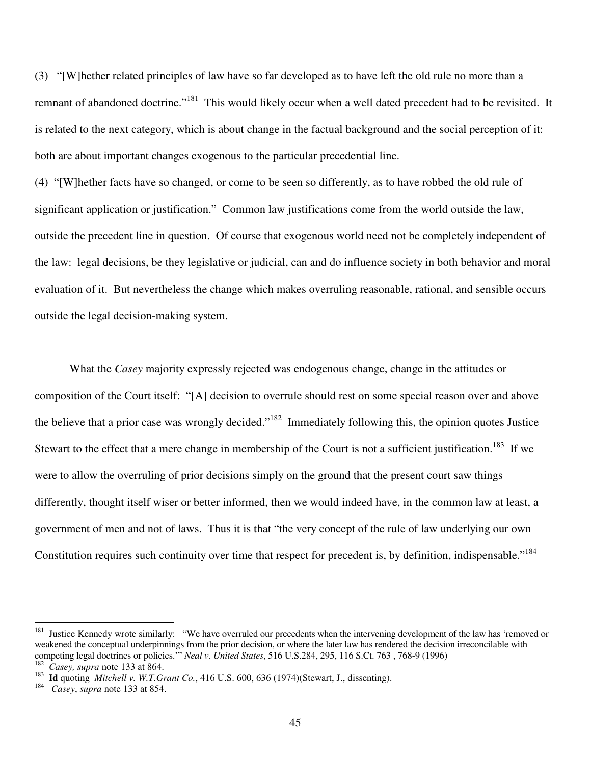(3) "[W]hether related principles of law have so far developed as to have left the old rule no more than a remnant of abandoned doctrine."[181] This would likely occur when a well dated precedent had to be revisited. It is related to the next category, which is about change in the factual background and the social perception of it: both are about important changes exogenous to the particular precedential line.

(4) "[W]hether facts have so changed, or come to be seen so differently, as to have robbed the old rule of significant application or justification." Common law justifications come from the world outside the law, outside the precedent line in question. Of course that exogenous world need not be completely independent of the law: legal decisions, be they legislative or judicial, can and do influence society in both behavior and moral evaluation of it. But nevertheless the change which makes overruling reasonable, rational, and sensible occurs outside the legal decision-making system.

What the *Casey* majority expressly rejected was endogenous change, change in the attitudes or composition of the Court itself: "[A] decision to overrule should rest on some special reason over and above the believe that a prior case was wrongly decided."[182] Immediately following this, the opinion quotes Justice Stewart to the effect that a mere change in membership of the Court is not a sufficient justification.[183] If we were to allow the overruling of prior decisions simply on the ground that the present court saw things differently, thought itself wiser or better informed, then we would indeed have, in the common law at least, a government of men and not of laws. Thus it is that "the very concept of the rule of law underlying our own Constitution requires such continuity over time that respect for precedent is, by definition, indispensable."[184]

---

[181] Justice Kennedy wrote similarly: "We have overruled our precedents when the intervening development of the law has 'removed or weakened the conceptual underpinnings from the prior decision, or where the later law has rendered the decision irreconcilable with competing legal doctrines or policies.'" *Neal v. United States*, 516 U.S.284, 295, 116 S.Ct. 763 , 768-9 (1996)

[182] *Casey, supra* note 133 at 864.

[183] **Id** quoting *Mitchell v. W.T.Grant Co.*, 416 U.S. 600, 636 (1974)(Stewart, J., dissenting).

[184] *Casey*, *supra* note 133 at 854.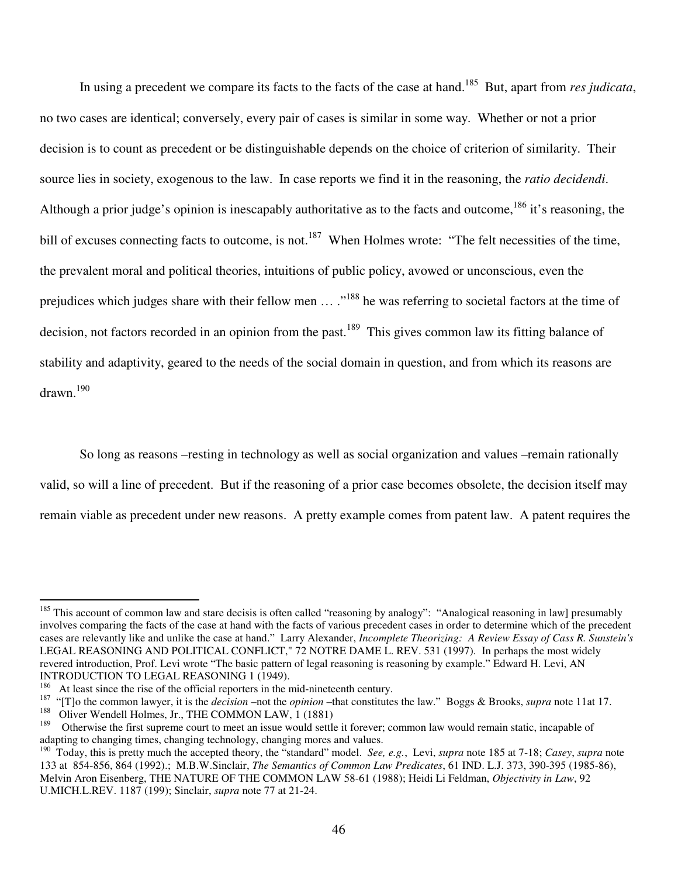In using a precedent we compare its facts to the facts of the case at hand.[185] But, apart from *res judicata*, no two cases are identical; conversely, every pair of cases is similar in some way. Whether or not a prior decision is to count as precedent or be distinguishable depends on the choice of criterion of similarity. Their source lies in society, exogenous to the law. In case reports we find it in the reasoning, the *ratio decidendi*. Although a prior judge's opinion is inescapably authoritative as to the facts and outcome,[186] it's reasoning, the bill of excuses connecting facts to outcome, is not.[187] When Holmes wrote: "The felt necessities of the time, the prevalent moral and political theories, intuitions of public policy, avowed or unconscious, even the prejudices which judges share with their fellow men … ."[188] he was referring to societal factors at the time of decision, not factors recorded in an opinion from the past.[189] This gives common law its fitting balance of stability and adaptivity, geared to the needs of the social domain in question, and from which its reasons are drawn.[190]

So long as reasons –resting in technology as well as social organization and values –remain rationally valid, so will a line of precedent. But if the reasoning of a prior case becomes obsolete, the decision itself may remain viable as precedent under new reasons. A pretty example comes from patent law. A patent requires the

---

[185] This account of common law and stare decisis is often called "reasoning by analogy": "Analogical reasoning in law] presumably involves comparing the facts of the case at hand with the facts of various precedent cases in order to determine which of the precedent cases are relevantly like and unlike the case at hand." Larry Alexander, *Incomplete Theorizing: A Review Essay of Cass R. Sunstein's* LEGAL REASONING AND POLITICAL CONFLICT," 72 NOTRE DAME L. REV. 531 (1997). In perhaps the most widely revered introduction, Prof. Levi wrote "The basic pattern of legal reasoning is reasoning by example." Edward H. Levi, AN INTRODUCTION TO LEGAL REASONING 1 (1949).

[186] At least since the rise of the official reporters in the mid-nineteenth century.

[187] "[T]o the common lawyer, it is the *decision* –not the *opinion* –that constitutes the law." Boggs & Brooks, *supra* note 11at 17.

[188] Oliver Wendell Holmes, Jr., THE COMMON LAW, 1 (1881)

[189] Otherwise the first supreme court to meet an issue would settle it forever; common law would remain static, incapable of adapting to changing times, changing technology, changing mores and values.

[190] Today, this is pretty much the accepted theory, the "standard" model. *See, e.g.*, Levi, *supra* note 185 at 7-18; *Casey*, *supra* note 133 at 854-856, 864 (1992).; M.B.W.Sinclair, *The Semantics of Common Law Predicates*, 61 IND. L.J. 373, 390-395 (1985-86), Melvin Aron Eisenberg, THE NATURE OF THE COMMON LAW 58-61 (1988); Heidi Li Feldman, *Objectivity in Law*, 92 U.MICH.L.REV. 1187 (199); Sinclair, *supra* note 77 at 21-24.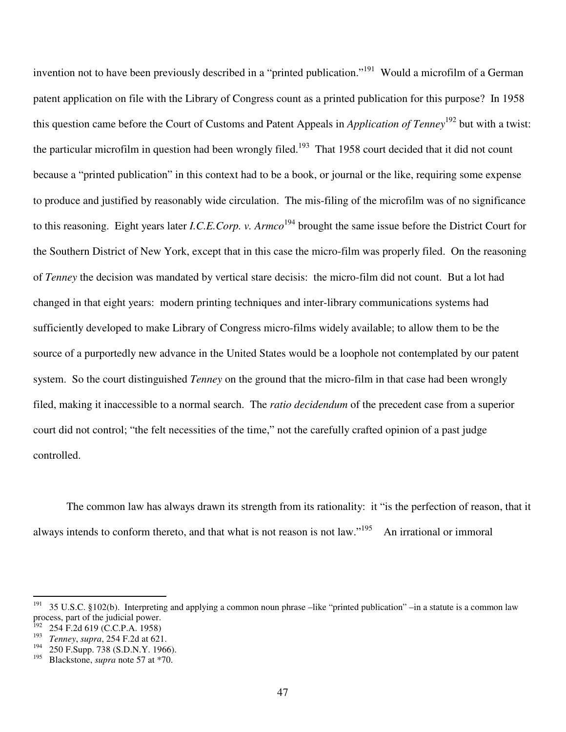invention not to have been previously described in a "printed publication."[191] Would a microfilm of a German patent application on file with the Library of Congress count as a printed publication for this purpose? In 1958 this question came before the Court of Customs and Patent Appeals in *Application of Tenney*[192] but with a twist: the particular microfilm in question had been wrongly filed.[193] That 1958 court decided that it did not count because a "printed publication" in this context had to be a book, or journal or the like, requiring some expense to produce and justified by reasonably wide circulation. The mis-filing of the microfilm was of no significance to this reasoning. Eight years later *I.C.E.Corp. v. Armco*[194] brought the same issue before the District Court for the Southern District of New York, except that in this case the micro-film was properly filed. On the reasoning of *Tenney* the decision was mandated by vertical stare decisis: the micro-film did not count. But a lot had changed in that eight years: modern printing techniques and inter-library communications systems had sufficiently developed to make Library of Congress micro-films widely available; to allow them to be the source of a purportedly new advance in the United States would be a loophole not contemplated by our patent system. So the court distinguished *Tenney* on the ground that the micro-film in that case had been wrongly filed, making it inaccessible to a normal search. The *ratio decidendum* of the precedent case from a superior court did not control; "the felt necessities of the time," not the carefully crafted opinion of a past judge controlled.

The common law has always drawn its strength from its rationality: it "is the perfection of reason, that it always intends to conform thereto, and that what is not reason is not law."[195] An irrational or immoral

---

[191] 35 U.S.C. §102(b). Interpreting and applying a common noun phrase –like "printed publication" –in a statute is a common law process, part of the judicial power.

[192] 254 F.2d 619 (C.C.P.A. 1958)

[193] *Tenney*, *supra*, 254 F.2d at 621.

[194] 250 F.Supp. 738 (S.D.N.Y. 1966).

[195] Blackstone, *supra* note 57 at *70.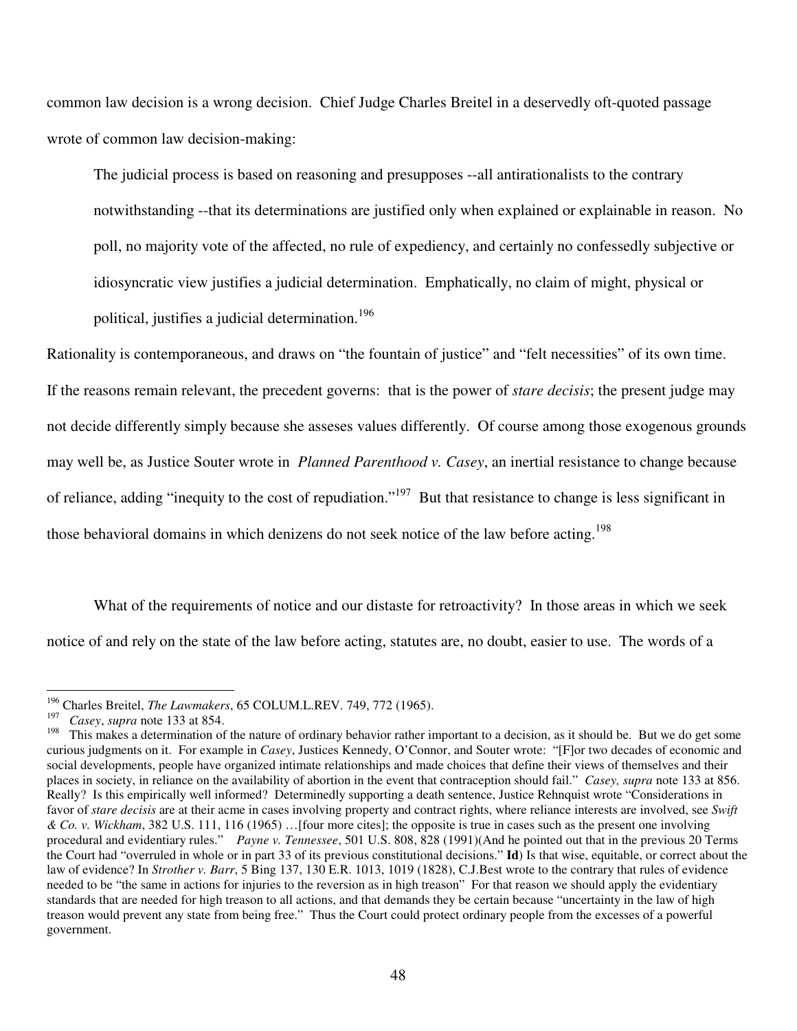common law decision is a wrong decision. Chief Judge Charles Breitel in a deservedly oft-quoted passage wrote of common law decision-making:

> The judicial process is based on reasoning and presupposes --all antirationalists to the contrary notwithstanding --that its determinations are justified only when explained or explainable in reason. No poll, no majority vote of the affected, no rule of expediency, and certainly no confessedly subjective or idiosyncratic view justifies a judicial determination. Emphatically, no claim of might, physical or political, justifies a judicial determination.[196]

Rationality is contemporaneous, and draws on "the fountain of justice" and "felt necessities" of its own time. If the reasons remain relevant, the precedent governs: that is the power of *stare decisis*; the present judge may not decide differently simply because she asseses values differently. Of course among those exogenous grounds may well be, as Justice Souter wrote in *Planned Parenthood v. Casey*, an inertial resistance to change because of reliance, adding "inequity to the cost of repudiation."[197] But that resistance to change is less significant in those behavioral domains in which denizens do not seek notice of the law before acting.[198]

What of the requirements of notice and our distaste for retroactivity? In those areas in which we seek notice of and rely on the state of the law before acting, statutes are, no doubt, easier to use. The words of a

---

[196] Charles Breitel, *The Lawmakers*, 65 COLUM.L.REV. 749, 772 (1965).

[197] *Casey*, *supra* note 133 at 854.

[198] This makes a determination of the nature of ordinary behavior rather important to a decision, as it should be. But we do get some curious judgments on it. For example in *Casey*, Justices Kennedy, O'Connor, and Souter wrote: "[F]or two decades of economic and social developments, people have organized intimate relationships and made choices that define their views of themselves and their places in society, in reliance on the availability of abortion in the event that contraception should fail." *Casey, supra* note 133 at 856. Really? Is this empirically well informed? Determinedly supporting a death sentence, Justice Rehnquist wrote "Considerations in favor of *stare decisis* are at their acme in cases involving property and contract rights, where reliance interests are involved, see *Swift & Co. v. Wickham*, 382 U.S. 111, 116 (1965) …[four more cites]; the opposite is true in cases such as the present one involving procedural and evidentiary rules." *Payne v. Tennessee*, 501 U.S. 808, 828 (1991)(And he pointed out that in the previous 20 Terms the Court had "overruled in whole or in part 33 of its previous constitutional decisions." **Id**) Is that wise, equitable, or correct about the law of evidence? In *Strother v. Barr*, 5 Bing 137, 130 E.R. 1013, 1019 (1828), C.J.Best wrote to the contrary that rules of evidence needed to be "the same in actions for injuries to the reversion as in high treason" For that reason we should apply the evidentiary standards that are needed for high treason to all actions, and that demands they be certain because "uncertainty in the law of high treason would prevent any state from being free." Thus the Court could protect ordinary people from the excesses of a powerful government.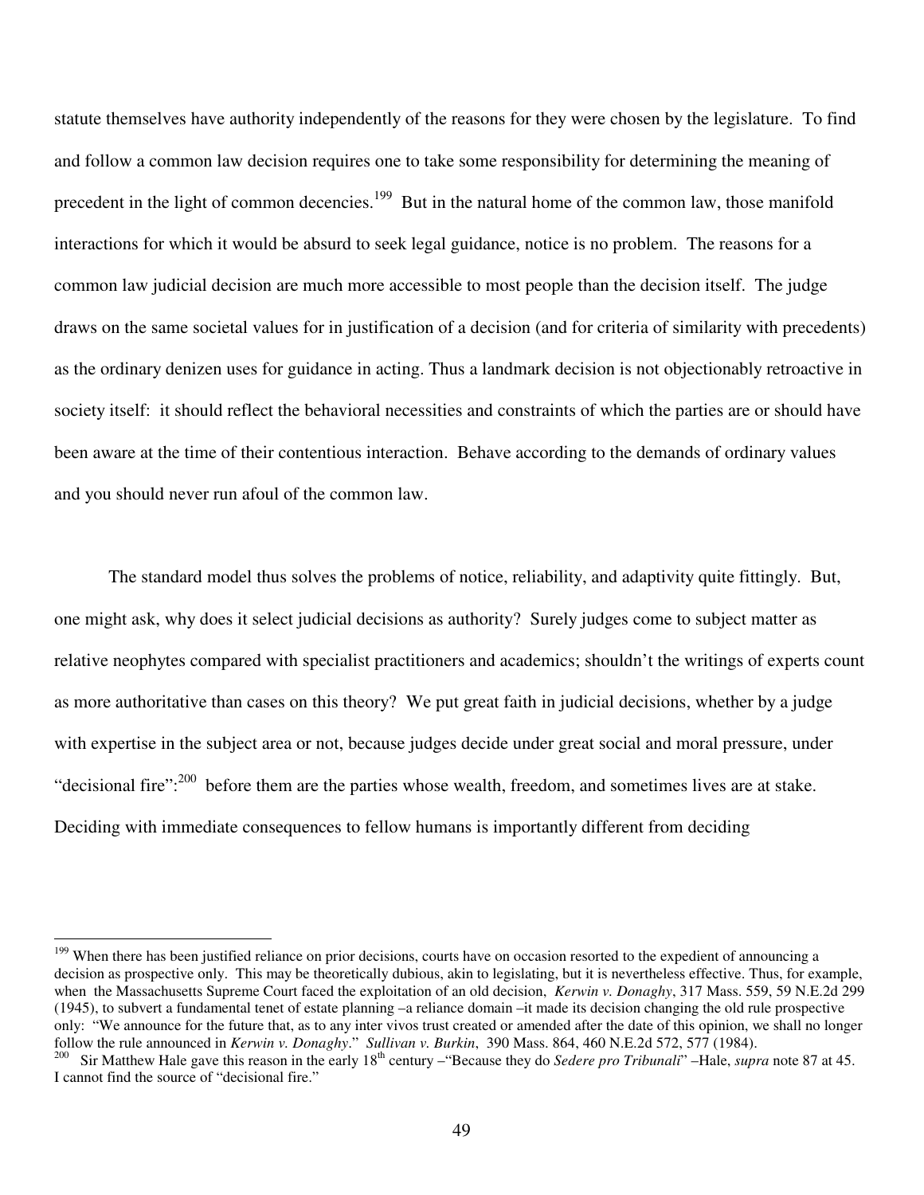statute themselves have authority independently of the reasons for they were chosen by the legislature. To find and follow a common law decision requires one to take some responsibility for determining the meaning of precedent in the light of common decencies.[199] But in the natural home of the common law, those manifold interactions for which it would be absurd to seek legal guidance, notice is no problem. The reasons for a common law judicial decision are much more accessible to most people than the decision itself. The judge draws on the same societal values for in justification of a decision (and for criteria of similarity with precedents) as the ordinary denizen uses for guidance in acting. Thus a landmark decision is not objectionably retroactive in society itself: it should reflect the behavioral necessities and constraints of which the parties are or should have been aware at the time of their contentious interaction. Behave according to the demands of ordinary values and you should never run afoul of the common law.

The standard model thus solves the problems of notice, reliability, and adaptivity quite fittingly. But, one might ask, why does it select judicial decisions as authority? Surely judges come to subject matter as relative neophytes compared with specialist practitioners and academics; shouldn't the writings of experts count as more authoritative than cases on this theory? We put great faith in judicial decisions, whether by a judge with expertise in the subject area or not, because judges decide under great social and moral pressure, under "decisional fire":[200] before them are the parties whose wealth, freedom, and sometimes lives are at stake. Deciding with immediate consequences to fellow humans is importantly different from deciding

---

[199] When there has been justified reliance on prior decisions, courts have on occasion resorted to the expedient of announcing a decision as prospective only. This may be theoretically dubious, akin to legislating, but it is nevertheless effective. Thus, for example, when the Massachusetts Supreme Court faced the exploitation of an old decision, *Kerwin v. Donaghy*, 317 Mass. 559, 59 N.E.2d 299 (1945), to subvert a fundamental tenet of estate planning –a reliance domain –it made its decision changing the old rule prospective only: "We announce for the future that, as to any inter vivos trust created or amended after the date of this opinion, we shall no longer follow the rule announced in *Kerwin v. Donaghy*." *Sullivan v. Burkin*, 390 Mass. 864, 460 N.E.2d 572, 577 (1984).

[200] Sir Matthew Hale gave this reason in the early 18th century –"Because they do *Sedere pro Tribunali*" –Hale, *supra* note 87 at 45. I cannot find the source of "decisional fire."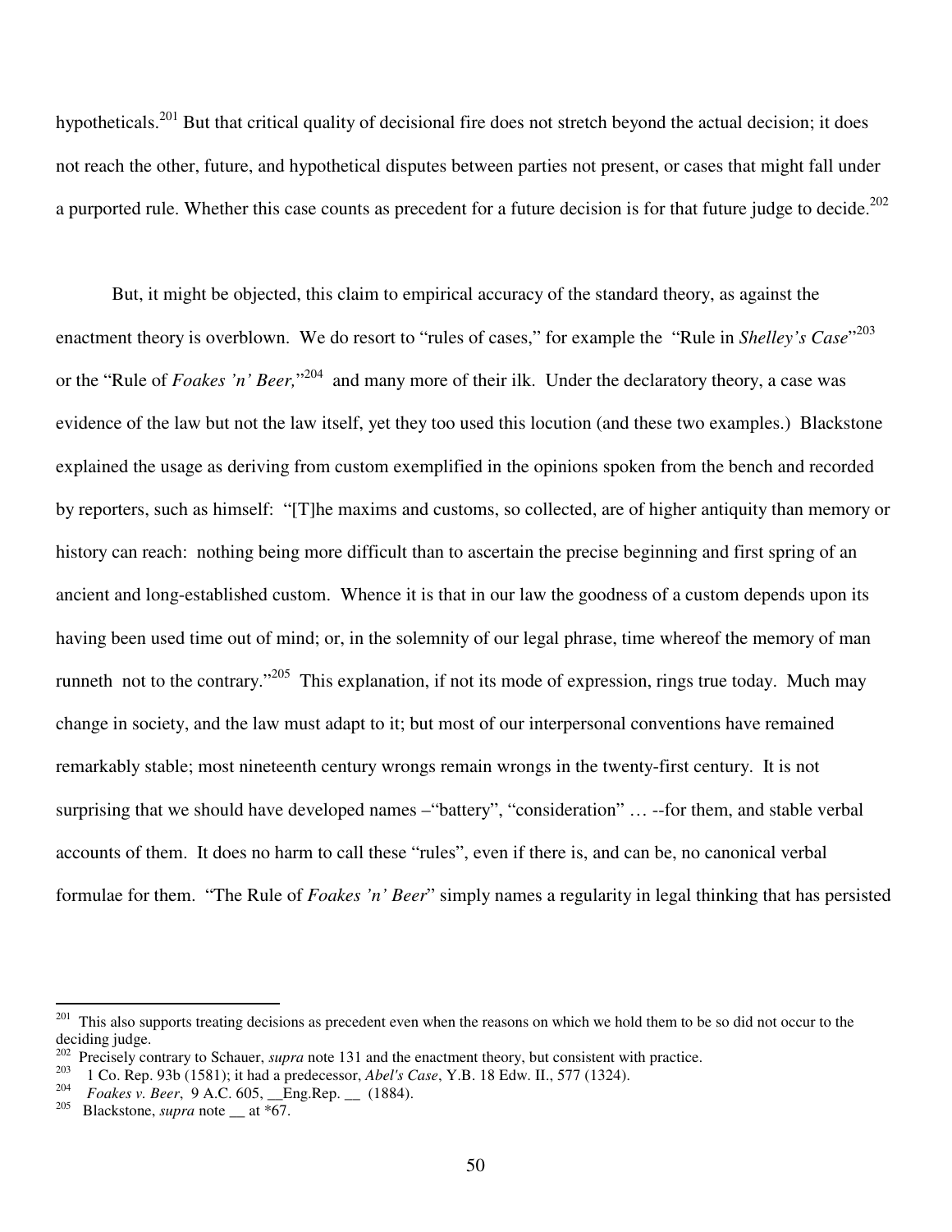hypotheticals.[201] But that critical quality of decisional fire does not stretch beyond the actual decision; it does not reach the other, future, and hypothetical disputes between parties not present, or cases that might fall under a purported rule. Whether this case counts as precedent for a future decision is for that future judge to decide.[202]

But, it might be objected, this claim to empirical accuracy of the standard theory, as against the enactment theory is overblown. We do resort to "rules of cases," for example the "Rule in *Shelley's Case*"[203] or the "Rule of *Foakes 'n' Beer,*"[204] and many more of their ilk. Under the declaratory theory, a case was evidence of the law but not the law itself, yet they too used this locution (and these two examples.) Blackstone explained the usage as deriving from custom exemplified in the opinions spoken from the bench and recorded by reporters, such as himself: "[T]he maxims and customs, so collected, are of higher antiquity than memory or history can reach: nothing being more difficult than to ascertain the precise beginning and first spring of an ancient and long-established custom. Whence it is that in our law the goodness of a custom depends upon its having been used time out of mind; or, in the solemnity of our legal phrase, time whereof the memory of man runneth not to the contrary."[205] This explanation, if not its mode of expression, rings true today. Much may change in society, and the law must adapt to it; but most of our interpersonal conventions have remained remarkably stable; most nineteenth century wrongs remain wrongs in the twenty-first century. It is not surprising that we should have developed names –"battery", "consideration" … --for them, and stable verbal accounts of them. It does no harm to call these "rules", even if there is, and can be, no canonical verbal formulae for them. "The Rule of *Foakes 'n' Beer*" simply names a regularity in legal thinking that has persisted

---

[201] This also supports treating decisions as precedent even when the reasons on which we hold them to be so did not occur to the deciding judge.

[202] Precisely contrary to Schauer, *supra* note 131 and the enactment theory, but consistent with practice.

[203] 1 Co. Rep. 93b (1581); it had a predecessor, *Abel's Case*, Y.B. 18 Edw. II., 577 (1324).

[204] *Foakes v. Beer*, 9 A.C. 605, __Eng.Rep. __ (1884).

[205] Blackstone, *supra* note __ at *67.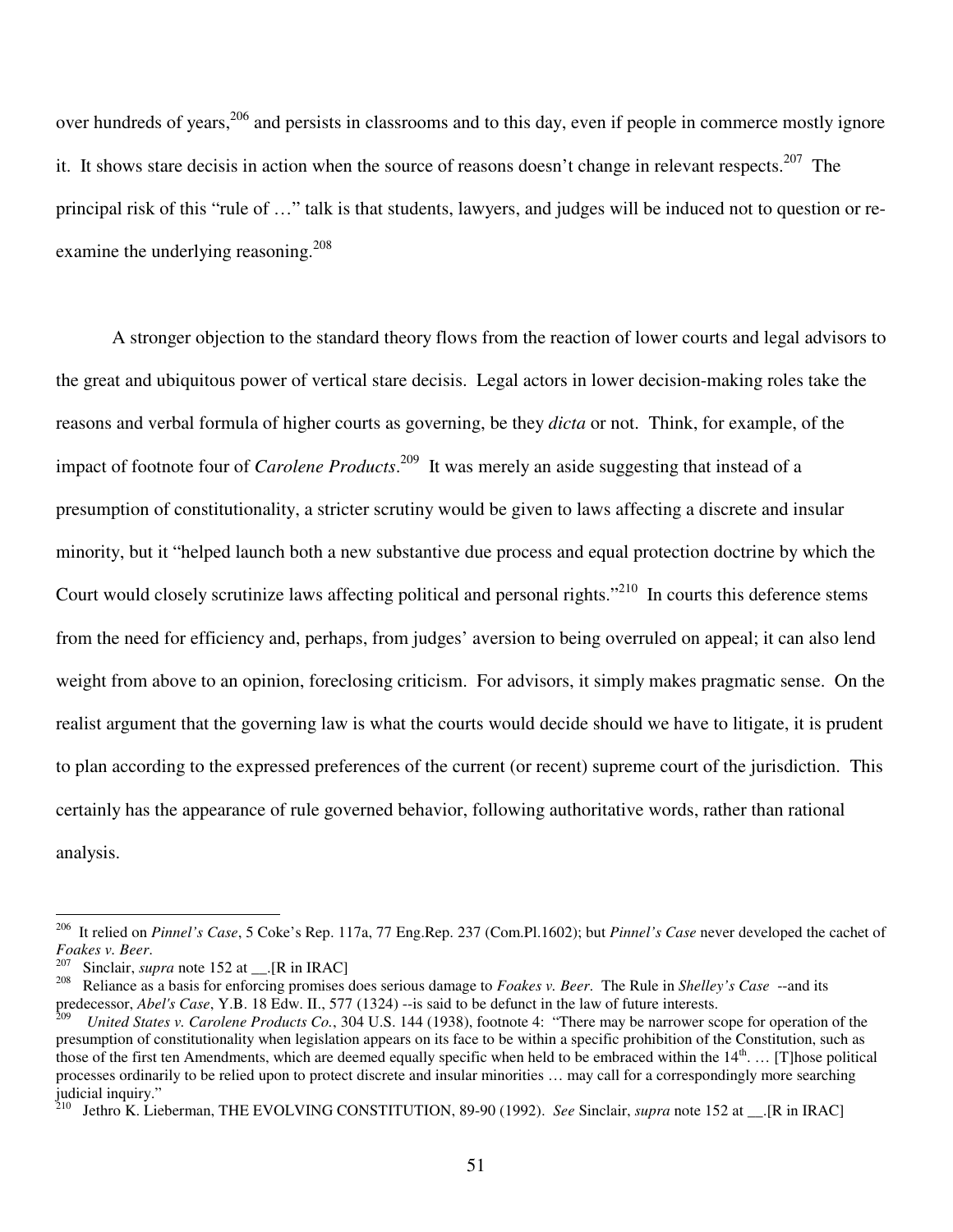over hundreds of years,[206] and persists in classrooms and to this day, even if people in commerce mostly ignore it. It shows stare decisis in action when the source of reasons doesn't change in relevant respects.[207] The principal risk of this "rule of …" talk is that students, lawyers, and judges will be induced not to question or re-examine the underlying reasoning.[208]

A stronger objection to the standard theory flows from the reaction of lower courts and legal advisors to the great and ubiquitous power of vertical stare decisis. Legal actors in lower decision-making roles take the reasons and verbal formula of higher courts as governing, be they *dicta* or not. Think, for example, of the impact of footnote four of *Carolene Products*.[209] It was merely an aside suggesting that instead of a presumption of constitutionality, a stricter scrutiny would be given to laws affecting a discrete and insular minority, but it "helped launch both a new substantive due process and equal protection doctrine by which the Court would closely scrutinize laws affecting political and personal rights."[210] In courts this deference stems from the need for efficiency and, perhaps, from judges' aversion to being overruled on appeal; it can also lend weight from above to an opinion, foreclosing criticism. For advisors, it simply makes pragmatic sense. On the realist argument that the governing law is what the courts would decide should we have to litigate, it is prudent to plan according to the expressed preferences of the current (or recent) supreme court of the jurisdiction. This certainly has the appearance of rule governed behavior, following authoritative words, rather than rational analysis.

---

[206] It relied on *Pinnel's Case*, 5 Coke's Rep. 117a, 77 Eng.Rep. 237 (Com.Pl.1602); but *Pinnel's Case* never developed the cachet of *Foakes v. Beer*.

[207] Sinclair, *supra* note 152 at __.[R in IRAC]

[208] Reliance as a basis for enforcing promises does serious damage to *Foakes v. Beer*. The Rule in *Shelley's Case* --and its predecessor, *Abel's Case*, Y.B. 18 Edw. II., 577 (1324) --is said to be defunct in the law of future interests.

[209] *United States v. Carolene Products Co.*, 304 U.S. 144 (1938), footnote 4: "There may be narrower scope for operation of the presumption of constitutionality when legislation appears on its face to be within a specific prohibition of the Constitution, such as those of the first ten Amendments, which are deemed equally specific when held to be embraced within the 14th. … [T]hose political processes ordinarily to be relied upon to protect discrete and insular minorities … may call for a correspondingly more searching judicial inquiry."

[210] Jethro K. Lieberman, THE EVOLVING CONSTITUTION, 89-90 (1992). *See* Sinclair, *supra* note 152 at __.[R in IRAC]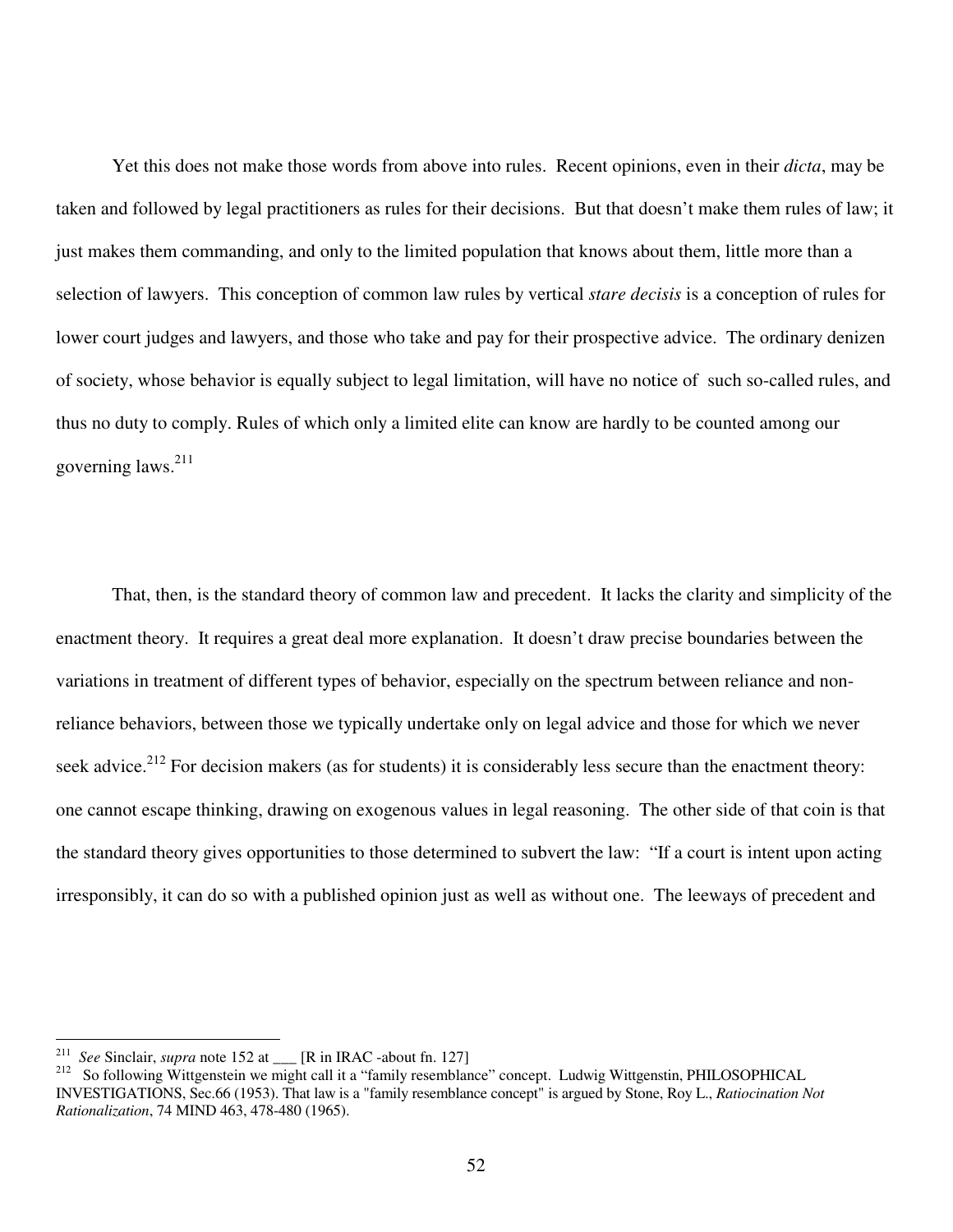Yet this does not make those words from above into rules. Recent opinions, even in their *dicta*, may be taken and followed by legal practitioners as rules for their decisions. But that doesn't make them rules of law; it just makes them commanding, and only to the limited population that knows about them, little more than a selection of lawyers. This conception of common law rules by vertical *stare decisis* is a conception of rules for lower court judges and lawyers, and those who take and pay for their prospective advice. The ordinary denizen of society, whose behavior is equally subject to legal limitation, will have no notice of such so-called rules, and thus no duty to comply. Rules of which only a limited elite can know are hardly to be counted among our governing laws.[211]

That, then, is the standard theory of common law and precedent. It lacks the clarity and simplicity of the enactment theory. It requires a great deal more explanation. It doesn't draw precise boundaries between the variations in treatment of different types of behavior, especially on the spectrum between reliance and non-reliance behaviors, between those we typically undertake only on legal advice and those for which we never seek advice.[212] For decision makers (as for students) it is considerably less secure than the enactment theory: one cannot escape thinking, drawing on exogenous values in legal reasoning. The other side of that coin is that the standard theory gives opportunities to those determined to subvert the law: "If a court is intent upon acting irresponsibly, it can do so with a published opinion just as well as without one. The leeways of precedent and

---

[211] *See* Sinclair, *supra* note 152 at ___ [R in IRAC -about fn. 127]

[212] So following Wittgenstein we might call it a "family resemblance" concept. Ludwig Wittgenstin, PHILOSOPHICAL INVESTIGATIONS, Sec.66 (1953). That law is a "family resemblance concept" is argued by Stone, Roy L., *Ratiocination Not Rationalization*, 74 MIND 463, 478-480 (1965).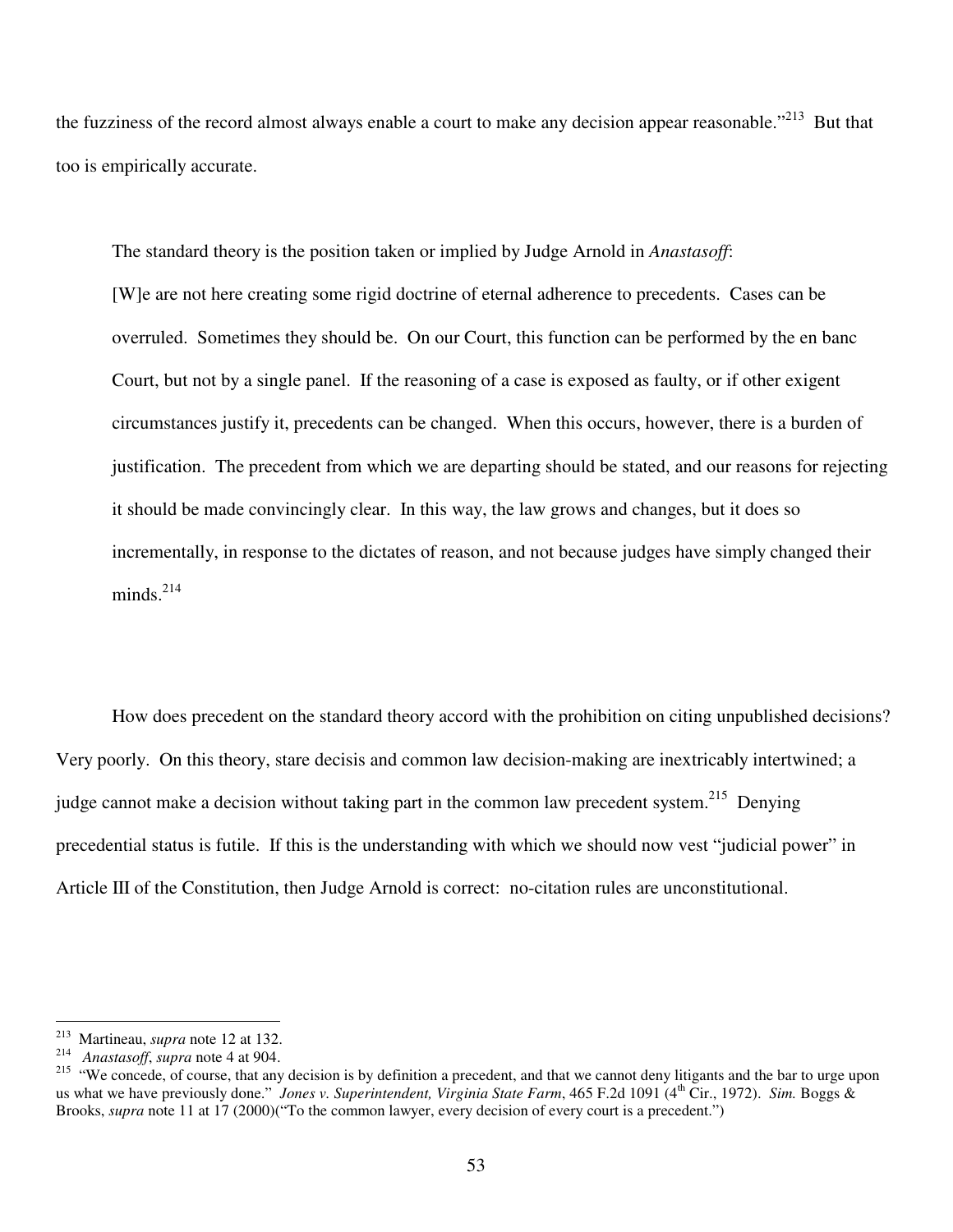the fuzziness of the record almost always enable a court to make any decision appear reasonable."[213] But that too is empirically accurate.

The standard theory is the position taken or implied by Judge Arnold in *Anastasoff*:

> [W]e are not here creating some rigid doctrine of eternal adherence to precedents. Cases can be overruled. Sometimes they should be. On our Court, this function can be performed by the en banc Court, but not by a single panel. If the reasoning of a case is exposed as faulty, or if other exigent circumstances justify it, precedents can be changed. When this occurs, however, there is a burden of justification. The precedent from which we are departing should be stated, and our reasons for rejecting it should be made convincingly clear. In this way, the law grows and changes, but it does so incrementally, in response to the dictates of reason, and not because judges have simply changed their minds.[214]

How does precedent on the standard theory accord with the prohibition on citing unpublished decisions? Very poorly. On this theory, stare decisis and common law decision-making are inextricably intertwined; a judge cannot make a decision without taking part in the common law precedent system.[215] Denying precedential status is futile. If this is the understanding with which we should now vest "judicial power" in Article III of the Constitution, then Judge Arnold is correct: no-citation rules are unconstitutional.

---

[213] Martineau, *supra* note 12 at 132.

[214] *Anastasoff*, *supra* note 4 at 904.

[215] "We concede, of course, that any decision is by definition a precedent, and that we cannot deny litigants and the bar to urge upon us what we have previously done." *Jones v. Superintendent, Virginia State Farm*, 465 F.2d 1091 (4th Cir., 1972). *Sim.* Boggs & Brooks, *supra* note 11 at 17 (2000)("To the common lawyer, every decision of every court is a precedent.")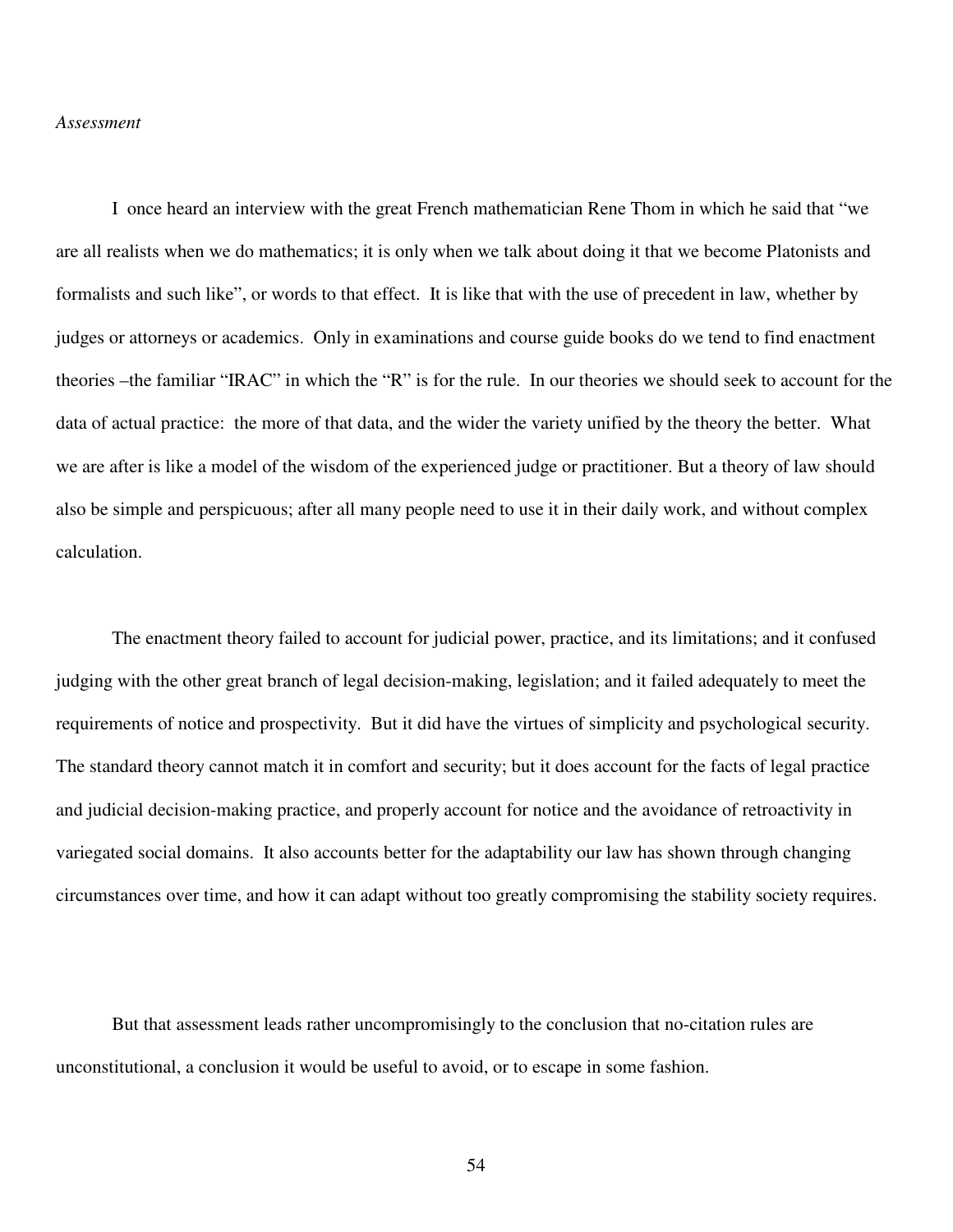*Assessment*

I once heard an interview with the great French mathematician Rene Thom in which he said that "we are all realists when we do mathematics; it is only when we talk about doing it that we become Platonists and formalists and such like", or words to that effect. It is like that with the use of precedent in law, whether by judges or attorneys or academics. Only in examinations and course guide books do we tend to find enactment theories –the familiar "IRAC" in which the "R" is for the rule. In our theories we should seek to account for the data of actual practice: the more of that data, and the wider the variety unified by the theory the better. What we are after is like a model of the wisdom of the experienced judge or practitioner. But a theory of law should also be simple and perspicuous; after all many people need to use it in their daily work, and without complex calculation.

The enactment theory failed to account for judicial power, practice, and its limitations; and it confused judging with the other great branch of legal decision-making, legislation; and it failed adequately to meet the requirements of notice and prospectivity. But it did have the virtues of simplicity and psychological security. The standard theory cannot match it in comfort and security; but it does account for the facts of legal practice and judicial decision-making practice, and properly account for notice and the avoidance of retroactivity in variegated social domains. It also accounts better for the adaptability our law has shown through changing circumstances over time, and how it can adapt without too greatly compromising the stability society requires.

But that assessment leads rather uncompromisingly to the conclusion that no-citation rules are unconstitutional, a conclusion it would be useful to avoid, or to escape in some fashion.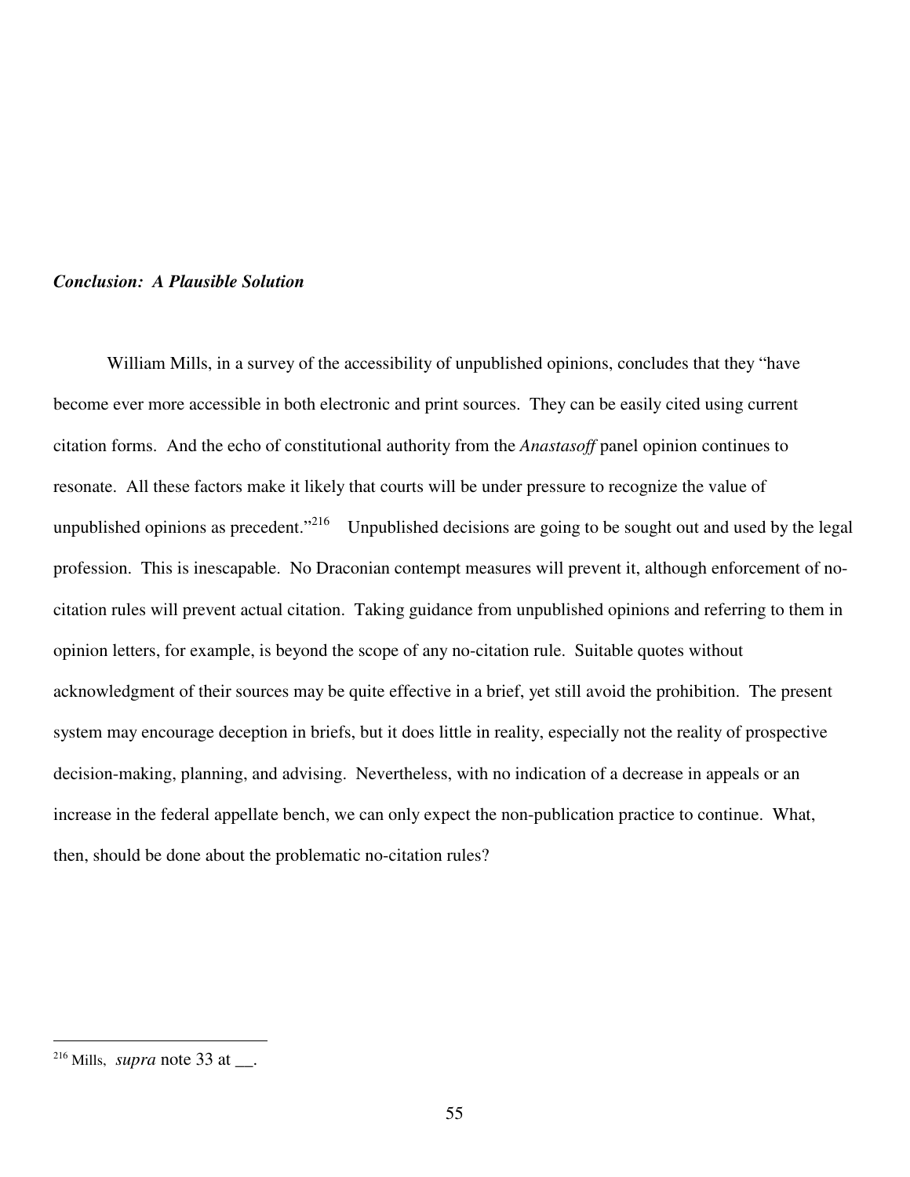### ***Conclusion: A Plausible Solution***

William Mills, in a survey of the accessibility of unpublished opinions, concludes that they "have become ever more accessible in both electronic and print sources. They can be easily cited using current citation forms. And the echo of constitutional authority from the *Anastasoff* panel opinion continues to resonate. All these factors make it likely that courts will be under pressure to recognize the value of unpublished opinions as precedent."[216] Unpublished decisions are going to be sought out and used by the legal profession. This is inescapable. No Draconian contempt measures will prevent it, although enforcement of no-citation rules will prevent actual citation. Taking guidance from unpublished opinions and referring to them in opinion letters, for example, is beyond the scope of any no-citation rule. Suitable quotes without acknowledgment of their sources may be quite effective in a brief, yet still avoid the prohibition. The present system may encourage deception in briefs, but it does little in reality, especially not the reality of prospective decision-making, planning, and advising. Nevertheless, with no indication of a decrease in appeals or an increase in the federal appellate bench, we can only expect the non-publication practice to continue. What, then, should be done about the problematic no-citation rules?

---

[216] Mills, *supra* note 33 at __.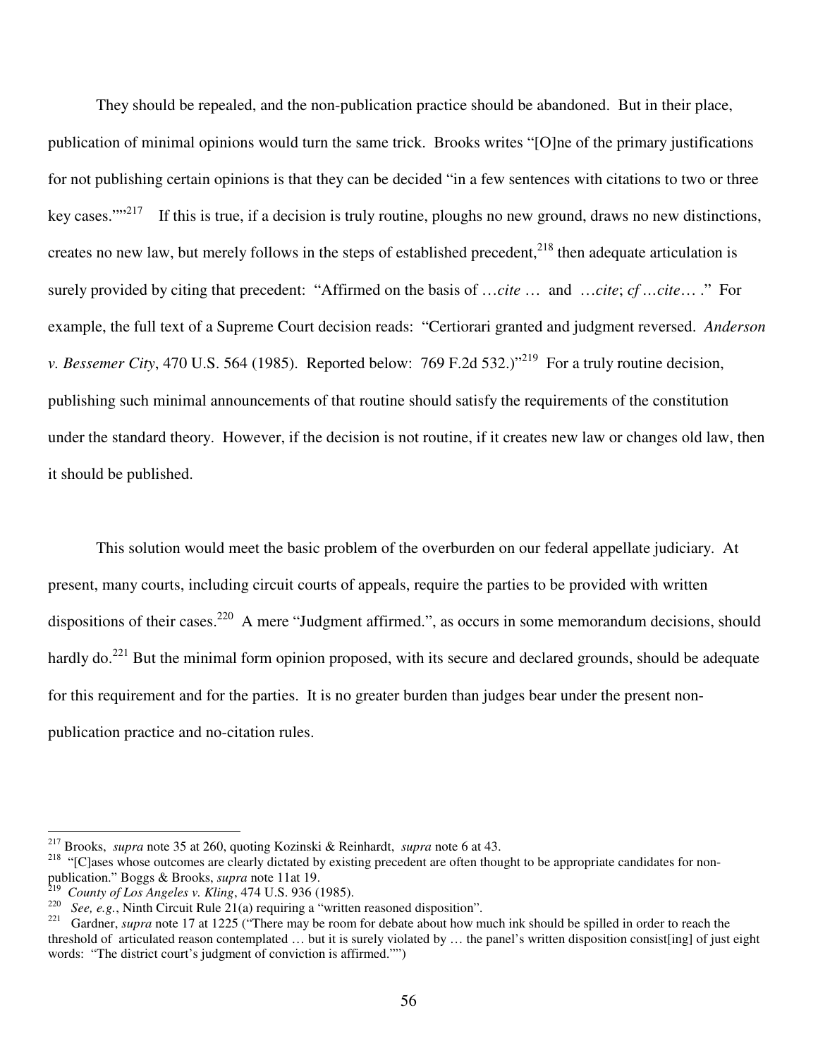They should be repealed, and the non-publication practice should be abandoned. But in their place, publication of minimal opinions would turn the same trick. Brooks writes "[O]ne of the primary justifications for not publishing certain opinions is that they can be decided "in a few sentences with citations to two or three key cases.""[217] If this is true, if a decision is truly routine, ploughs no new ground, draws no new distinctions, creates no new law, but merely follows in the steps of established precedent,[218] then adequate articulation is surely provided by citing that precedent: "Affirmed on the basis of …*cite* … and …*cite*; *cf* …*cite*… ." For example, the full text of a Supreme Court decision reads: "Certiorari granted and judgment reversed. *Anderson v. Bessemer City*, 470 U.S. 564 (1985). Reported below: 769 F.2d 532.)"[219] For a truly routine decision, publishing such minimal announcements of that routine should satisfy the requirements of the constitution under the standard theory. However, if the decision is not routine, if it creates new law or changes old law, then it should be published.

This solution would meet the basic problem of the overburden on our federal appellate judiciary. At present, many courts, including circuit courts of appeals, require the parties to be provided with written dispositions of their cases.[220] A mere "Judgment affirmed.", as occurs in some memorandum decisions, should hardly do.[221] But the minimal form opinion proposed, with its secure and declared grounds, should be adequate for this requirement and for the parties. It is no greater burden than judges bear under the present non-publication practice and no-citation rules.

---

[217] Brooks, *supra* note 35 at 260, quoting Kozinski & Reinhardt, *supra* note 6 at 43.

[218] "[C]ases whose outcomes are clearly dictated by existing precedent are often thought to be appropriate candidates for non-publication." Boggs & Brooks, *supra* note 11at 19.

[219] *County of Los Angeles v. Kling*, 474 U.S. 936 (1985).

[220] *See, e.g.*, Ninth Circuit Rule 21(a) requiring a "written reasoned disposition".

[221] Gardner, *supra* note 17 at 1225 ("There may be room for debate about how much ink should be spilled in order to reach the threshold of articulated reason contemplated … but it is surely violated by … the panel's written disposition consist[ing] of just eight words: "The district court's judgment of conviction is affirmed."")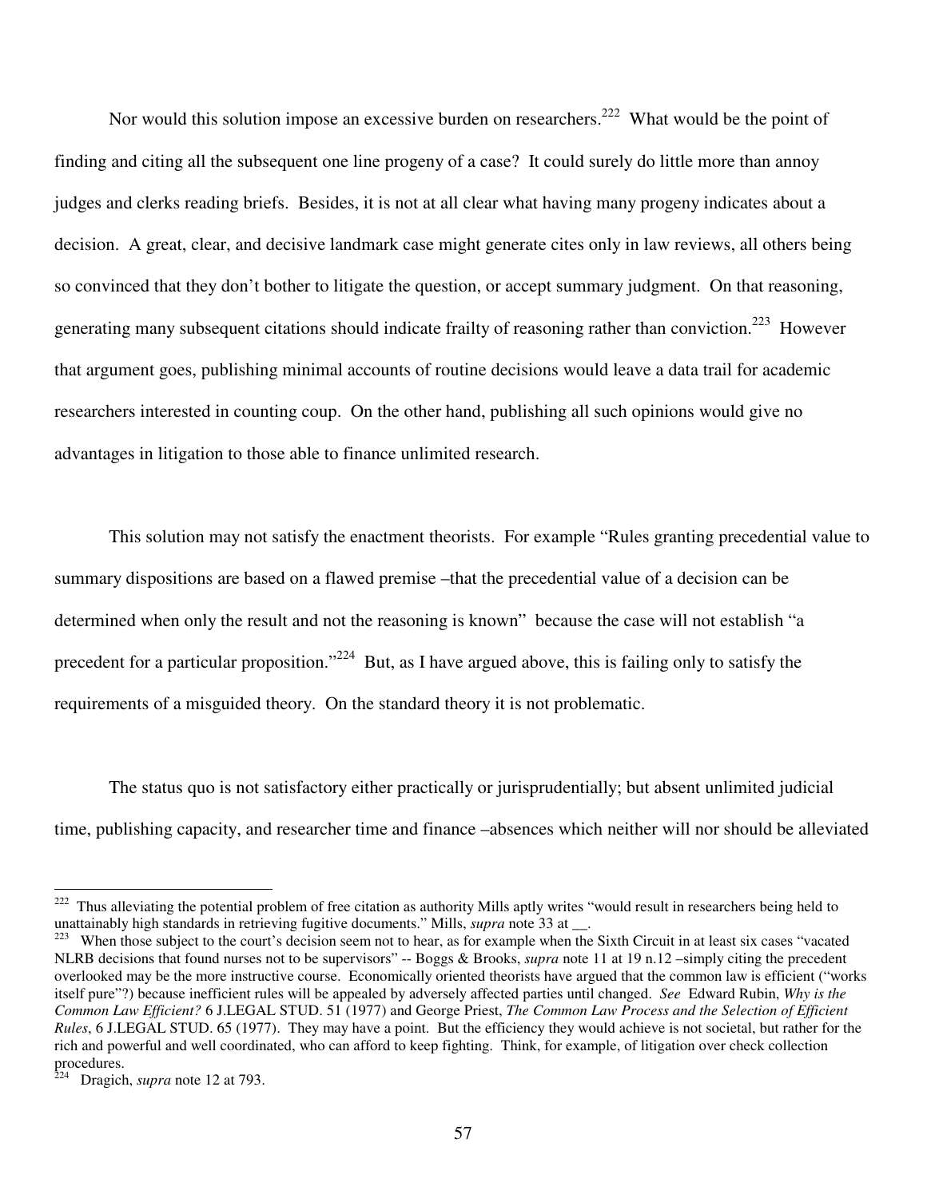Nor would this solution impose an excessive burden on researchers.[222] What would be the point of finding and citing all the subsequent one line progeny of a case? It could surely do little more than annoy judges and clerks reading briefs. Besides, it is not at all clear what having many progeny indicates about a decision. A great, clear, and decisive landmark case might generate cites only in law reviews, all others being so convinced that they don't bother to litigate the question, or accept summary judgment. On that reasoning, generating many subsequent citations should indicate frailty of reasoning rather than conviction.[223] However that argument goes, publishing minimal accounts of routine decisions would leave a data trail for academic researchers interested in counting coup. On the other hand, publishing all such opinions would give no advantages in litigation to those able to finance unlimited research.

This solution may not satisfy the enactment theorists. For example "Rules granting precedential value to summary dispositions are based on a flawed premise –that the precedential value of a decision can be determined when only the result and not the reasoning is known" because the case will not establish "a precedent for a particular proposition."[224] But, as I have argued above, this is failing only to satisfy the requirements of a misguided theory. On the standard theory it is not problematic.

The status quo is not satisfactory either practically or jurisprudentially; but absent unlimited judicial time, publishing capacity, and researcher time and finance –absences which neither will nor should be alleviated

---

[222] Thus alleviating the potential problem of free citation as authority Mills aptly writes "would result in researchers being held to unattainably high standards in retrieving fugitive documents." Mills, *supra* note 33 at __.

[223] When those subject to the court's decision seem not to hear, as for example when the Sixth Circuit in at least six cases "vacated NLRB decisions that found nurses not to be supervisors" -- Boggs & Brooks, *supra* note 11 at 19 n.12 –simply citing the precedent overlooked may be the more instructive course. Economically oriented theorists have argued that the common law is efficient ("works itself pure"?) because inefficient rules will be appealed by adversely affected parties until changed. *See* Edward Rubin, *Why is the Common Law Efficient?* 6 J.LEGAL STUD. 51 (1977) and George Priest, *The Common Law Process and the Selection of Efficient Rules*, 6 J.LEGAL STUD. 65 (1977). They may have a point. But the efficiency they would achieve is not societal, but rather for the rich and powerful and well coordinated, who can afford to keep fighting. Think, for example, of litigation over check collection procedures.

[224] Dragich, *supra* note 12 at 793.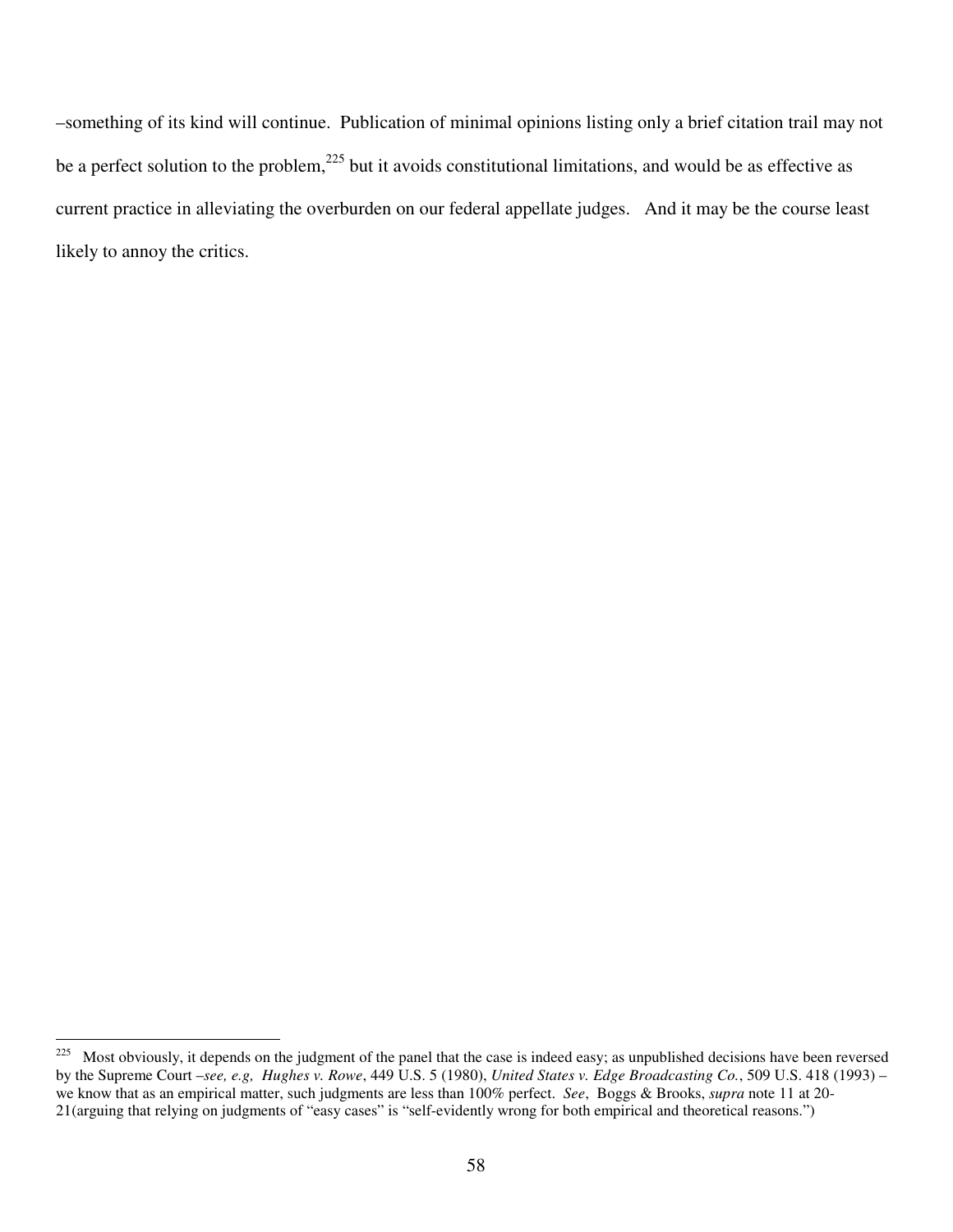–something of its kind will continue. Publication of minimal opinions listing only a brief citation trail may not be a perfect solution to the problem,[225] but it avoids constitutional limitations, and would be as effective as current practice in alleviating the overburden on our federal appellate judges. And it may be the course least likely to annoy the critics.

---

[225] Most obviously, it depends on the judgment of the panel that the case is indeed easy; as unpublished decisions have been reversed by the Supreme Court –*see, e.g, Hughes v. Rowe*, 449 U.S. 5 (1980), *United States v. Edge Broadcasting Co.*, 509 U.S. 418 (1993) – we know that as an empirical matter, such judgments are less than 100% perfect. *See*, Boggs & Brooks, *supra* note 11 at 20-21(arguing that relying on judgments of "easy cases" is "self-evidently wrong for both empirical and theoretical reasons.")